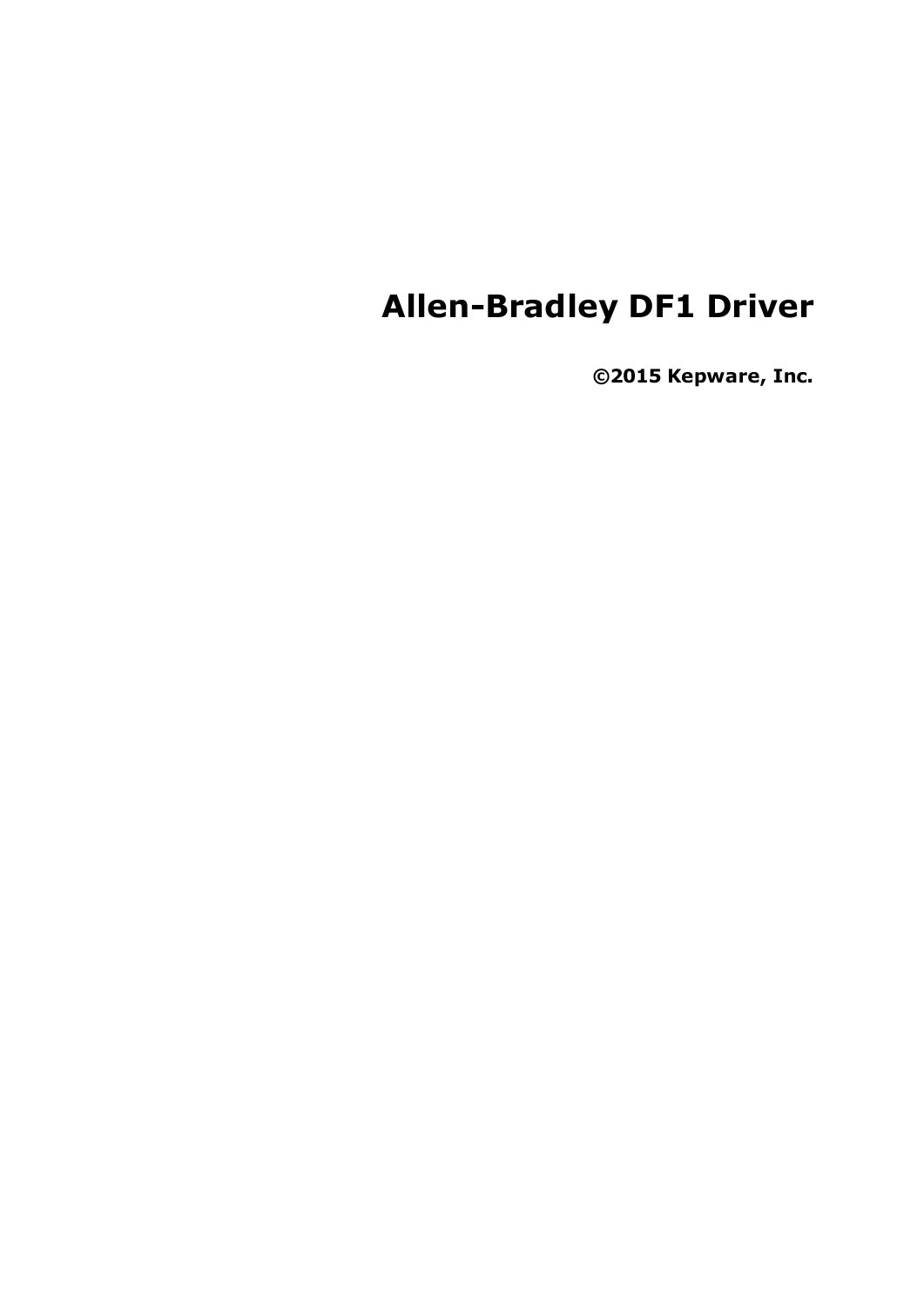# Allen-Bradley DF1 Driver

**©2015 Kepware, Inc.**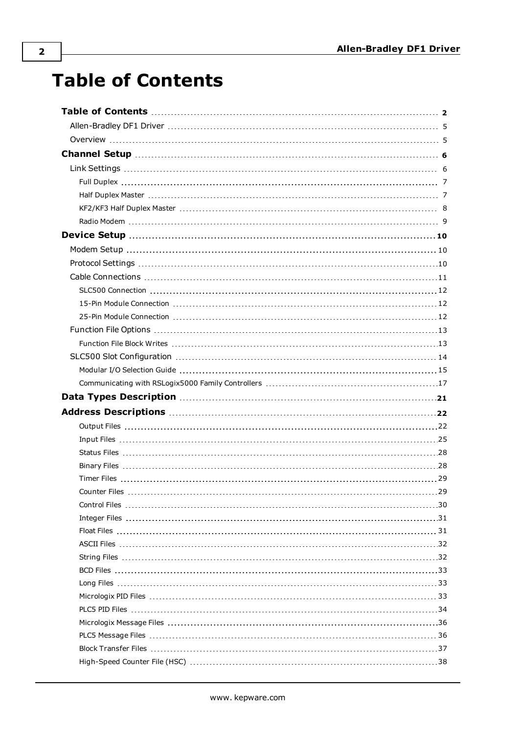# Table of Contents

**Table of Contents** .................... **2**

Allen-Bradley DF1 Driver .................... 5

Overview .................... 5

**Channel Setup** .................... **6**

Link Settings .................... 6

- Full Duplex .................... 7
- Half Duplex Master .................... 7
- KF2/KF3 Half Duplex Master .................... 8
- Radio Modem .................... 9

**Device Setup** .................... **10**

Modem Setup .................... 10

Protocol Settings .................... 10

Cable Connections .................... 11

- SLC500 Connection .................... 12
- 15-Pin Module Connection .................... 12
- 25-Pin Module Connection .................... 12

Function File Options .................... 13

- Function File Block Writes .................... 13

SLC500 Slot Configuration .................... 14

- Modular I/O Selection Guide .................... 15
- Communicating with RSLogix5000 Family Controllers .................... 17

**Data Types Description** .................... **21**

**Address Descriptions** .................... **22**

- Output Files .................... 22
- Input Files .................... 25
- Status Files .................... 28
- Binary Files .................... 28
- Timer Files .................... 29
- Counter Files .................... 29
- Control Files .................... 30
- Integer Files .................... 31
- Float Files .................... 31
- ASCII Files .................... 32
- String Files .................... 32
- BCD Files .................... 33
- Long Files .................... 33
- Micrologix PID Files .................... 33
- PLC5 PID Files .................... 34
- Micrologix Message Files .................... 36
- PLC5 Message Files .................... 36
- Block Transfer Files .................... 37
- High-Speed Counter File (HSC) .................... 38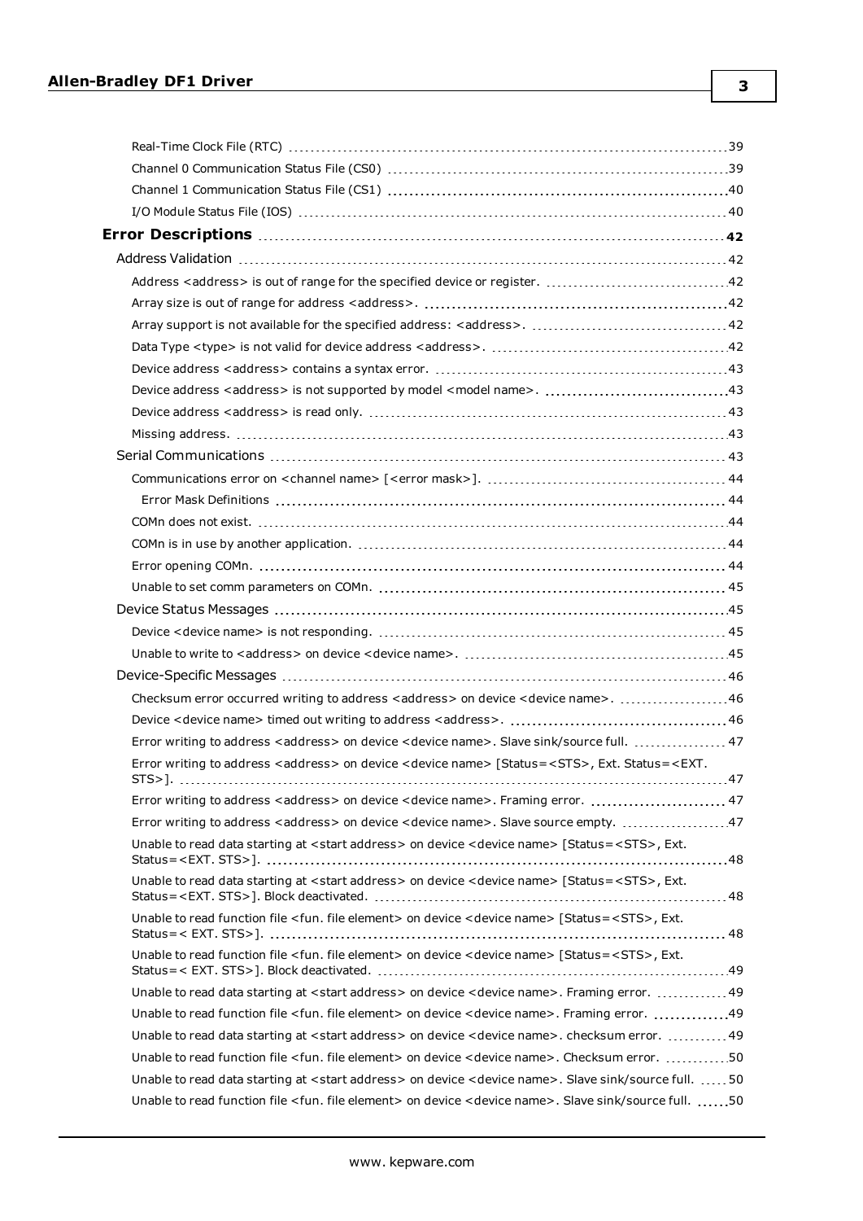Real-Time Clock File (RTC) ..... 39
Channel 0 Communication Status File (CS0) ..... 39
Channel 1 Communication Status File (CS1) ..... 40
I/O Module Status File (IOS) ..... 40

**Error Descriptions** ..... **42**

Address Validation ..... 42
Address <address> is out of range for the specified device or register. ..... 42
Array size is out of range for address <address>. ..... 42
Array support is not available for the specified address: <address>. ..... 42
Data Type <type> is not valid for device address <address>. ..... 42
Device address <address> contains a syntax error. ..... 43
Device address <address> is not supported by model <model name>. ..... 43
Device address <address> is read only. ..... 43
Missing address. ..... 43

Serial Communications ..... 43
Communications error on <channel name> [<error mask>]. ..... 44
Error Mask Definitions ..... 44
COMn does not exist. ..... 44
COMn is in use by another application. ..... 44
Error opening COMn. ..... 44
Unable to set comm parameters on COMn. ..... 45

Device Status Messages ..... 45
Device <device name> is not responding. ..... 45
Unable to write to <address> on device <device name>. ..... 45

Device-Specific Messages ..... 46
Checksum error occurred writing to address <address> on device <device name>. ..... 46
Device <device name> timed out writing to address <address>. ..... 46
Error writing to address <address> on device <device name>. Slave sink/source full. ..... 47
Error writing to address <address> on device <device name> [Status=<STS>, Ext. Status=<EXT. STS>]. ..... 47
Error writing to address <address> on device <device name>. Framing error. ..... 47
Error writing to address <address> on device <device name>. Slave source empty. ..... 47
Unable to read data starting at <start address> on device <device name> [Status=<STS>, Ext. Status=<EXT. STS>]. ..... 48
Unable to read data starting at <start address> on device <device name> [Status=<STS>, Ext. Status=<EXT. STS>]. Block deactivated. ..... 48
Unable to read function file <fun. file element> on device <device name> [Status=<STS>, Ext. Status=< EXT. STS>]. ..... 48
Unable to read function file <fun. file element> on device <device name> [Status=<STS>, Ext. Status=< EXT. STS>]. Block deactivated. ..... 49
Unable to read data starting at <start address> on device <device name>. Framing error. ..... 49
Unable to read function file <fun. file element> on device <device name>. Framing error. ..... 49
Unable to read data starting at <start address> on device <device name>. checksum error. ..... 49
Unable to read function file <fun. file element> on device <device name>. Checksum error. ..... 50
Unable to read data starting at <start address> on device <device name>. Slave sink/source full. ..... 50
Unable to read function file <fun. file element> on device <device name>. Slave sink/source full. ..... 50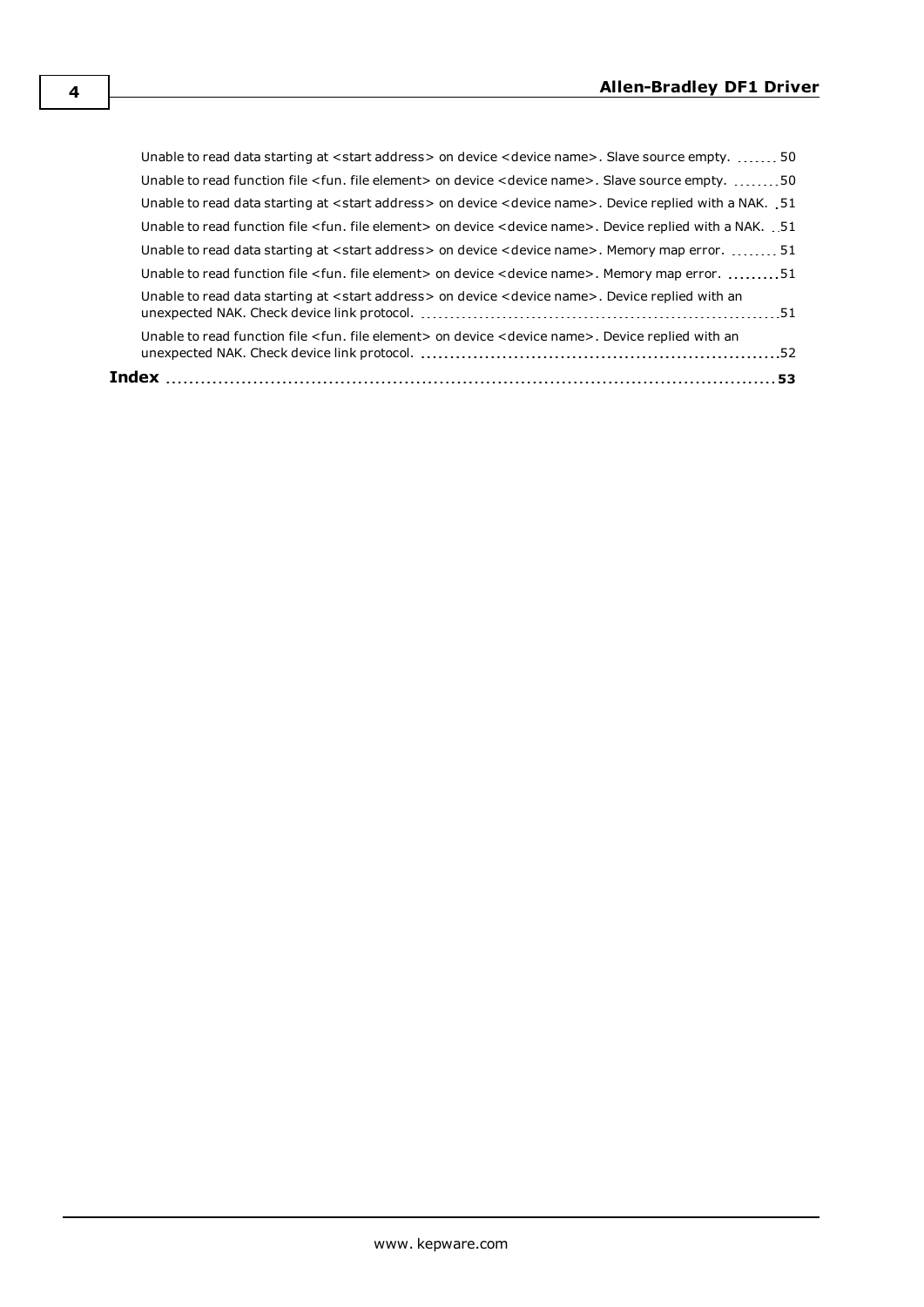Unable to read data starting at <start address> on device <device name>. Slave source empty. ........ 50

Unable to read function file <fun. file element> on device <device name>. Slave source empty. ........ 50

Unable to read data starting at <start address> on device <device name>. Device replied with a NAK. . 51

Unable to read function file <fun. file element> on device <device name>. Device replied with a NAK. .. 51

Unable to read data starting at <start address> on device <device name>. Memory map error. ........ 51

Unable to read function file <fun. file element> on device <device name>. Memory map error. ........ 51

Unable to read data starting at <start address> on device <device name>. Device replied with an unexpected NAK. Check device link protocol. ........ 51

Unable to read function file <fun. file element> on device <device name>. Device replied with an unexpected NAK. Check device link protocol. ........ 52

**Index** ........ **53**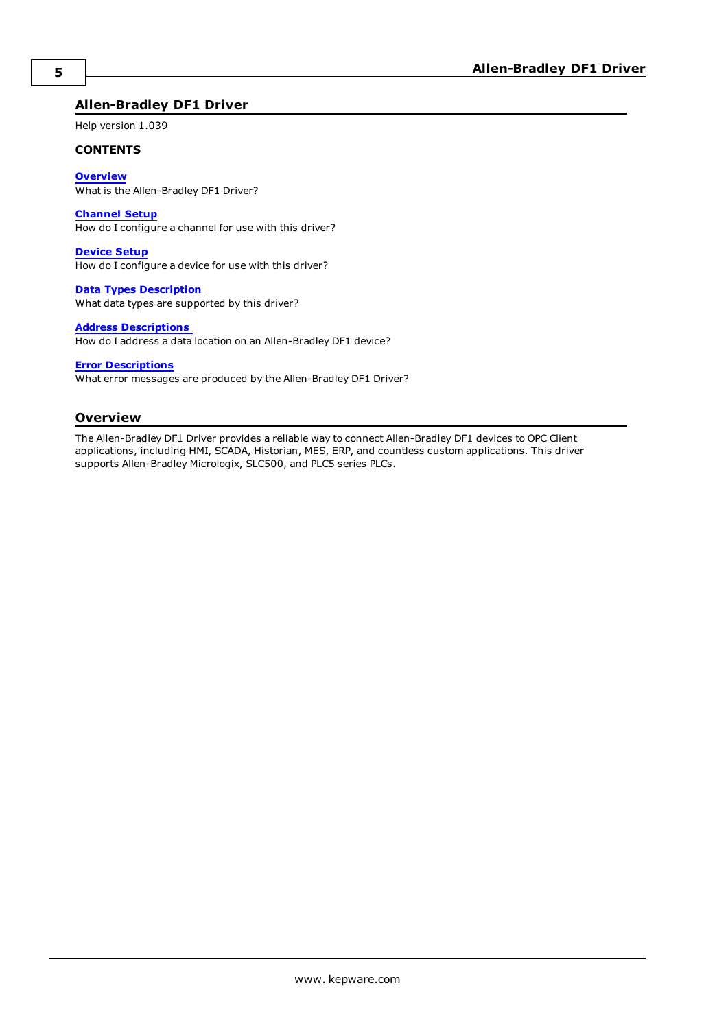# Allen-Bradley DF1 Driver

Help version 1.039

**CONTENTS**

**Overview**
What is the Allen-Bradley DF1 Driver?

**Channel Setup**
How do I configure a channel for use with this driver?

**Device Setup**
How do I configure a device for use with this driver?

**Data Types Description**
What data types are supported by this driver?

**Address Descriptions**
How do I address a data location on an Allen-Bradley DF1 device?

**Error Descriptions**
What error messages are produced by the Allen-Bradley DF1 Driver?

## Overview

The Allen-Bradley DF1 Driver provides a reliable way to connect Allen-Bradley DF1 devices to OPC Client applications, including HMI, SCADA, Historian, MES, ERP, and countless custom applications. This driver supports Allen-Bradley Micrologix, SLC500, and PLC5 series PLCs.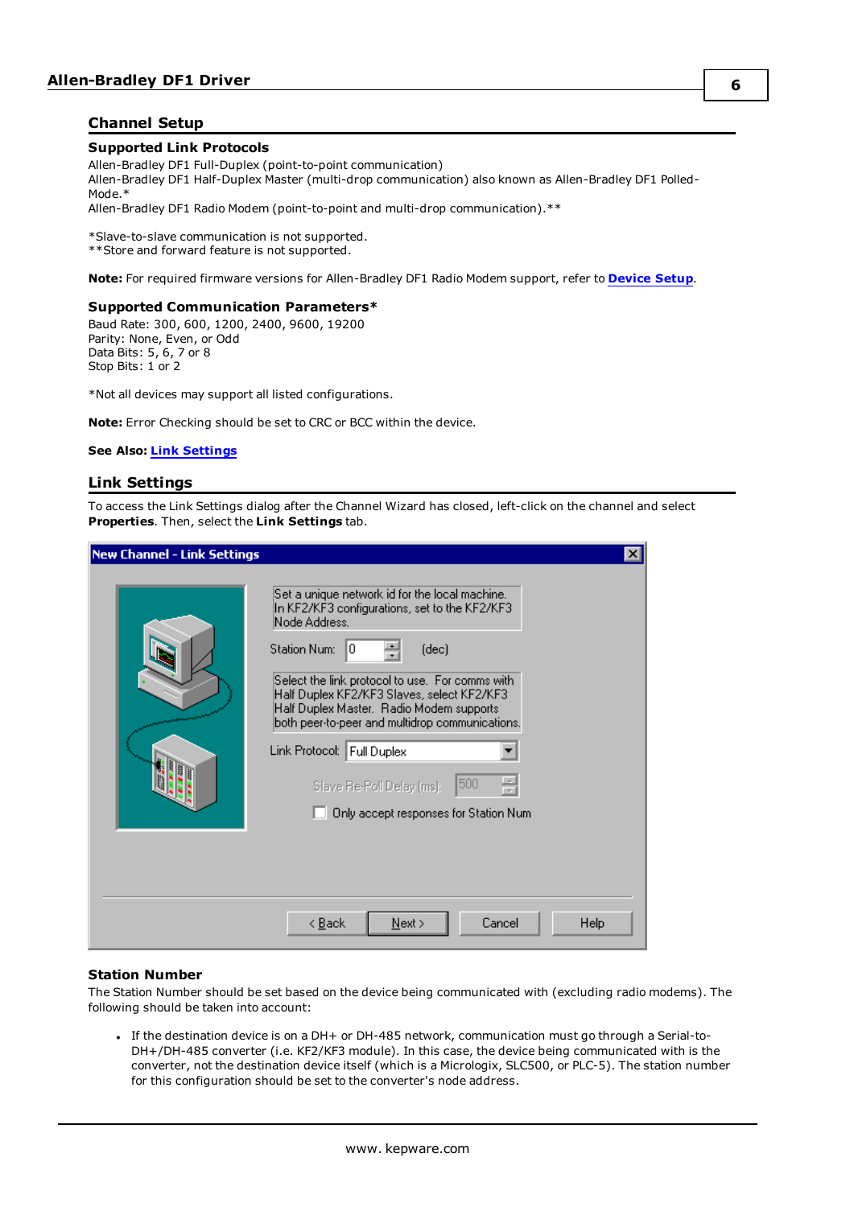## Channel Setup

### Supported Link Protocols

Allen-Bradley DF1 Full-Duplex (point-to-point communication)
Allen-Bradley DF1 Half-Duplex Master (multi-drop communication) also known as Allen-Bradley DF1 Polled-Mode.*
Allen-Bradley DF1 Radio Modem (point-to-point and multi-drop communication).**

*Slave-to-slave communication is not supported.
**Store and forward feature is not supported.

**Note:** For required firmware versions for Allen-Bradley DF1 Radio Modem support, refer to **Device Setup**.

### Supported Communication Parameters*

Baud Rate: 300, 600, 1200, 2400, 9600, 19200
Parity: None, Even, or Odd
Data Bits: 5, 6, 7 or 8
Stop Bits: 1 or 2

*Not all devices may support all listed configurations.

**Note:** Error Checking should be set to CRC or BCC within the device.

**See Also:** **Link Settings**

## Link Settings

To access the Link Settings dialog after the Channel Wizard has closed, left-click on the channel and select **Properties**. Then, select the **Link Settings** tab.

### Station Number

The Station Number should be set based on the device being communicated with (excluding radio modems). The following should be taken into account:

- If the destination device is on a DH+ or DH-485 network, communication must go through a Serial-to-DH+/DH-485 converter (i.e. KF2/KF3 module). In this case, the device being communicated with is the converter, not the destination device itself (which is a Micrologix, SLC500, or PLC-5). The station number for this configuration should be set to the converter's node address.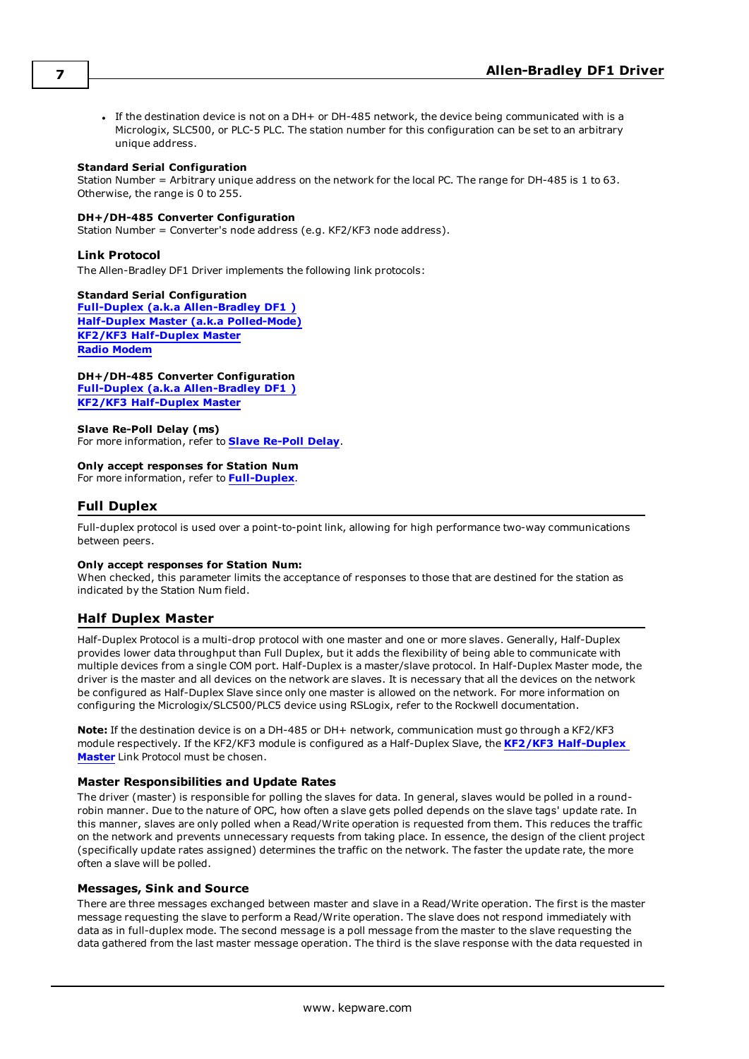- If the destination device is not on a DH+ or DH-485 network, the device being communicated with is a Micrologix, SLC500, or PLC-5 PLC. The station number for this configuration can be set to an arbitrary unique address.

**Standard Serial Configuration**
Station Number = Arbitrary unique address on the network for the local PC. The range for DH-485 is 1 to 63. Otherwise, the range is 0 to 255.

**DH+/DH-485 Converter Configuration**
Station Number = Converter's node address (e.g. KF2/KF3 node address).

### Link Protocol

The Allen-Bradley DF1 Driver implements the following link protocols:

**Standard Serial Configuration**
**Full-Duplex (a.k.a Allen-Bradley DF1 )**
**Half-Duplex Master (a.k.a Polled-Mode)**
**KF2/KF3 Half-Duplex Master**
**Radio Modem**

**DH+/DH-485 Converter Configuration**
**Full-Duplex (a.k.a Allen-Bradley DF1 )**
**KF2/KF3 Half-Duplex Master**

**Slave Re-Poll Delay (ms)**
For more information, refer to **Slave Re-Poll Delay**.

**Only accept responses for Station Num**
For more information, refer to **Full-Duplex**.

## Full Duplex

Full-duplex protocol is used over a point-to-point link, allowing for high performance two-way communications between peers.

**Only accept responses for Station Num:**
When checked, this parameter limits the acceptance of responses to those that are destined for the station as indicated by the Station Num field.

## Half Duplex Master

Half-Duplex Protocol is a multi-drop protocol with one master and one or more slaves. Generally, Half-Duplex provides lower data throughput than Full Duplex, but it adds the flexibility of being able to communicate with multiple devices from a single COM port. Half-Duplex is a master/slave protocol. In Half-Duplex Master mode, the driver is the master and all devices on the network are slaves. It is necessary that all the devices on the network be configured as Half-Duplex Slave since only one master is allowed on the network. For more information on configuring the Micrologix/SLC500/PLC5 device using RSLogix, refer to the Rockwell documentation.

**Note:** If the destination device is on a DH-485 or DH+ network, communication must go through a KF2/KF3 module respectively. If the KF2/KF3 module is configured as a Half-Duplex Slave, the **KF2/KF3 Half-Duplex Master** Link Protocol must be chosen.

### Master Responsibilities and Update Rates

The driver (master) is responsible for polling the slaves for data. In general, slaves would be polled in a round-robin manner. Due to the nature of OPC, how often a slave gets polled depends on the slave tags' update rate. In this manner, slaves are only polled when a Read/Write operation is requested from them. This reduces the traffic on the network and prevents unnecessary requests from taking place. In essence, the design of the client project (specifically update rates assigned) determines the traffic on the network. The faster the update rate, the more often a slave will be polled.

### Messages, Sink and Source

There are three messages exchanged between master and slave in a Read/Write operation. The first is the master message requesting the slave to perform a Read/Write operation. The slave does not respond immediately with data as in full-duplex mode. The second message is a poll message from the master to the slave requesting the data gathered from the last master message operation. The third is the slave response with the data requested in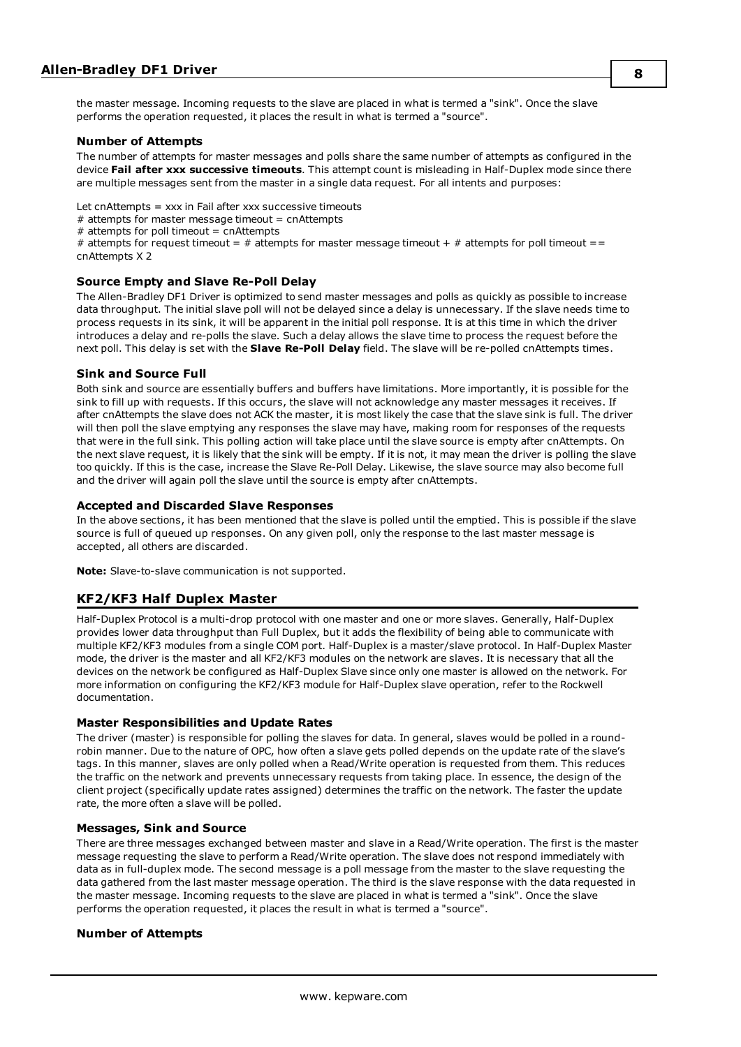the master message. Incoming requests to the slave are placed in what is termed a "sink". Once the slave performs the operation requested, it places the result in what is termed a "source".

#### Number of Attempts

The number of attempts for master messages and polls share the same number of attempts as configured in the device **Fail after xxx successive timeouts**. This attempt count is misleading in Half-Duplex mode since there are multiple messages sent from the master in a single data request. For all intents and purposes:

Let cnAttempts = xxx in Fail after xxx successive timeouts
# attempts for master message timeout = cnAttempts
# attempts for poll timeout = cnAttempts
# attempts for request timeout = # attempts for master message timeout + # attempts for poll timeout == cnAttempts X 2

#### Source Empty and Slave Re-Poll Delay

The Allen-Bradley DF1 Driver is optimized to send master messages and polls as quickly as possible to increase data throughput. The initial slave poll will not be delayed since a delay is unnecessary. If the slave needs time to process requests in its sink, it will be apparent in the initial poll response. It is at this time in which the driver introduces a delay and re-polls the slave. Such a delay allows the slave time to process the request before the next poll. This delay is set with the **Slave Re-Poll Delay** field. The slave will be re-polled cnAttempts times.

#### Sink and Source Full

Both sink and source are essentially buffers and buffers have limitations. More importantly, it is possible for the sink to fill up with requests. If this occurs, the slave will not acknowledge any master messages it receives. If after cnAttempts the slave does not ACK the master, it is most likely the case that the slave sink is full. The driver will then poll the slave emptying any responses the slave may have, making room for responses of the requests that were in the full sink. This polling action will take place until the slave source is empty after cnAttempts. On the next slave request, it is likely that the sink will be empty. If it is not, it may mean the driver is polling the slave too quickly. If this is the case, increase the Slave Re-Poll Delay. Likewise, the slave source may also become full and the driver will again poll the slave until the source is empty after cnAttempts.

#### Accepted and Discarded Slave Responses

In the above sections, it has been mentioned that the slave is polled until the emptied. This is possible if the slave source is full of queued up responses. On any given poll, only the response to the last master message is accepted, all others are discarded.

**Note:** Slave-to-slave communication is not supported.

## KF2/KF3 Half Duplex Master

Half-Duplex Protocol is a multi-drop protocol with one master and one or more slaves. Generally, Half-Duplex provides lower data throughput than Full Duplex, but it adds the flexibility of being able to communicate with multiple KF2/KF3 modules from a single COM port. Half-Duplex is a master/slave protocol. In Half-Duplex Master mode, the driver is the master and all KF2/KF3 modules on the network are slaves. It is necessary that all the devices on the network be configured as Half-Duplex Slave since only one master is allowed on the network. For more information on configuring the KF2/KF3 module for Half-Duplex slave operation, refer to the Rockwell documentation.

#### Master Responsibilities and Update Rates

The driver (master) is responsible for polling the slaves for data. In general, slaves would be polled in a round-robin manner. Due to the nature of OPC, how often a slave gets polled depends on the update rate of the slave's tags. In this manner, slaves are only polled when a Read/Write operation is requested from them. This reduces the traffic on the network and prevents unnecessary requests from taking place. In essence, the design of the client project (specifically update rates assigned) determines the traffic on the network. The faster the update rate, the more often a slave will be polled.

#### Messages, Sink and Source

There are three messages exchanged between master and slave in a Read/Write operation. The first is the master message requesting the slave to perform a Read/Write operation. The slave does not respond immediately with data as in full-duplex mode. The second message is a poll message from the master to the slave requesting the data gathered from the last master message operation. The third is the slave response with the data requested in the master message. Incoming requests to the slave are placed in what is termed a "sink". Once the slave performs the operation requested, it places the result in what is termed a "source".

#### Number of Attempts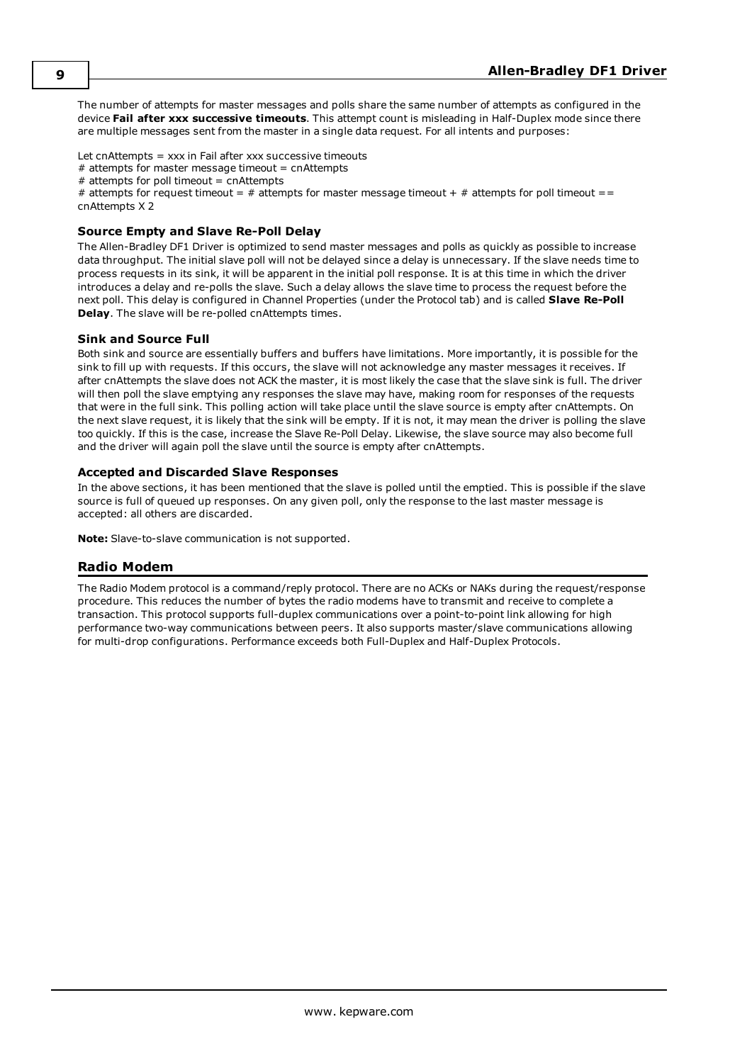The number of attempts for master messages and polls share the same number of attempts as configured in the device **Fail after xxx successive timeouts**. This attempt count is misleading in Half-Duplex mode since there are multiple messages sent from the master in a single data request. For all intents and purposes:

Let cnAttempts = xxx in Fail after xxx successive timeouts
# attempts for master message timeout = cnAttempts
# attempts for poll timeout = cnAttempts
# attempts for request timeout = # attempts for master message timeout + # attempts for poll timeout == cnAttempts X 2

### Source Empty and Slave Re-Poll Delay

The Allen-Bradley DF1 Driver is optimized to send master messages and polls as quickly as possible to increase data throughput. The initial slave poll will not be delayed since a delay is unnecessary. If the slave needs time to process requests in its sink, it will be apparent in the initial poll response. It is at this time in which the driver introduces a delay and re-polls the slave. Such a delay allows the slave time to process the request before the next poll. This delay is configured in Channel Properties (under the Protocol tab) and is called **Slave Re-Poll Delay**. The slave will be re-polled cnAttempts times.

### Sink and Source Full

Both sink and source are essentially buffers and buffers have limitations. More importantly, it is possible for the sink to fill up with requests. If this occurs, the slave will not acknowledge any master messages it receives. If after cnAttempts the slave does not ACK the master, it is most likely the case that the slave sink is full. The driver will then poll the slave emptying any responses the slave may have, making room for responses of the requests that were in the full sink. This polling action will take place until the slave source is empty after cnAttempts. On the next slave request, it is likely that the sink will be empty. If it is not, it may mean the driver is polling the slave too quickly. If this is the case, increase the Slave Re-Poll Delay. Likewise, the slave source may also become full and the driver will again poll the slave until the source is empty after cnAttempts.

### Accepted and Discarded Slave Responses

In the above sections, it has been mentioned that the slave is polled until the emptied. This is possible if the slave source is full of queued up responses. On any given poll, only the response to the last master message is accepted: all others are discarded.

**Note:** Slave-to-slave communication is not supported.

## Radio Modem

The Radio Modem protocol is a command/reply protocol. There are no ACKs or NAKs during the request/response procedure. This reduces the number of bytes the radio modems have to transmit and receive to complete a transaction. This protocol supports full-duplex communications over a point-to-point link allowing for high performance two-way communications between peers. It also supports master/slave communications allowing for multi-drop configurations. Performance exceeds both Full-Duplex and Half-Duplex Protocols.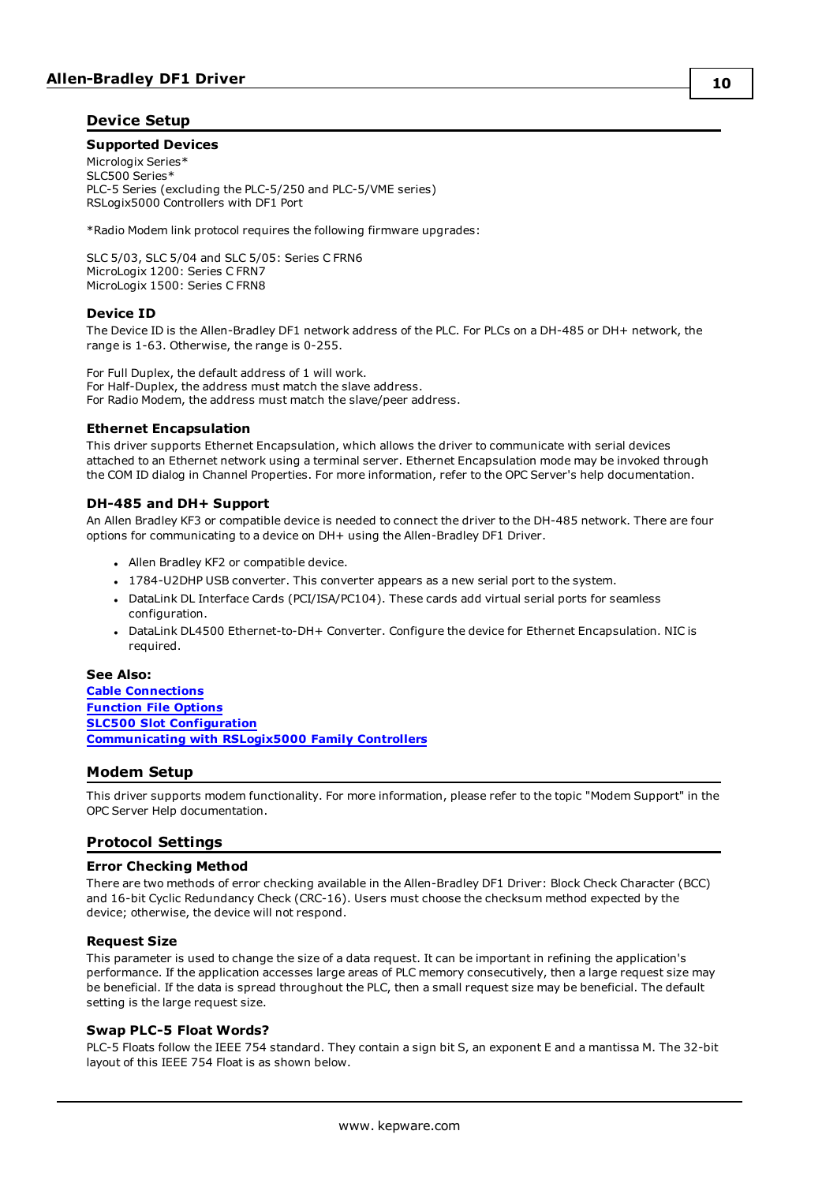## Device Setup

### Supported Devices

Micrologix Series*
SLC500 Series*
PLC-5 Series (excluding the PLC-5/250 and PLC-5/VME series)
RSLogix5000 Controllers with DF1 Port

*Radio Modem link protocol requires the following firmware upgrades:

SLC 5/03, SLC 5/04 and SLC 5/05: Series C FRN6
MicroLogix 1200: Series C FRN7
MicroLogix 1500: Series C FRN8

### Device ID

The Device ID is the Allen-Bradley DF1 network address of the PLC. For PLCs on a DH-485 or DH+ network, the range is 1-63. Otherwise, the range is 0-255.

For Full Duplex, the default address of 1 will work.
For Half-Duplex, the address must match the slave address.
For Radio Modem, the address must match the slave/peer address.

### Ethernet Encapsulation

This driver supports Ethernet Encapsulation, which allows the driver to communicate with serial devices attached to an Ethernet network using a terminal server. Ethernet Encapsulation mode may be invoked through the COM ID dialog in Channel Properties. For more information, refer to the OPC Server's help documentation.

### DH-485 and DH+ Support

An Allen Bradley KF3 or compatible device is needed to connect the driver to the DH-485 network. There are four options for communicating to a device on DH+ using the Allen-Bradley DF1 Driver.

- Allen Bradley KF2 or compatible device.
- 1784-U2DHP USB converter. This converter appears as a new serial port to the system.
- DataLink DL Interface Cards (PCI/ISA/PC104). These cards add virtual serial ports for seamless configuration.
- DataLink DL4500 Ethernet-to-DH+ Converter. Configure the device for Ethernet Encapsulation. NIC is required.

**See Also:**
**Cable Connections**
**Function File Options**
**SLC500 Slot Configuration**
**Communicating with RSLogix5000 Family Controllers**

## Modem Setup

This driver supports modem functionality. For more information, please refer to the topic "Modem Support" in the OPC Server Help documentation.

## Protocol Settings

### Error Checking Method

There are two methods of error checking available in the Allen-Bradley DF1 Driver: Block Check Character (BCC) and 16-bit Cyclic Redundancy Check (CRC-16). Users must choose the checksum method expected by the device; otherwise, the device will not respond.

### Request Size

This parameter is used to change the size of a data request. It can be important in refining the application's performance. If the application accesses large areas of PLC memory consecutively, then a large request size may be beneficial. If the data is spread throughout the PLC, then a small request size may be beneficial. The default setting is the large request size.

### Swap PLC-5 Float Words?

PLC-5 Floats follow the IEEE 754 standard. They contain a sign bit S, an exponent E and a mantissa M. The 32-bit layout of this IEEE 754 Float is as shown below.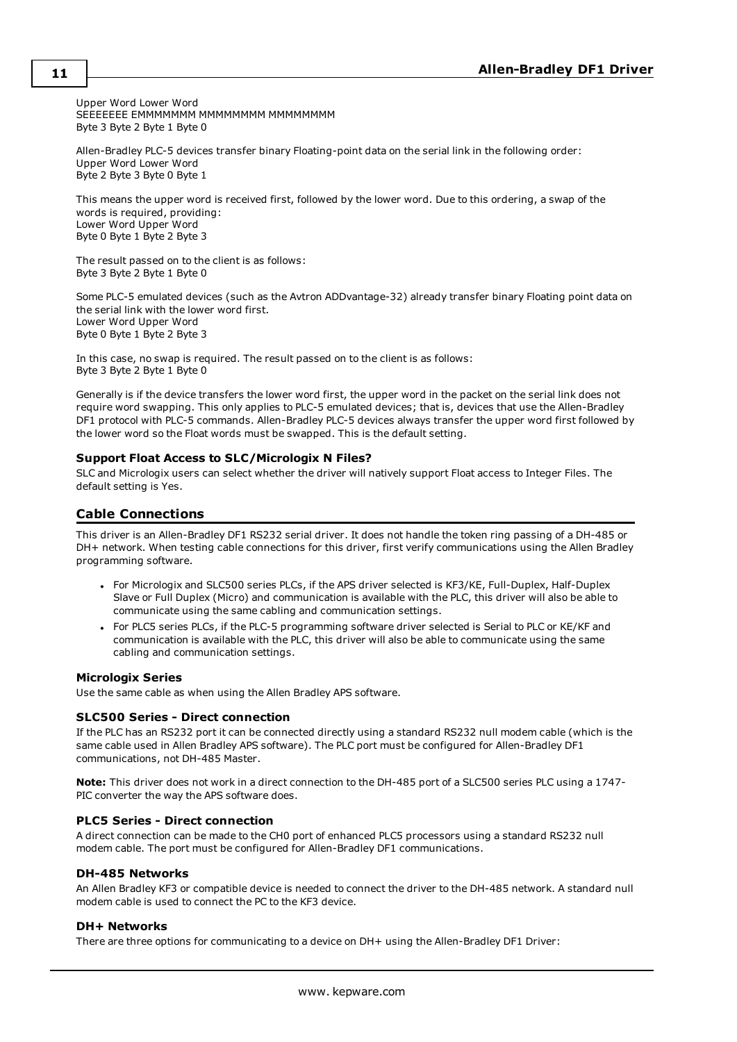Upper Word Lower Word
SEEEEEEE EMMMMMMM MMMMMMMM MMMMMMMM
Byte 3 Byte 2 Byte 1 Byte 0

Allen-Bradley PLC-5 devices transfer binary Floating-point data on the serial link in the following order:
Upper Word Lower Word
Byte 2 Byte 3 Byte 0 Byte 1

This means the upper word is received first, followed by the lower word. Due to this ordering, a swap of the words is required, providing:
Lower Word Upper Word
Byte 0 Byte 1 Byte 2 Byte 3

The result passed on to the client is as follows:
Byte 3 Byte 2 Byte 1 Byte 0

Some PLC-5 emulated devices (such as the Avtron ADDvantage-32) already transfer binary Floating point data on the serial link with the lower word first.
Lower Word Upper Word
Byte 0 Byte 1 Byte 2 Byte 3

In this case, no swap is required. The result passed on to the client is as follows:
Byte 3 Byte 2 Byte 1 Byte 0

Generally is if the device transfers the lower word first, the upper word in the packet on the serial link does not require word swapping. This only applies to PLC-5 emulated devices; that is, devices that use the Allen-Bradley DF1 protocol with PLC-5 commands. Allen-Bradley PLC-5 devices always transfer the upper word first followed by the lower word so the Float words must be swapped. This is the default setting.

### Support Float Access to SLC/Micrologix N Files?

SLC and Micrologix users can select whether the driver will natively support Float access to Integer Files. The default setting is Yes.

## Cable Connections

This driver is an Allen-Bradley DF1 RS232 serial driver. It does not handle the token ring passing of a DH-485 or DH+ network. When testing cable connections for this driver, first verify communications using the Allen Bradley programming software.

- For Micrologix and SLC500 series PLCs, if the APS driver selected is KF3/KE, Full-Duplex, Half-Duplex Slave or Full Duplex (Micro) and communication is available with the PLC, this driver will also be able to communicate using the same cabling and communication settings.
- For PLC5 series PLCs, if the PLC-5 programming software driver selected is Serial to PLC or KE/KF and communication is available with the PLC, this driver will also be able to communicate using the same cabling and communication settings.

### Micrologix Series

Use the same cable as when using the Allen Bradley APS software.

### SLC500 Series - Direct connection

If the PLC has an RS232 port it can be connected directly using a standard RS232 null modem cable (which is the same cable used in Allen Bradley APS software). The PLC port must be configured for Allen-Bradley DF1 communications, not DH-485 Master.

**Note:** This driver does not work in a direct connection to the DH-485 port of a SLC500 series PLC using a 1747-PIC converter the way the APS software does.

### PLC5 Series - Direct connection

A direct connection can be made to the CH0 port of enhanced PLC5 processors using a standard RS232 null modem cable. The port must be configured for Allen-Bradley DF1 communications.

### DH-485 Networks

An Allen Bradley KF3 or compatible device is needed to connect the driver to the DH-485 network. A standard null modem cable is used to connect the PC to the KF3 device.

### DH+ Networks

There are three options for communicating to a device on DH+ using the Allen-Bradley DF1 Driver: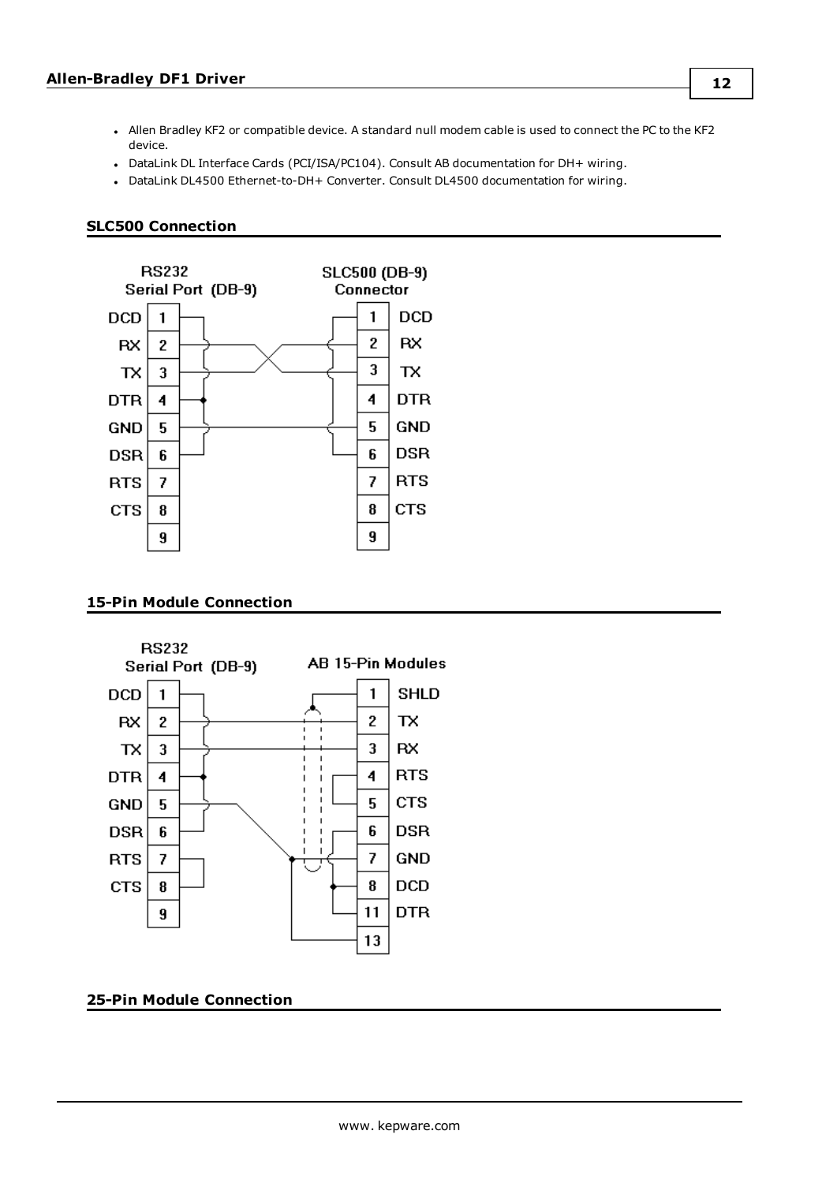- Allen Bradley KF2 or compatible device. A standard null modem cable is used to connect the PC to the KF2 device.
- DataLink DL Interface Cards (PCI/ISA/PC104). Consult AB documentation for DH+ wiring.
- DataLink DL4500 Ethernet-to-DH+ Converter. Consult DL4500 documentation for wiring.

### SLC500 Connection

### 15-Pin Module Connection

### 25-Pin Module Connection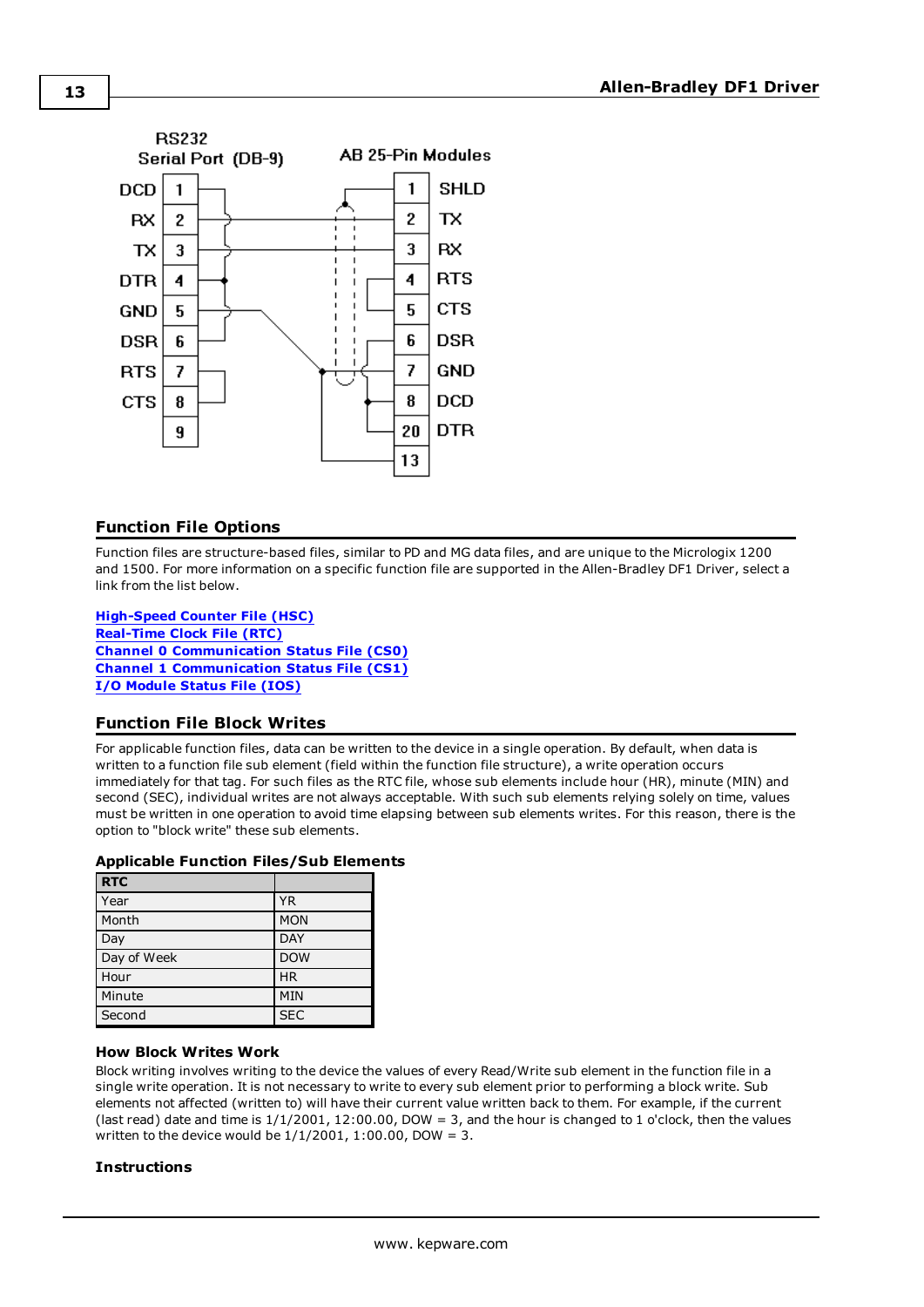| RS232 Serial Port (DB-9) | | | AB 25-Pin Modules |
|---|---|---|---|
| DCD | 1 | 1 | SHLD |
| RX | 2 | 2 | TX |
| TX | 3 | 3 | RX |
| DTR | 4 | 4 | RTS |
| GND | 5 | 5 | CTS |
| DSR | 6 | 6 | DSR |
| RTS | 7 | 7 | GND |
| CTS | 8 | 8 | DCD |
| | 9 | 20 | DTR |
| | | 13 | |

## Function File Options

Function files are structure-based files, similar to PD and MG data files, and are unique to the Micrologix 1200 and 1500. For more information on a specific function file are supported in the Allen-Bradley DF1 Driver, select a link from the list below.

**High-Speed Counter File (HSC)**
**Real-Time Clock File (RTC)**
**Channel 0 Communication Status File (CS0)**
**Channel 1 Communication Status File (CS1)**
**I/O Module Status File (IOS)**

## Function File Block Writes

For applicable function files, data can be written to the device in a single operation. By default, when data is written to a function file sub element (field within the function file structure), a write operation occurs immediately for that tag. For such files as the RTC file, whose sub elements include hour (HR), minute (MIN) and second (SEC), individual writes are not always acceptable. With such sub elements relying solely on time, values must be written in one operation to avoid time elapsing between sub elements writes. For this reason, there is the option to "block write" these sub elements.

### Applicable Function Files/Sub Elements

| RTC | |
|---|---|
| Year | YR |
| Month | MON |
| Day | DAY |
| Day of Week | DOW |
| Hour | HR |
| Minute | MIN |
| Second | SEC |

### How Block Writes Work

Block writing involves writing to the device the values of every Read/Write sub element in the function file in a single write operation. It is not necessary to write to every sub element prior to performing a block write. Sub elements not affected (written to) will have their current value written back to them. For example, if the current (last read) date and time is 1/1/2001, 12:00.00, DOW = 3, and the hour is changed to 1 o'clock, then the values written to the device would be 1/1/2001, 1:00.00, DOW = 3.

### Instructions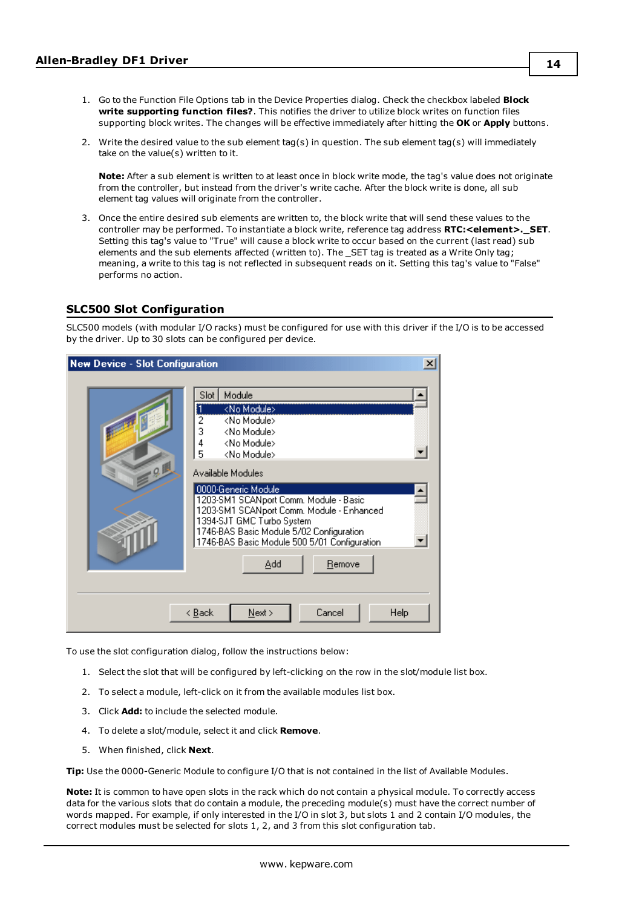1. Go to the Function File Options tab in the Device Properties dialog. Check the checkbox labeled **Block write supporting function files?**. This notifies the driver to utilize block writes on function files supporting block writes. The changes will be effective immediately after hitting the **OK** or **Apply** buttons.

2. Write the desired value to the sub element tag(s) in question. The sub element tag(s) will immediately take on the value(s) written to it.

   **Note:** After a sub element is written to at least once in block write mode, the tag's value does not originate from the controller, but instead from the driver's write cache. After the block write is done, all sub element tag values will originate from the controller.

3. Once the entire desired sub elements are written to, the block write that will send these values to the controller may be performed. To instantiate a block write, reference tag address **RTC:<element>._SET**. Setting this tag's value to "True" will cause a block write to occur based on the current (last read) sub elements and the sub elements affected (written to). The _SET tag is treated as a Write Only tag; meaning, a write to this tag is not reflected in subsequent reads on it. Setting this tag's value to "False" performs no action.

## SLC500 Slot Configuration

SLC500 models (with modular I/O racks) must be configured for use with this driver if the I/O is to be accessed by the driver. Up to 30 slots can be configured per device.

To use the slot configuration dialog, follow the instructions below:

1. Select the slot that will be configured by left-clicking on the row in the slot/module list box.
2. To select a module, left-click on it from the available modules list box.
3. Click **Add:** to include the selected module.
4. To delete a slot/module, select it and click **Remove**.
5. When finished, click **Next**.

**Tip:** Use the 0000-Generic Module to configure I/O that is not contained in the list of Available Modules.

**Note:** It is common to have open slots in the rack which do not contain a physical module. To correctly access data for the various slots that do contain a module, the preceding module(s) must have the correct number of words mapped. For example, if only interested in the I/O in slot 3, but slots 1 and 2 contain I/O modules, the correct modules must be selected for slots 1, 2, and 3 from this slot configuration tab.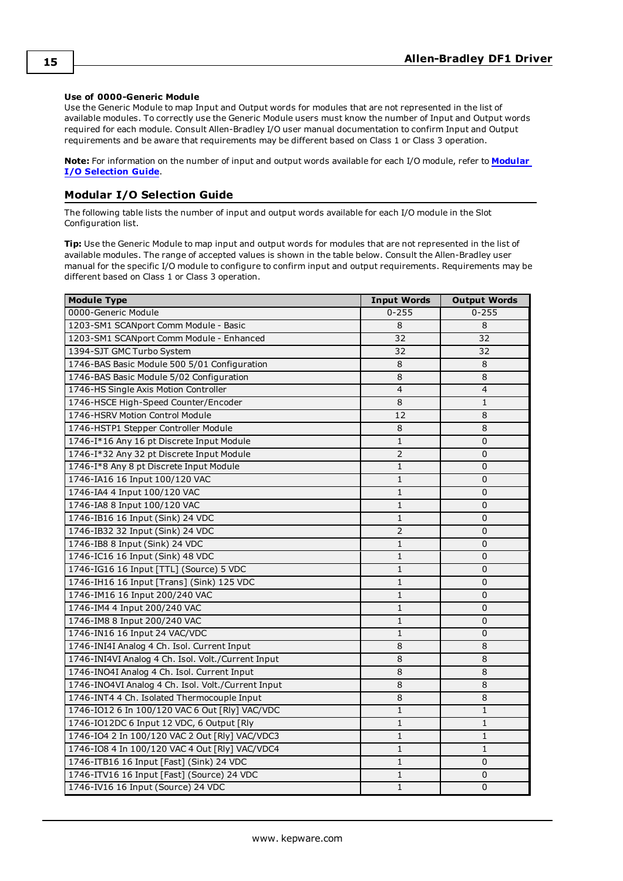**Use of 0000-Generic Module**

Use the Generic Module to map Input and Output words for modules that are not represented in the list of available modules. To correctly use the Generic Module users must know the number of Input and Output words required for each module. Consult Allen-Bradley I/O user manual documentation to confirm Input and Output requirements and be aware that requirements may be different based on Class 1 or Class 3 operation.

**Note:** For information on the number of input and output words available for each I/O module, refer to **Modular I/O Selection Guide**.

## Modular I/O Selection Guide

The following table lists the number of input and output words available for each I/O module in the Slot Configuration list.

**Tip:** Use the Generic Module to map input and output words for modules that are not represented in the list of available modules. The range of accepted values is shown in the table below. Consult the Allen-Bradley user manual for the specific I/O module to configure to confirm input and output requirements. Requirements may be different based on Class 1 or Class 3 operation.

| Module Type | Input Words | Output Words |
|---|---|---|
| 0000-Generic Module | 0-255 | 0-255 |
| 1203-SM1 SCANport Comm Module - Basic | 8 | 8 |
| 1203-SM1 SCANport Comm Module - Enhanced | 32 | 32 |
| 1394-SJT GMC Turbo System | 32 | 32 |
| 1746-BAS Basic Module 500 5/01 Configuration | 8 | 8 |
| 1746-BAS Basic Module 5/02 Configuration | 8 | 8 |
| 1746-HS Single Axis Motion Controller | 4 | 4 |
| 1746-HSCE High-Speed Counter/Encoder | 8 | 1 |
| 1746-HSRV Motion Control Module | 12 | 8 |
| 1746-HSTP1 Stepper Controller Module | 8 | 8 |
| 1746-I*16 Any 16 pt Discrete Input Module | 1 | 0 |
| 1746-I*32 Any 32 pt Discrete Input Module | 2 | 0 |
| 1746-I*8 Any 8 pt Discrete Input Module | 1 | 0 |
| 1746-IA16 16 Input 100/120 VAC | 1 | 0 |
| 1746-IA4 4 Input 100/120 VAC | 1 | 0 |
| 1746-IA8 8 Input 100/120 VAC | 1 | 0 |
| 1746-IB16 16 Input (Sink) 24 VDC | 1 | 0 |
| 1746-IB32 32 Input (Sink) 24 VDC | 2 | 0 |
| 1746-IB8 8 Input (Sink) 24 VDC | 1 | 0 |
| 1746-IC16 16 Input (Sink) 48 VDC | 1 | 0 |
| 1746-IG16 16 Input [TTL] (Source) 5 VDC | 1 | 0 |
| 1746-IH16 16 Input [Trans] (Sink) 125 VDC | 1 | 0 |
| 1746-IM16 16 Input 200/240 VAC | 1 | 0 |
| 1746-IM4 4 Input 200/240 VAC | 1 | 0 |
| 1746-IM8 8 Input 200/240 VAC | 1 | 0 |
| 1746-IN16 16 Input 24 VAC/VDC | 1 | 0 |
| 1746-INI4I Analog 4 Ch. Isol. Current Input | 8 | 8 |
| 1746-INI4VI Analog 4 Ch. Isol. Volt./Current Input | 8 | 8 |
| 1746-INO4I Analog 4 Ch. Isol. Current Input | 8 | 8 |
| 1746-INO4VI Analog 4 Ch. Isol. Volt./Current Input | 8 | 8 |
| 1746-INT4 4 Ch. Isolated Thermocouple Input | 8 | 8 |
| 1746-IO12 6 In 100/120 VAC 6 Out [Rly] VAC/VDC | 1 | 1 |
| 1746-IO12DC 6 Input 12 VDC, 6 Output [Rly | 1 | 1 |
| 1746-IO4 2 In 100/120 VAC 2 Out [Rly] VAC/VDC3 | 1 | 1 |
| 1746-IO8 4 In 100/120 VAC 4 Out [Rly] VAC/VDC4 | 1 | 1 |
| 1746-ITB16 16 Input [Fast] (Sink) 24 VDC | 1 | 0 |
| 1746-ITV16 16 Input [Fast] (Source) 24 VDC | 1 | 0 |
| 1746-IV16 16 Input (Source) 24 VDC | 1 | 0 |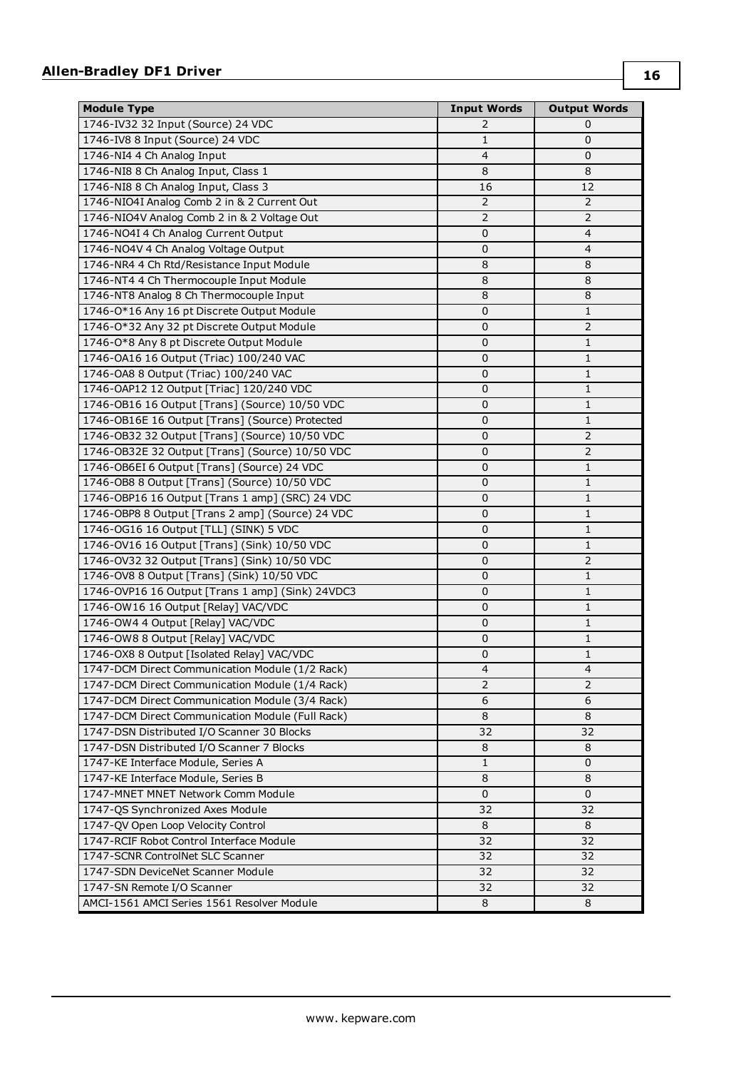| Module Type | Input Words | Output Words |
|---|---|---|
| 1746-IV32 32 Input (Source) 24 VDC | 2 | 0 |
| 1746-IV8 8 Input (Source) 24 VDC | 1 | 0 |
| 1746-NI4 4 Ch Analog Input | 4 | 0 |
| 1746-NI8 8 Ch Analog Input, Class 1 | 8 | 8 |
| 1746-NI8 8 Ch Analog Input, Class 3 | 16 | 12 |
| 1746-NIO4I Analog Comb 2 in & 2 Current Out | 2 | 2 |
| 1746-NIO4V Analog Comb 2 in & 2 Voltage Out | 2 | 2 |
| 1746-NO4I 4 Ch Analog Current Output | 0 | 4 |
| 1746-NO4V 4 Ch Analog Voltage Output | 0 | 4 |
| 1746-NR4 4 Ch Rtd/Resistance Input Module | 8 | 8 |
| 1746-NT4 4 Ch Thermocouple Input Module | 8 | 8 |
| 1746-NT8 Analog 8 Ch Thermocouple Input | 8 | 8 |
| 1746-O*16 Any 16 pt Discrete Output Module | 0 | 1 |
| 1746-O*32 Any 32 pt Discrete Output Module | 0 | 2 |
| 1746-O*8 Any 8 pt Discrete Output Module | 0 | 1 |
| 1746-OA16 16 Output (Triac) 100/240 VAC | 0 | 1 |
| 1746-OA8 8 Output (Triac) 100/240 VAC | 0 | 1 |
| 1746-OAP12 12 Output [Triac] 120/240 VDC | 0 | 1 |
| 1746-OB16 16 Output [Trans] (Source) 10/50 VDC | 0 | 1 |
| 1746-OB16E 16 Output [Trans] (Source) Protected | 0 | 1 |
| 1746-OB32 32 Output [Trans] (Source) 10/50 VDC | 0 | 2 |
| 1746-OB32E 32 Output [Trans] (Source) 10/50 VDC | 0 | 2 |
| 1746-OB6EI 6 Output [Trans] (Source) 24 VDC | 0 | 1 |
| 1746-OB8 8 Output [Trans] (Source) 10/50 VDC | 0 | 1 |
| 1746-OBP16 16 Output [Trans 1 amp] (SRC) 24 VDC | 0 | 1 |
| 1746-OBP8 8 Output [Trans 2 amp] (Source) 24 VDC | 0 | 1 |
| 1746-OG16 16 Output [TLL] (SINK) 5 VDC | 0 | 1 |
| 1746-OV16 16 Output [Trans] (Sink) 10/50 VDC | 0 | 1 |
| 1746-OV32 32 Output [Trans] (Sink) 10/50 VDC | 0 | 2 |
| 1746-OV8 8 Output [Trans] (Sink) 10/50 VDC | 0 | 1 |
| 1746-OVP16 16 Output [Trans 1 amp] (Sink) 24VDC3 | 0 | 1 |
| 1746-OW16 16 Output [Relay] VAC/VDC | 0 | 1 |
| 1746-OW4 4 Output [Relay] VAC/VDC | 0 | 1 |
| 1746-OW8 8 Output [Relay] VAC/VDC | 0 | 1 |
| 1746-OX8 8 Output [Isolated Relay] VAC/VDC | 0 | 1 |
| 1747-DCM Direct Communication Module (1/2 Rack) | 4 | 4 |
| 1747-DCM Direct Communication Module (1/4 Rack) | 2 | 2 |
| 1747-DCM Direct Communication Module (3/4 Rack) | 6 | 6 |
| 1747-DCM Direct Communication Module (Full Rack) | 8 | 8 |
| 1747-DSN Distributed I/O Scanner 30 Blocks | 32 | 32 |
| 1747-DSN Distributed I/O Scanner 7 Blocks | 8 | 8 |
| 1747-KE Interface Module, Series A | 1 | 0 |
| 1747-KE Interface Module, Series B | 8 | 8 |
| 1747-MNET MNET Network Comm Module | 0 | 0 |
| 1747-QS Synchronized Axes Module | 32 | 32 |
| 1747-QV Open Loop Velocity Control | 8 | 8 |
| 1747-RCIF Robot Control Interface Module | 32 | 32 |
| 1747-SCNR ControlNet SLC Scanner | 32 | 32 |
| 1747-SDN DeviceNet Scanner Module | 32 | 32 |
| 1747-SN Remote I/O Scanner | 32 | 32 |
| AMCI-1561 AMCI Series 1561 Resolver Module | 8 | 8 |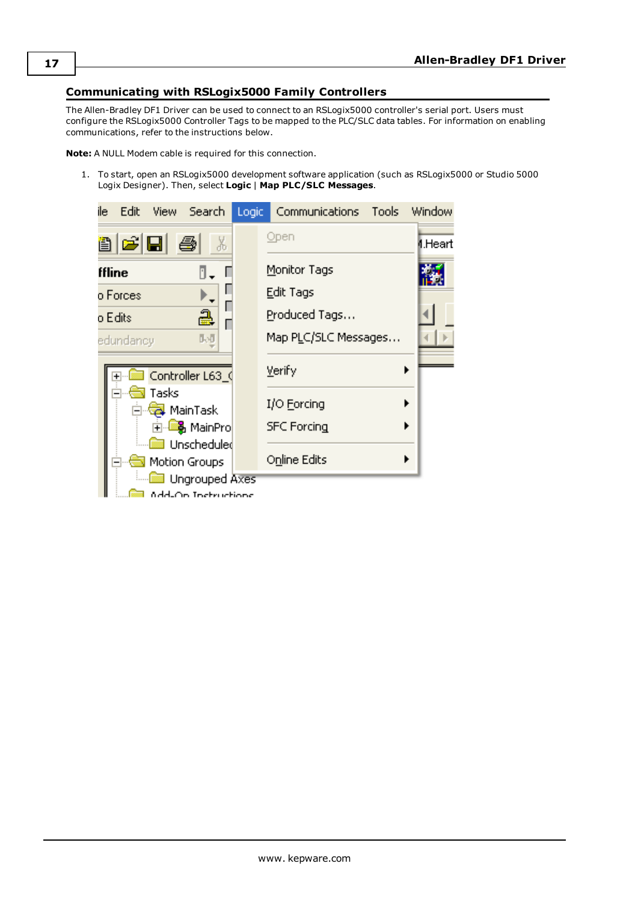## Communicating with RSLogix5000 Family Controllers

The Allen-Bradley DF1 Driver can be used to connect to an RSLogix5000 controller's serial port. Users must configure the RSLogix5000 Controller Tags to be mapped to the PLC/SLC data tables. For information on enabling communications, refer to the instructions below.

**Note:** A NULL Modem cable is required for this connection.

1. To start, open an RSLogix5000 development software application (such as RSLogix5000 or Studio 5000 Logix Designer). Then, select **Logic** | **Map PLC/SLC Messages**.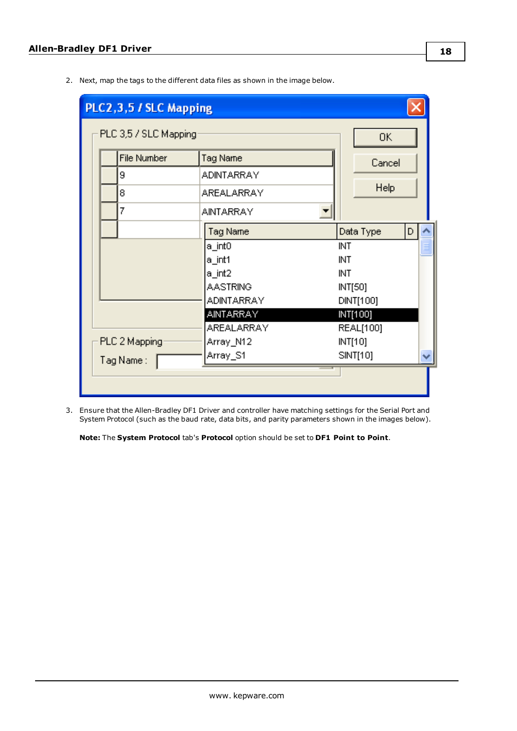2. Next, map the tags to the different data files as shown in the image below.

3. Ensure that the Allen-Bradley DF1 Driver and controller have matching settings for the Serial Port and System Protocol (such as the baud rate, data bits, and parity parameters shown in the images below).

   **Note:** The **System Protocol** tab's **Protocol** option should be set to **DF1 Point to Point**.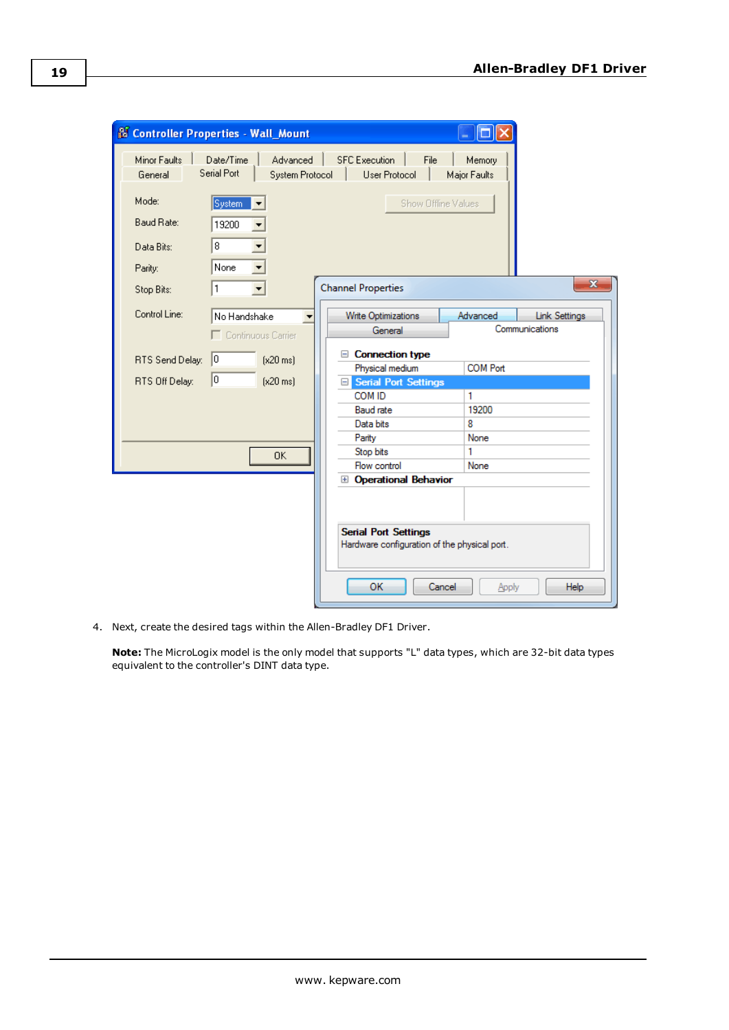4. Next, create the desired tags within the Allen-Bradley DF1 Driver.

**Note:** The MicroLogix model is the only model that supports "L" data types, which are 32-bit data types equivalent to the controller's DINT data type.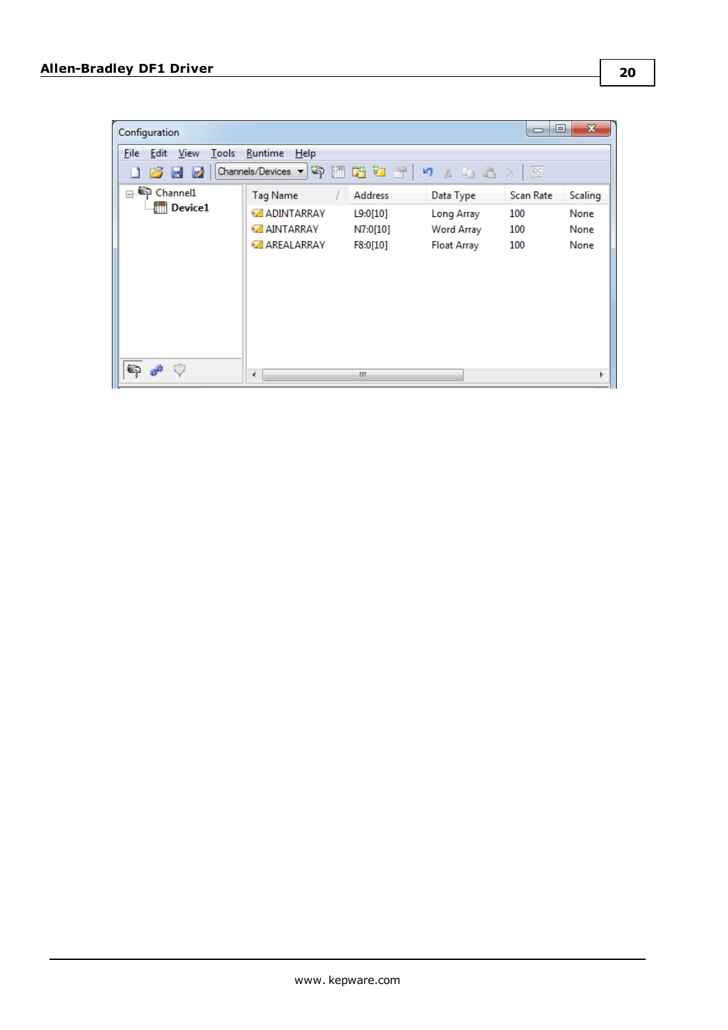Configuration

File Edit View Tools Runtime Help

Channel1
Device1

| Tag Name | Address | Data Type | Scan Rate | Scaling |
|---|---|---|---|---|
| ADINTARRAY | L9:0[10] | Long Array | 100 | None |
| AINTARRAY | N7:0[10] | Word Array | 100 | None |
| AREALARRAY | F8:0[10] | Float Array | 100 | None |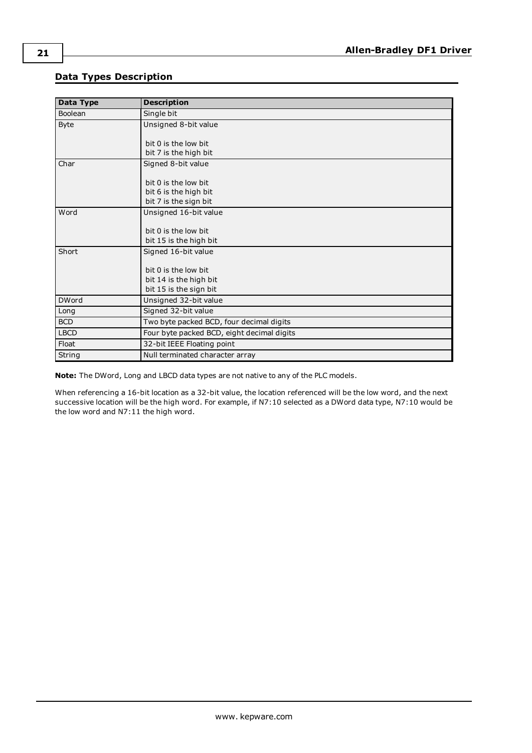## Data Types Description

| Data Type | Description |
|---|---|
| Boolean | Single bit |
| Byte | Unsigned 8-bit value<br><br>bit 0 is the low bit<br>bit 7 is the high bit |
| Char | Signed 8-bit value<br><br>bit 0 is the low bit<br>bit 6 is the high bit<br>bit 7 is the sign bit |
| Word | Unsigned 16-bit value<br><br>bit 0 is the low bit<br>bit 15 is the high bit |
| Short | Signed 16-bit value<br><br>bit 0 is the low bit<br>bit 14 is the high bit<br>bit 15 is the sign bit |
| DWord | Unsigned 32-bit value |
| Long | Signed 32-bit value |
| BCD | Two byte packed BCD, four decimal digits |
| LBCD | Four byte packed BCD, eight decimal digits |
| Float | 32-bit IEEE Floating point |
| String | Null terminated character array |

**Note:** The DWord, Long and LBCD data types are not native to any of the PLC models.

When referencing a 16-bit location as a 32-bit value, the location referenced will be the low word, and the next successive location will be the high word. For example, if N7:10 selected as a DWord data type, N7:10 would be the low word and N7:11 the high word.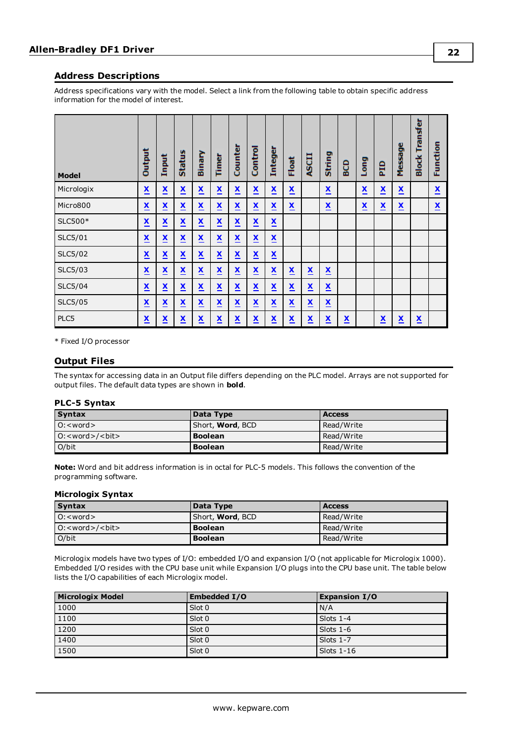## Address Descriptions

Address specifications vary with the model. Select a link from the following table to obtain specific address information for the model of interest.

| Model | Output | Input | Status | Binary | Timer | Counter | Control | Integer | Float | ASCII | String | BCD | Long | PID | Message | Block Transfer | Function |
|---|---|---|---|---|---|---|---|---|---|---|---|---|---|---|---|---|---|
| Micrologix | X | X | X | X | X | X | X | X | X | | X | | X | X | X | | X |
| Micro800 | X | X | X | X | X | X | X | X | X | | X | | X | X | X | | X |
| SLC500* | X | X | X | X | X | X | X | X | | | | | | | | | |
| SLC5/01 | X | X | X | X | X | X | X | X | | | | | | | | | |
| SLC5/02 | X | X | X | X | X | X | X | X | | | | | | | | | |
| SLC5/03 | X | X | X | X | X | X | X | X | X | X | X | | | | | | |
| SLC5/04 | X | X | X | X | X | X | X | X | X | X | X | | | | | | |
| SLC5/05 | X | X | X | X | X | X | X | X | X | X | X | | | | | | |
| PLC5 | X | X | X | X | X | X | X | X | X | X | X | X | | X | X | X | |

\* Fixed I/O processor

## Output Files

The syntax for accessing data in an Output file differs depending on the PLC model. Arrays are not supported for output files. The default data types are shown in **bold**.

### PLC-5 Syntax

| Syntax | Data Type | Access |
|---|---|---|
| O:<word> | Short, **Word**, BCD | Read/Write |
| O:<word>/<bit> | **Boolean** | Read/Write |
| O/bit | **Boolean** | Read/Write |

**Note:** Word and bit address information is in octal for PLC-5 models. This follows the convention of the programming software.

### Micrologix Syntax

| Syntax | Data Type | Access |
|---|---|---|
| O:<word> | Short, **Word**, BCD | Read/Write |
| O:<word>/<bit> | **Boolean** | Read/Write |
| O/bit | **Boolean** | Read/Write |

Micrologix models have two types of I/O: embedded I/O and expansion I/O (not applicable for Micrologix 1000). Embedded I/O resides with the CPU base unit while Expansion I/O plugs into the CPU base unit. The table below lists the I/O capabilities of each Micrologix model.

| Micrologix Model | Embedded I/O | Expansion I/O |
|---|---|---|
| 1000 | Slot 0 | N/A |
| 1100 | Slot 0 | Slots 1-4 |
| 1200 | Slot 0 | Slots 1-6 |
| 1400 | Slot 0 | Slots 1-7 |
| 1500 | Slot 0 | Slots 1-16 |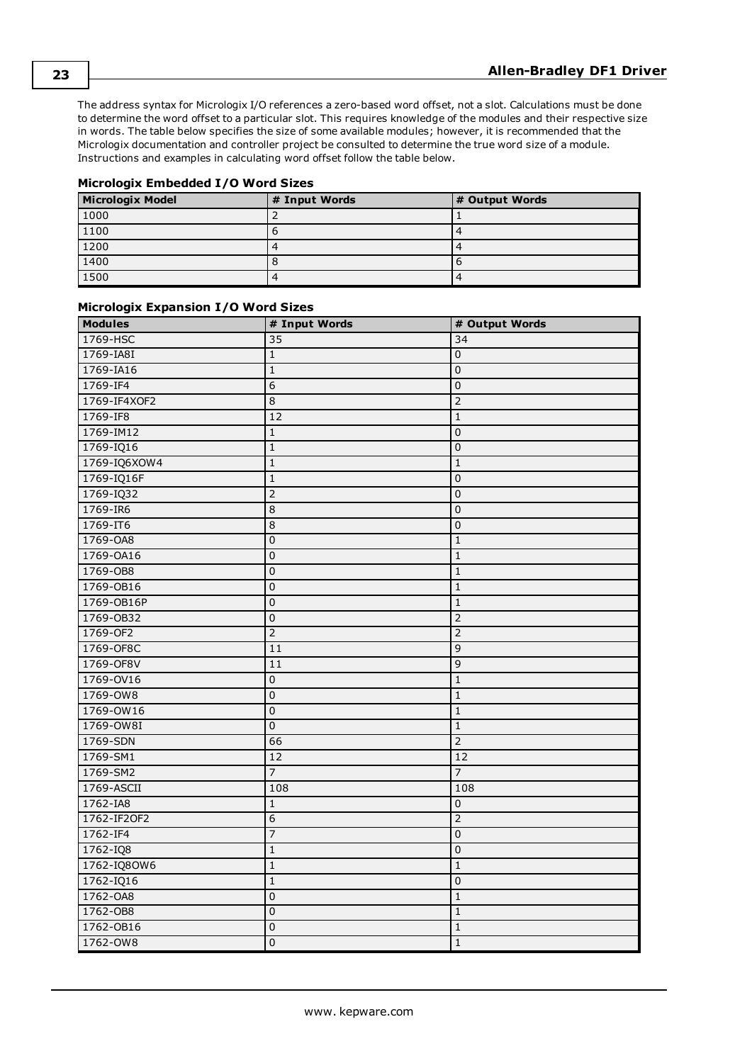The address syntax for Micrologix I/O references a zero-based word offset, not a slot. Calculations must be done to determine the word offset to a particular slot. This requires knowledge of the modules and their respective size in words. The table below specifies the size of some available modules; however, it is recommended that the Micrologix documentation and controller project be consulted to determine the true word size of a module. Instructions and examples in calculating word offset follow the table below.

### Micrologix Embedded I/O Word Sizes

| Micrologix Model | # Input Words | # Output Words |
| --- | --- | --- |
| 1000 | 2 | 1 |
| 1100 | 6 | 4 |
| 1200 | 4 | 4 |
| 1400 | 8 | 6 |
| 1500 | 4 | 4 |

### Micrologix Expansion I/O Word Sizes

| Modules | # Input Words | # Output Words |
| --- | --- | --- |
| 1769-HSC | 35 | 34 |
| 1769-IA8I | 1 | 0 |
| 1769-IA16 | 1 | 0 |
| 1769-IF4 | 6 | 0 |
| 1769-IF4XOF2 | 8 | 2 |
| 1769-IF8 | 12 | 1 |
| 1769-IM12 | 1 | 0 |
| 1769-IQ16 | 1 | 0 |
| 1769-IQ6XOW4 | 1 | 1 |
| 1769-IQ16F | 1 | 0 |
| 1769-IQ32 | 2 | 0 |
| 1769-IR6 | 8 | 0 |
| 1769-IT6 | 8 | 0 |
| 1769-OA8 | 0 | 1 |
| 1769-OA16 | 0 | 1 |
| 1769-OB8 | 0 | 1 |
| 1769-OB16 | 0 | 1 |
| 1769-OB16P | 0 | 1 |
| 1769-OB32 | 0 | 2 |
| 1769-OF2 | 2 | 2 |
| 1769-OF8C | 11 | 9 |
| 1769-OF8V | 11 | 9 |
| 1769-OV16 | 0 | 1 |
| 1769-OW8 | 0 | 1 |
| 1769-OW16 | 0 | 1 |
| 1769-OW8I | 0 | 1 |
| 1769-SDN | 66 | 2 |
| 1769-SM1 | 12 | 12 |
| 1769-SM2 | 7 | 7 |
| 1769-ASCII | 108 | 108 |
| 1762-IA8 | 1 | 0 |
| 1762-IF2OF2 | 6 | 2 |
| 1762-IF4 | 7 | 0 |
| 1762-IQ8 | 1 | 0 |
| 1762-IQ8OW6 | 1 | 1 |
| 1762-IQ16 | 1 | 0 |
| 1762-OA8 | 0 | 1 |
| 1762-OB8 | 0 | 1 |
| 1762-OB16 | 0 | 1 |
| 1762-OW8 | 0 | 1 |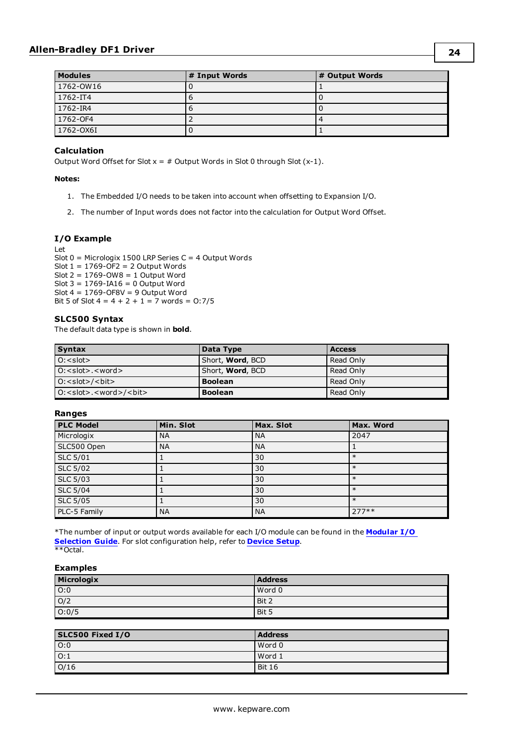| Modules | # Input Words | # Output Words |
|---|---|---|
| 1762-OW16 | 0 | 1 |
| 1762-IT4 | 6 | 0 |
| 1762-IR4 | 6 | 0 |
| 1762-OF4 | 2 | 4 |
| 1762-OX6I | 0 | 1 |

### Calculation

Output Word Offset for Slot x = # Output Words in Slot 0 through Slot (x-1).

**Notes:**

1. The Embedded I/O needs to be taken into account when offsetting to Expansion I/O.
2. The number of Input words does not factor into the calculation for Output Word Offset.

### I/O Example

Let
Slot 0 = Micrologix 1500 LRP Series C = 4 Output Words
Slot 1 = 1769-OF2 = 2 Output Words
Slot 2 = 1769-OW8 = 1 Output Word
Slot 3 = 1769-IA16 = 0 Output Word
Slot 4 = 1769-OF8V = 9 Output Word
Bit 5 of Slot 4 = 4 + 2 + 1 = 7 words = O:7/5

### SLC500 Syntax

The default data type is shown in **bold**.

| Syntax | Data Type | Access |
|---|---|---|
| O:<slot> | Short, **Word**, BCD | Read Only |
| O:<slot>.<word> | Short, **Word**, BCD | Read Only |
| O:<slot>/<bit> | **Boolean** | Read Only |
| O:<slot>.<word>/<bit> | **Boolean** | Read Only |

### Ranges

| PLC Model | Min. Slot | Max. Slot | Max. Word |
|---|---|---|---|
| Micrologix | NA | NA | 2047 |
| SLC500 Open | NA | NA | 1 |
| SLC 5/01 | 1 | 30 | * |
| SLC 5/02 | 1 | 30 | * |
| SLC 5/03 | 1 | 30 | * |
| SLC 5/04 | 1 | 30 | * |
| SLC 5/05 | 1 | 30 | * |
| PLC-5 Family | NA | NA | 277** |

*The number of input or output words available for each I/O module can be found in the **Modular I/O Selection Guide**. For slot configuration help, refer to **Device Setup**.
**Octal.

### Examples

| Micrologix | Address |
|---|---|
| O:0 | Word 0 |
| O/2 | Bit 2 |
| O:0/5 | Bit 5 |

| SLC500 Fixed I/O | Address |
|---|---|
| O:0 | Word 0 |
| O:1 | Word 1 |
| O/16 | Bit 16 |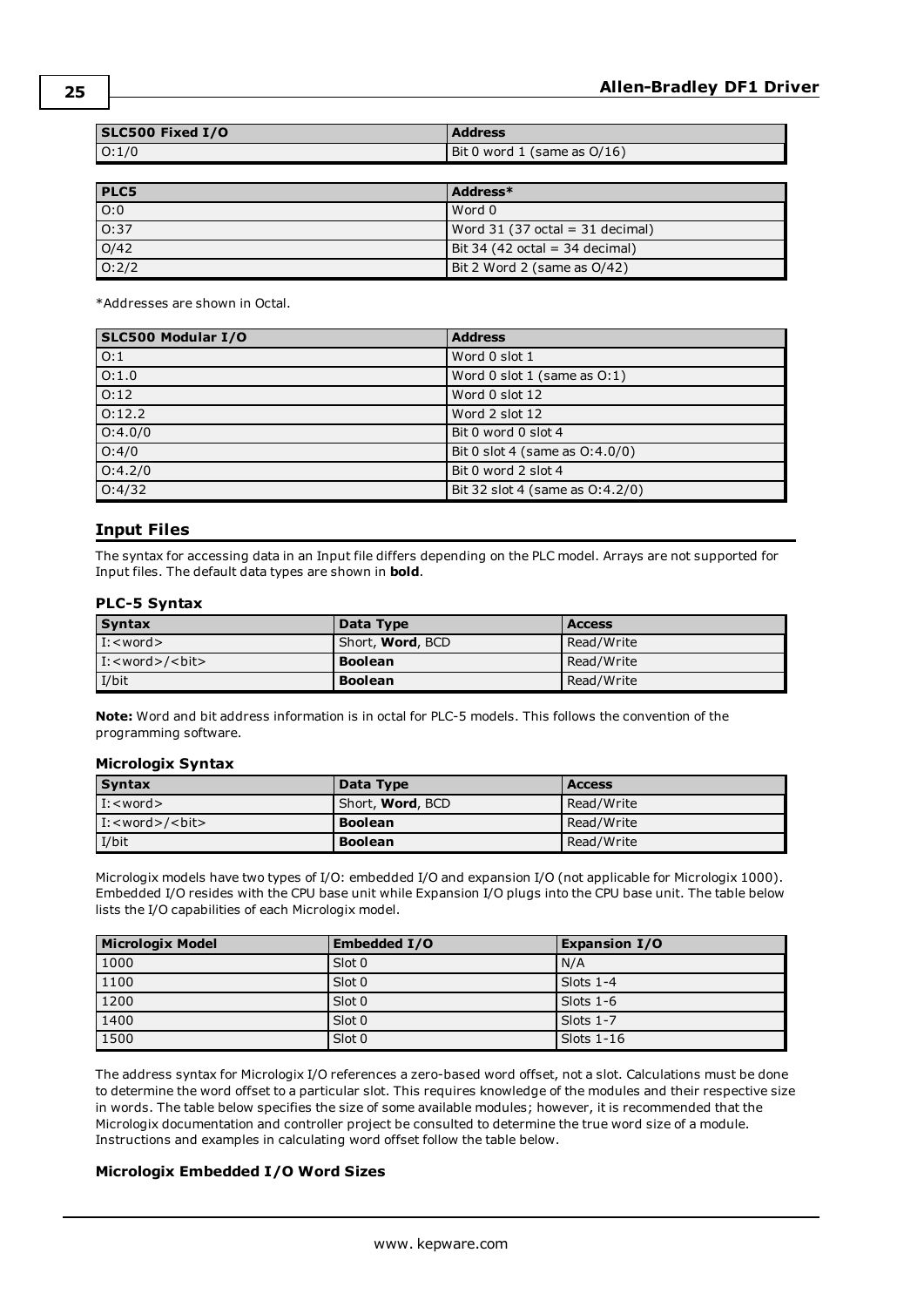| SLC500 Fixed I/O | Address |
| --- | --- |
| O:1/0 | Bit 0 word 1 (same as O/16) |

| PLC5 | Address* |
| --- | --- |
| O:0 | Word 0 |
| O:37 | Word 31 (37 octal = 31 decimal) |
| O/42 | Bit 34 (42 octal = 34 decimal) |
| O:2/2 | Bit 2 Word 2 (same as O/42) |

*Addresses are shown in Octal.

| SLC500 Modular I/O | Address |
| --- | --- |
| O:1 | Word 0 slot 1 |
| O:1.0 | Word 0 slot 1 (same as O:1) |
| O:12 | Word 0 slot 12 |
| O:12.2 | Word 2 slot 12 |
| O:4.0/0 | Bit 0 word 0 slot 4 |
| O:4/0 | Bit 0 slot 4 (same as O:4.0/0) |
| O:4.2/0 | Bit 0 word 2 slot 4 |
| O:4/32 | Bit 32 slot 4 (same as O:4.2/0) |

## Input Files

The syntax for accessing data in an Input file differs depending on the PLC model. Arrays are not supported for Input files. The default data types are shown in **bold**.

### PLC-5 Syntax

| Syntax | Data Type | Access |
| --- | --- | --- |
| I:<word> | Short, **Word**, BCD | Read/Write |
| I:<word>/<bit> | **Boolean** | Read/Write |
| I/bit | **Boolean** | Read/Write |

**Note:** Word and bit address information is in octal for PLC-5 models. This follows the convention of the programming software.

### Micrologix Syntax

| Syntax | Data Type | Access |
| --- | --- | --- |
| I:<word> | Short, **Word**, BCD | Read/Write |
| I:<word>/<bit> | **Boolean** | Read/Write |
| I/bit | **Boolean** | Read/Write |

Micrologix models have two types of I/O: embedded I/O and expansion I/O (not applicable for Micrologix 1000). Embedded I/O resides with the CPU base unit while Expansion I/O plugs into the CPU base unit. The table below lists the I/O capabilities of each Micrologix model.

| Micrologix Model | Embedded I/O | Expansion I/O |
| --- | --- | --- |
| 1000 | Slot 0 | N/A |
| 1100 | Slot 0 | Slots 1-4 |
| 1200 | Slot 0 | Slots 1-6 |
| 1400 | Slot 0 | Slots 1-7 |
| 1500 | Slot 0 | Slots 1-16 |

The address syntax for Micrologix I/O references a zero-based word offset, not a slot. Calculations must be done to determine the word offset to a particular slot. This requires knowledge of the modules and their respective size in words. The table below specifies the size of some available modules; however, it is recommended that the Micrologix documentation and controller project be consulted to determine the true word size of a module. Instructions and examples in calculating word offset follow the table below.

### Micrologix Embedded I/O Word Sizes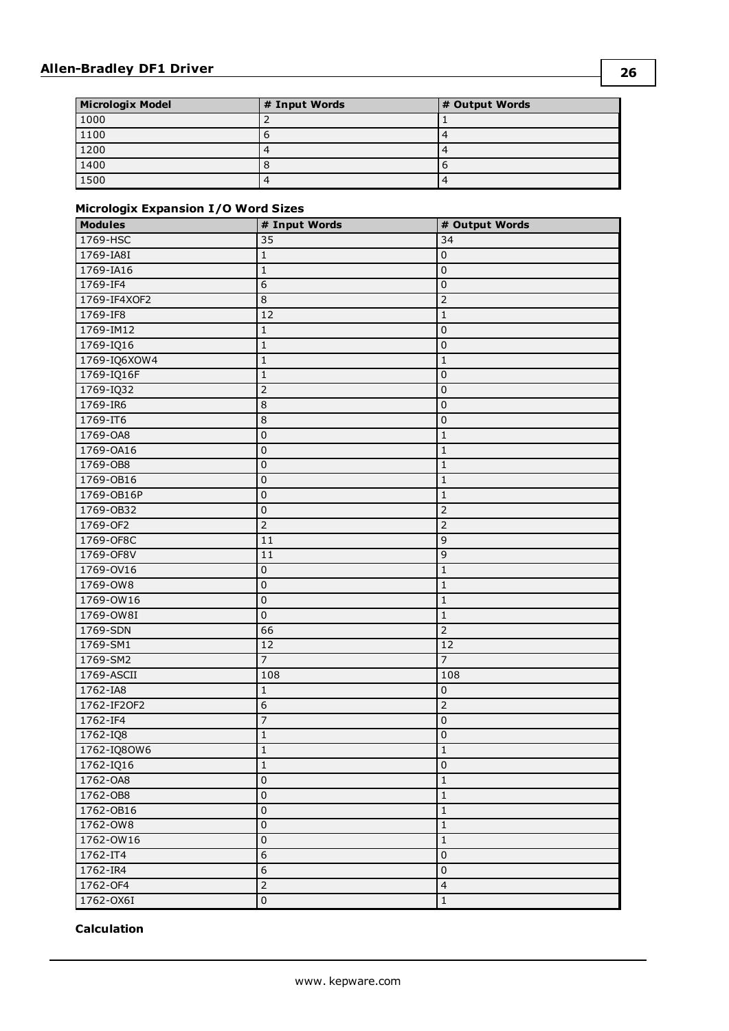| Micrologix Model | # Input Words | # Output Words |
| --- | --- | --- |
| 1000 | 2 | 1 |
| 1100 | 6 | 4 |
| 1200 | 4 | 4 |
| 1400 | 8 | 6 |
| 1500 | 4 | 4 |

**Micrologix Expansion I/O Word Sizes**

| Modules | # Input Words | # Output Words |
| --- | --- | --- |
| 1769-HSC | 35 | 34 |
| 1769-IA8I | 1 | 0 |
| 1769-IA16 | 1 | 0 |
| 1769-IF4 | 6 | 0 |
| 1769-IF4XOF2 | 8 | 2 |
| 1769-IF8 | 12 | 1 |
| 1769-IM12 | 1 | 0 |
| 1769-IQ16 | 1 | 0 |
| 1769-IQ6XOW4 | 1 | 1 |
| 1769-IQ16F | 1 | 0 |
| 1769-IQ32 | 2 | 0 |
| 1769-IR6 | 8 | 0 |
| 1769-IT6 | 8 | 0 |
| 1769-OA8 | 0 | 1 |
| 1769-OA16 | 0 | 1 |
| 1769-OB8 | 0 | 1 |
| 1769-OB16 | 0 | 1 |
| 1769-OB16P | 0 | 1 |
| 1769-OB32 | 0 | 2 |
| 1769-OF2 | 2 | 2 |
| 1769-OF8C | 11 | 9 |
| 1769-OF8V | 11 | 9 |
| 1769-OV16 | 0 | 1 |
| 1769-OW8 | 0 | 1 |
| 1769-OW16 | 0 | 1 |
| 1769-OW8I | 0 | 1 |
| 1769-SDN | 66 | 2 |
| 1769-SM1 | 12 | 12 |
| 1769-SM2 | 7 | 7 |
| 1769-ASCII | 108 | 108 |
| 1762-IA8 | 1 | 0 |
| 1762-IF2OF2 | 6 | 2 |
| 1762-IF4 | 7 | 0 |
| 1762-IQ8 | 1 | 0 |
| 1762-IQ8OW6 | 1 | 1 |
| 1762-IQ16 | 1 | 0 |
| 1762-OA8 | 0 | 1 |
| 1762-OB8 | 0 | 1 |
| 1762-OB16 | 0 | 1 |
| 1762-OW8 | 0 | 1 |
| 1762-OW16 | 0 | 1 |
| 1762-IT4 | 6 | 0 |
| 1762-IR4 | 6 | 0 |
| 1762-OF4 | 2 | 4 |
| 1762-OX6I | 0 | 1 |

**Calculation**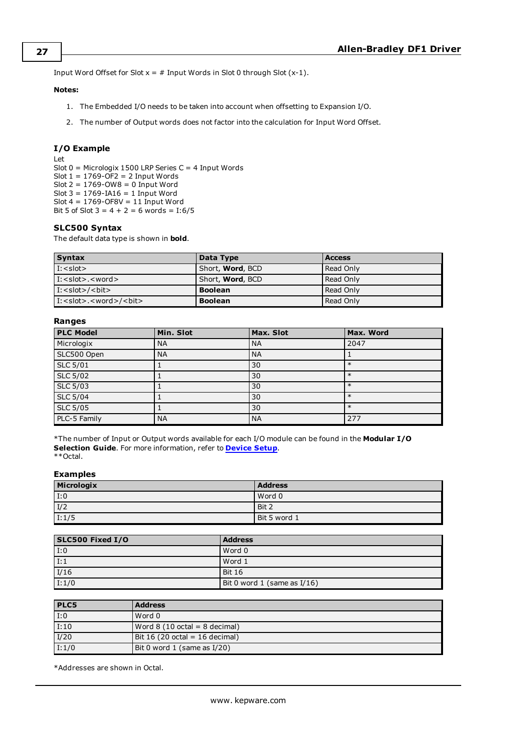Input Word Offset for Slot x = # Input Words in Slot 0 through Slot (x-1).

**Notes:**

1. The Embedded I/O needs to be taken into account when offsetting to Expansion I/O.
2. The number of Output words does not factor into the calculation for Input Word Offset.

### I/O Example

Let
Slot 0 = Micrologix 1500 LRP Series C = 4 Input Words
Slot 1 = 1769-OF2 = 2 Input Words
Slot 2 = 1769-OW8 = 0 Input Word
Slot 3 = 1769-IA16 = 1 Input Word
Slot 4 = 1769-OF8V = 11 Input Word
Bit 5 of Slot 3 = 4 + 2 = 6 words = I:6/5

### SLC500 Syntax

The default data type is shown in **bold**.

| Syntax | Data Type | Access |
|---|---|---|
| I:<slot> | Short, **Word**, BCD | Read Only |
| I:<slot>.<word> | Short, **Word**, BCD | Read Only |
| I:<slot>/<bit> | **Boolean** | Read Only |
| I:<slot>.<word>/<bit> | **Boolean** | Read Only |

### Ranges

| PLC Model | Min. Slot | Max. Slot | Max. Word |
|---|---|---|---|
| Micrologix | NA | NA | 2047 |
| SLC500 Open | NA | NA | 1 |
| SLC 5/01 | 1 | 30 | * |
| SLC 5/02 | 1 | 30 | * |
| SLC 5/03 | 1 | 30 | * |
| SLC 5/04 | 1 | 30 | * |
| SLC 5/05 | 1 | 30 | * |
| PLC-5 Family | NA | NA | 277 |

*The number of Input or Output words available for each I/O module can be found in the **Modular I/O Selection Guide**. For more information, refer to **Device Setup**.
**Octal.

### Examples

| Micrologix | Address |
|---|---|
| I:0 | Word 0 |
| I/2 | Bit 2 |
| I:1/5 | Bit 5 word 1 |

| SLC500 Fixed I/O | Address |
|---|---|
| I:0 | Word 0 |
| I:1 | Word 1 |
| I/16 | Bit 16 |
| I:1/0 | Bit 0 word 1 (same as I/16) |

| PLC5 | Address |
|---|---|
| I:0 | Word 0 |
| I:10 | Word 8 (10 octal = 8 decimal) |
| I/20 | Bit 16 (20 octal = 16 decimal) |
| I:1/0 | Bit 0 word 1 (same as I/20) |

*Addresses are shown in Octal.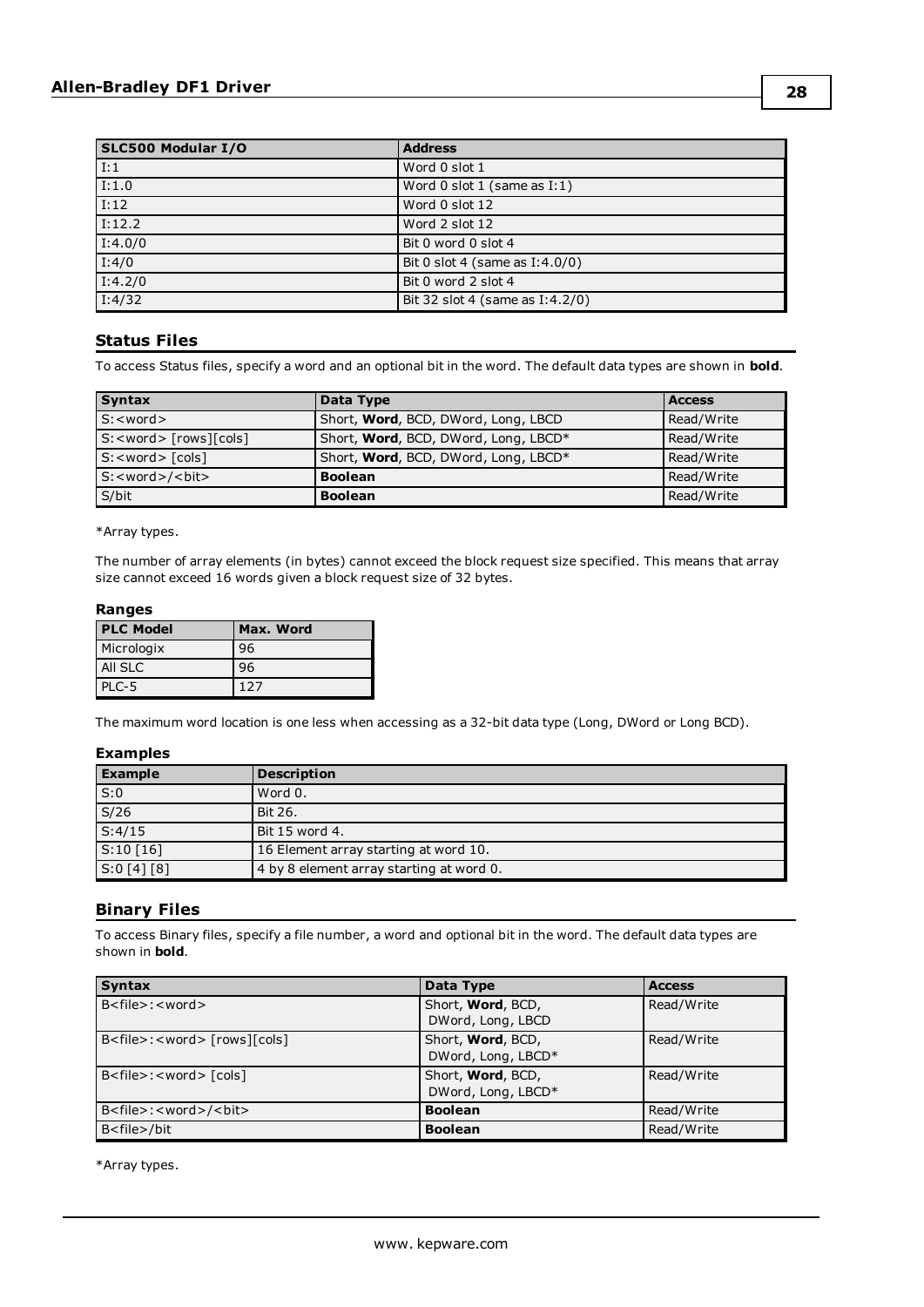| SLC500 Modular I/O | Address |
|---|---|
| I:1 | Word 0 slot 1 |
| I:1.0 | Word 0 slot 1 (same as I:1) |
| I:12 | Word 0 slot 12 |
| I:12.2 | Word 2 slot 12 |
| I:4.0/0 | Bit 0 word 0 slot 4 |
| I:4/0 | Bit 0 slot 4 (same as I:4.0/0) |
| I:4.2/0 | Bit 0 word 2 slot 4 |
| I:4/32 | Bit 32 slot 4 (same as I:4.2/0) |

## Status Files

To access Status files, specify a word and an optional bit in the word. The default data types are shown in **bold**.

| Syntax | Data Type | Access |
|---|---|---|
| S:<word> | Short, **Word**, BCD, DWord, Long, LBCD | Read/Write |
| S:<word> [rows][cols] | Short, **Word**, BCD, DWord, Long, LBCD* | Read/Write |
| S:<word> [cols] | Short, **Word**, BCD, DWord, Long, LBCD* | Read/Write |
| S:<word>/<bit> | **Boolean** | Read/Write |
| S/bit | **Boolean** | Read/Write |

*Array types.

The number of array elements (in bytes) cannot exceed the block request size specified. This means that array size cannot exceed 16 words given a block request size of 32 bytes.

#### Ranges

| PLC Model | Max. Word |
|---|---|
| Micrologix | 96 |
| All SLC | 96 |
| PLC-5 | 127 |

The maximum word location is one less when accessing as a 32-bit data type (Long, DWord or Long BCD).

#### Examples

| Example | Description |
|---|---|
| S:0 | Word 0. |
| S/26 | Bit 26. |
| S:4/15 | Bit 15 word 4. |
| S:10 [16] | 16 Element array starting at word 10. |
| S:0 [4] [8] | 4 by 8 element array starting at word 0. |

## Binary Files

To access Binary files, specify a file number, a word and optional bit in the word. The default data types are shown in **bold**.

| Syntax | Data Type | Access |
|---|---|---|
| B<file>:<word> | Short, **Word**, BCD, DWord, Long, LBCD | Read/Write |
| B<file>:<word> [rows][cols] | Short, **Word**, BCD, DWord, Long, LBCD* | Read/Write |
| B<file>:<word> [cols] | Short, **Word**, BCD, DWord, Long, LBCD* | Read/Write |
| B<file>:<word>/<bit> | **Boolean** | Read/Write |
| B<file>/bit | **Boolean** | Read/Write |

*Array types.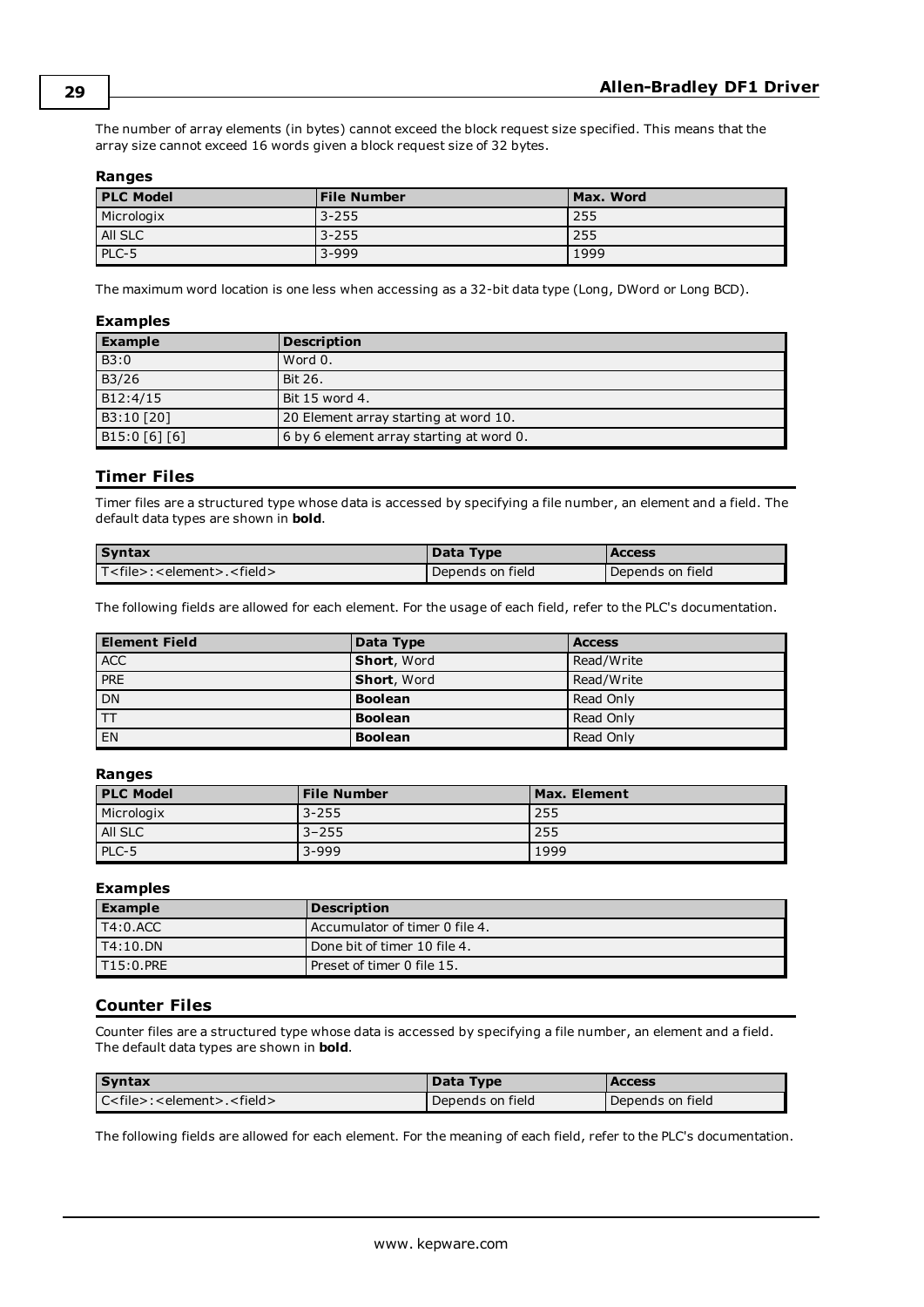The number of array elements (in bytes) cannot exceed the block request size specified. This means that the array size cannot exceed 16 words given a block request size of 32 bytes.

#### Ranges

| PLC Model | File Number | Max. Word |
|---|---|---|
| Micrologix | 3-255 | 255 |
| All SLC | 3-255 | 255 |
| PLC-5 | 3-999 | 1999 |

The maximum word location is one less when accessing as a 32-bit data type (Long, DWord or Long BCD).

#### Examples

| Example | Description |
|---|---|
| B3:0 | Word 0. |
| B3/26 | Bit 26. |
| B12:4/15 | Bit 15 word 4. |
| B3:10 [20] | 20 Element array starting at word 10. |
| B15:0 [6] [6] | 6 by 6 element array starting at word 0. |

### Timer Files

Timer files are a structured type whose data is accessed by specifying a file number, an element and a field. The default data types are shown in **bold**.

| Syntax | Data Type | Access |
|---|---|---|
| T<file>:<element>.<field> | Depends on field | Depends on field |

The following fields are allowed for each element. For the usage of each field, refer to the PLC's documentation.

| Element Field | Data Type | Access |
|---|---|---|
| ACC | **Short**, Word | Read/Write |
| PRE | **Short**, Word | Read/Write |
| DN | **Boolean** | Read Only |
| TT | **Boolean** | Read Only |
| EN | **Boolean** | Read Only |

#### Ranges

| PLC Model | File Number | Max. Element |
|---|---|---|
| Micrologix | 3-255 | 255 |
| All SLC | 3–255 | 255 |
| PLC-5 | 3-999 | 1999 |

#### Examples

| Example | Description |
|---|---|
| T4:0.ACC | Accumulator of timer 0 file 4. |
| T4:10.DN | Done bit of timer 10 file 4. |
| T15:0.PRE | Preset of timer 0 file 15. |

### Counter Files

Counter files are a structured type whose data is accessed by specifying a file number, an element and a field. The default data types are shown in **bold**.

| Syntax | Data Type | Access |
|---|---|---|
| C<file>:<element>.<field> | Depends on field | Depends on field |

The following fields are allowed for each element. For the meaning of each field, refer to the PLC's documentation.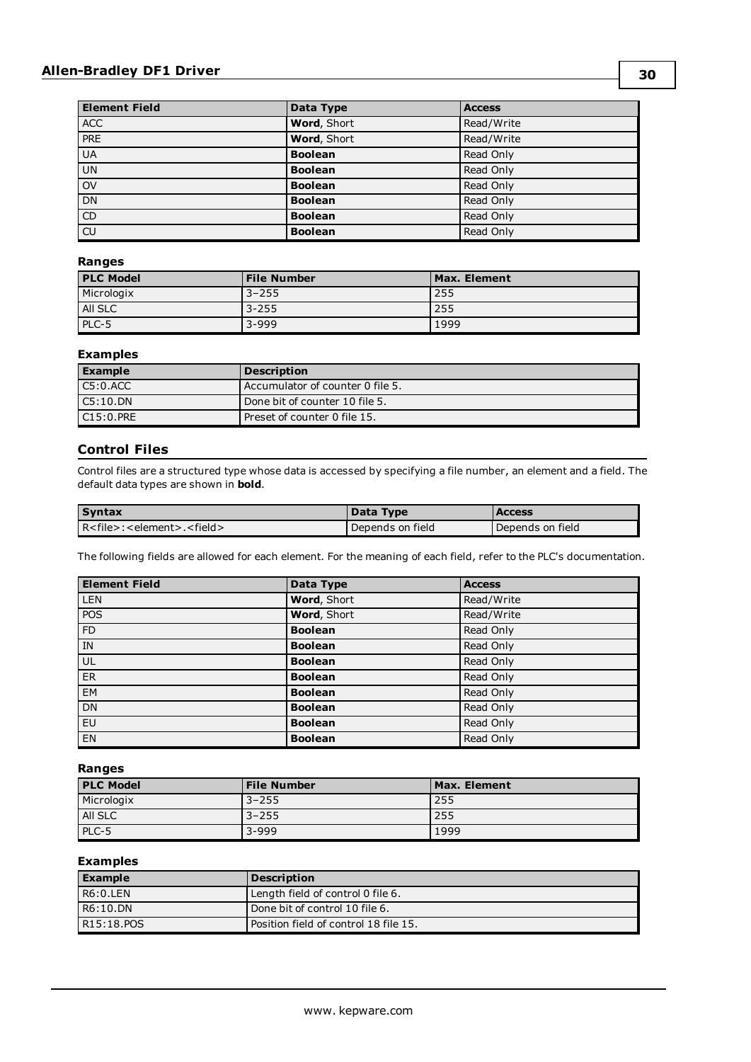| Element Field | Data Type | Access |
|---|---|---|
| ACC | **Word**, Short | Read/Write |
| PRE | **Word**, Short | Read/Write |
| UA | **Boolean** | Read Only |
| UN | **Boolean** | Read Only |
| OV | **Boolean** | Read Only |
| DN | **Boolean** | Read Only |
| CD | **Boolean** | Read Only |
| CU | **Boolean** | Read Only |

#### Ranges

| PLC Model | File Number | Max. Element |
|---|---|---|
| Micrologix | 3–255 | 255 |
| All SLC | 3-255 | 255 |
| PLC-5 | 3-999 | 1999 |

#### Examples

| Example | Description |
|---|---|
| C5:0.ACC | Accumulator of counter 0 file 5. |
| C5:10.DN | Done bit of counter 10 file 5. |
| C15:0.PRE | Preset of counter 0 file 15. |

### Control Files

Control files are a structured type whose data is accessed by specifying a file number, an element and a field. The default data types are shown in **bold**.

| Syntax | Data Type | Access |
|---|---|---|
| R<file>:<element>.<field> | Depends on field | Depends on field |

The following fields are allowed for each element. For the meaning of each field, refer to the PLC's documentation.

| Element Field | Data Type | Access |
|---|---|---|
| LEN | **Word**, Short | Read/Write |
| POS | **Word**, Short | Read/Write |
| FD | **Boolean** | Read Only |
| IN | **Boolean** | Read Only |
| UL | **Boolean** | Read Only |
| ER | **Boolean** | Read Only |
| EM | **Boolean** | Read Only |
| DN | **Boolean** | Read Only |
| EU | **Boolean** | Read Only |
| EN | **Boolean** | Read Only |

#### Ranges

| PLC Model | File Number | Max. Element |
|---|---|---|
| Micrologix | 3–255 | 255 |
| All SLC | 3–255 | 255 |
| PLC-5 | 3-999 | 1999 |

#### Examples

| Example | Description |
|---|---|
| R6:0.LEN | Length field of control 0 file 6. |
| R6:10.DN | Done bit of control 10 file 6. |
| R15:18.POS | Position field of control 18 file 15. |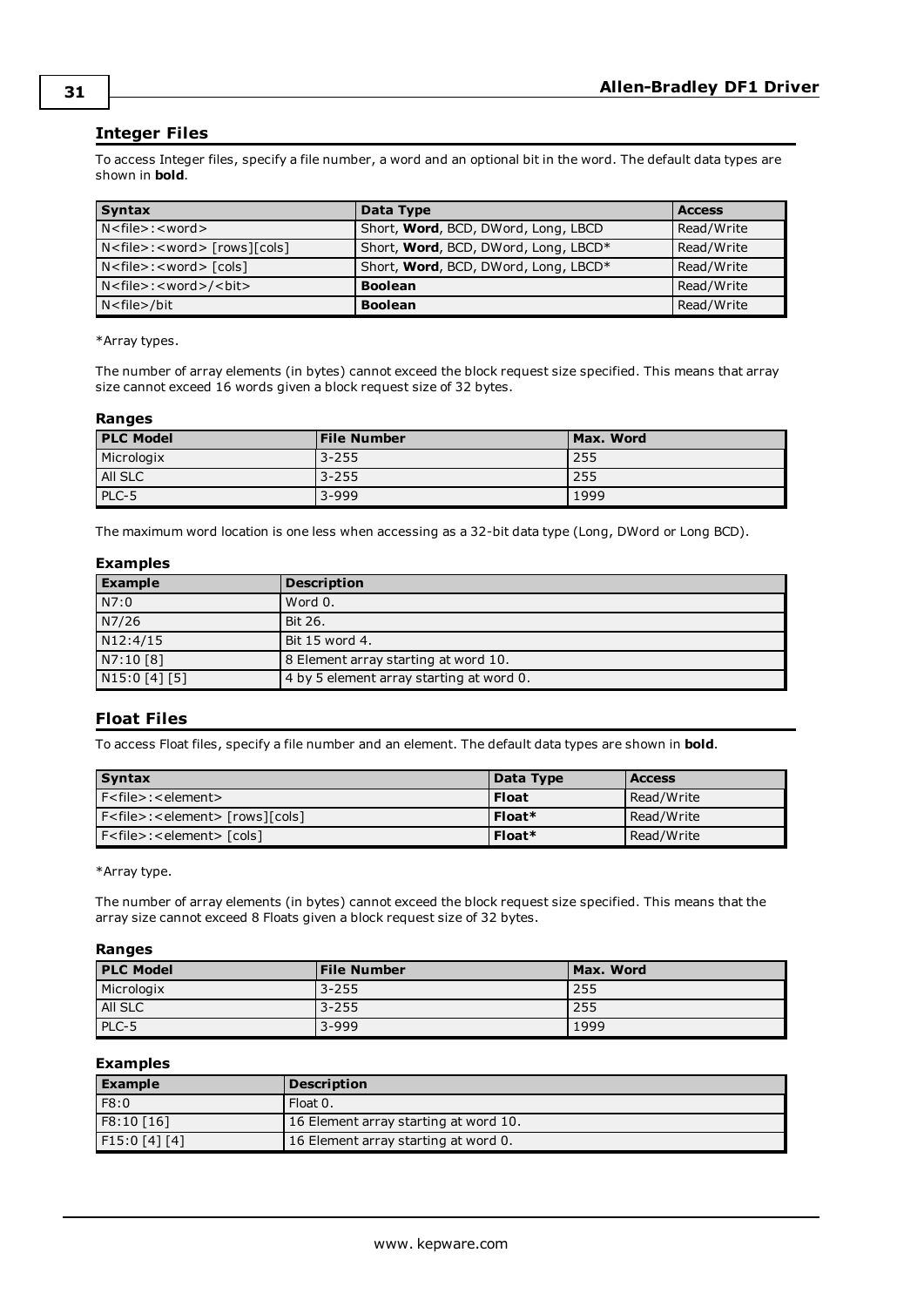## Integer Files

To access Integer files, specify a file number, a word and an optional bit in the word. The default data types are shown in **bold**.

| Syntax | Data Type | Access |
|---|---|---|
| N<file>:<word> | Short, **Word**, BCD, DWord, Long, LBCD | Read/Write |
| N<file>:<word> [rows][cols] | Short, **Word**, BCD, DWord, Long, LBCD* | Read/Write |
| N<file>:<word> [cols] | Short, **Word**, BCD, DWord, Long, LBCD* | Read/Write |
| N<file>:<word>/<bit> | **Boolean** | Read/Write |
| N<file>/bit | **Boolean** | Read/Write |

*Array types.

The number of array elements (in bytes) cannot exceed the block request size specified. This means that array size cannot exceed 16 words given a block request size of 32 bytes.

#### Ranges

| PLC Model | File Number | Max. Word |
|---|---|---|
| Micrologix | 3-255 | 255 |
| All SLC | 3-255 | 255 |
| PLC-5 | 3-999 | 1999 |

The maximum word location is one less when accessing as a 32-bit data type (Long, DWord or Long BCD).

#### Examples

| Example | Description |
|---|---|
| N7:0 | Word 0. |
| N7/26 | Bit 26. |
| N12:4/15 | Bit 15 word 4. |
| N7:10 [8] | 8 Element array starting at word 10. |
| N15:0 [4] [5] | 4 by 5 element array starting at word 0. |

## Float Files

To access Float files, specify a file number and an element. The default data types are shown in **bold**.

| Syntax | Data Type | Access |
|---|---|---|
| F<file>:<element> | **Float** | Read/Write |
| F<file>:<element> [rows][cols] | **Float*** | Read/Write |
| F<file>:<element> [cols] | **Float*** | Read/Write |

*Array type.

The number of array elements (in bytes) cannot exceed the block request size specified. This means that the array size cannot exceed 8 Floats given a block request size of 32 bytes.

#### Ranges

| PLC Model | File Number | Max. Word |
|---|---|---|
| Micrologix | 3-255 | 255 |
| All SLC | 3-255 | 255 |
| PLC-5 | 3-999 | 1999 |

#### Examples

| Example | Description |
|---|---|
| F8:0 | Float 0. |
| F8:10 [16] | 16 Element array starting at word 10. |
| F15:0 [4] [4] | 16 Element array starting at word 0. |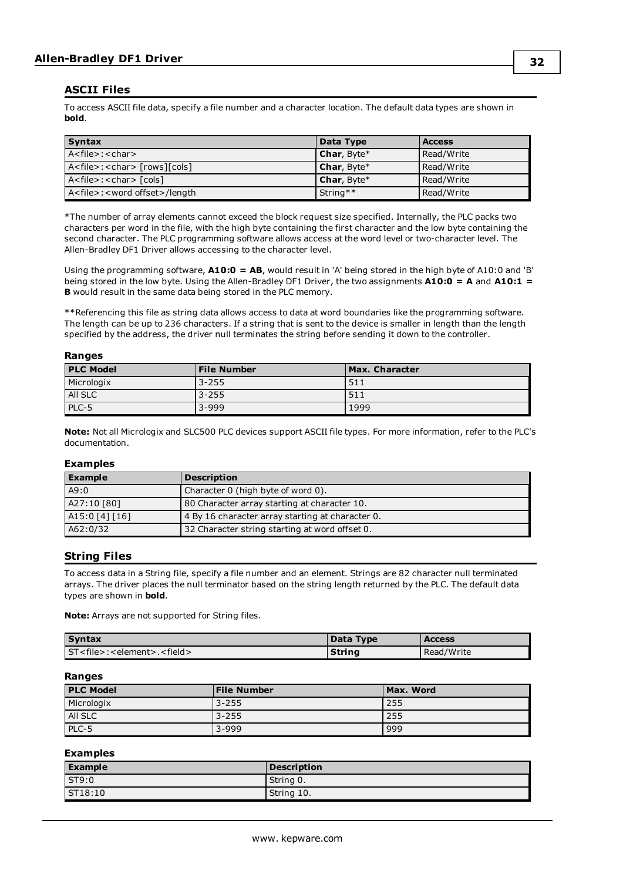## ASCII Files

To access ASCII file data, specify a file number and a character location. The default data types are shown in **bold**.

| Syntax | Data Type | Access |
| --- | --- | --- |
| A<file>:<char> | **Char**, Byte* | Read/Write |
| A<file>:<char> [rows][cols] | **Char**, Byte* | Read/Write |
| A<file>:<char> [cols] | **Char**, Byte* | Read/Write |
| A<file>:<word offset>/length | String** | Read/Write |

*The number of array elements cannot exceed the block request size specified. Internally, the PLC packs two characters per word in the file, with the high byte containing the first character and the low byte containing the second character. The PLC programming software allows access at the word level or two-character level. The Allen-Bradley DF1 Driver allows accessing to the character level.

Using the programming software, **A10:0 = AB**, would result in 'A' being stored in the high byte of A10:0 and 'B' being stored in the low byte. Using the Allen-Bradley DF1 Driver, the two assignments **A10:0 = A** and **A10:1 = B** would result in the same data being stored in the PLC memory.

**Referencing this file as string data allows access to data at word boundaries like the programming software. The length can be up to 236 characters. If a string that is sent to the device is smaller in length than the length specified by the address, the driver null terminates the string before sending it down to the controller.

#### Ranges

| PLC Model | File Number | Max. Character |
| --- | --- | --- |
| Micrologix | 3-255 | 511 |
| All SLC | 3-255 | 511 |
| PLC-5 | 3-999 | 1999 |

**Note:** Not all Micrologix and SLC500 PLC devices support ASCII file types. For more information, refer to the PLC's documentation.

#### Examples

| Example | Description |
| --- | --- |
| A9:0 | Character 0 (high byte of word 0). |
| A27:10 [80] | 80 Character array starting at character 10. |
| A15:0 [4] [16] | 4 By 16 character array starting at character 0. |
| A62:0/32 | 32 Character string starting at word offset 0. |

## String Files

To access data in a String file, specify a file number and an element. Strings are 82 character null terminated arrays. The driver places the null terminator based on the string length returned by the PLC. The default data types are shown in **bold**.

**Note:** Arrays are not supported for String files.

| Syntax | Data Type | Access |
| --- | --- | --- |
| ST<file>:<element>.<field> | **String** | Read/Write |

#### Ranges

| PLC Model | File Number | Max. Word |
| --- | --- | --- |
| Micrologix | 3-255 | 255 |
| All SLC | 3-255 | 255 |
| PLC-5 | 3-999 | 999 |

#### Examples

| Example | Description |
| --- | --- |
| ST9:0 | String 0. |
| ST18:10 | String 10. |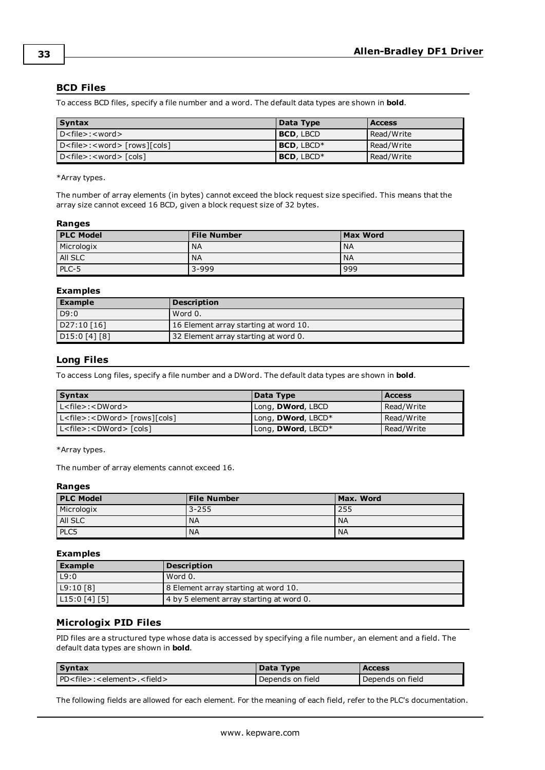## BCD Files

To access BCD files, specify a file number and a word. The default data types are shown in **bold**.

| Syntax | Data Type | Access |
|---|---|---|
| D<file>:<word> | **BCD**, LBCD | Read/Write |
| D<file>:<word> [rows][cols] | **BCD**, LBCD* | Read/Write |
| D<file>:<word> [cols] | **BCD**, LBCD* | Read/Write |

*Array types.

The number of array elements (in bytes) cannot exceed the block request size specified. This means that the array size cannot exceed 16 BCD, given a block request size of 32 bytes.

#### Ranges

| PLC Model | File Number | Max Word |
|---|---|---|
| Micrologix | NA | NA |
| All SLC | NA | NA |
| PLC-5 | 3-999 | 999 |

#### Examples

| Example | Description |
|---|---|
| D9:0 | Word 0. |
| D27:10 [16] | 16 Element array starting at word 10. |
| D15:0 [4] [8] | 32 Element array starting at word 0. |

## Long Files

To access Long files, specify a file number and a DWord. The default data types are shown in **bold**.

| Syntax | Data Type | Access |
|---|---|---|
| L<file>:<DWord> | Long, **DWord**, LBCD | Read/Write |
| L<file>:<DWord> [rows][cols] | Long, **DWord**, LBCD* | Read/Write |
| L<file>:<DWord> [cols] | Long, **DWord**, LBCD* | Read/Write |

*Array types.

The number of array elements cannot exceed 16.

#### Ranges

| PLC Model | File Number | Max. Word |
|---|---|---|
| Micrologix | 3-255 | 255 |
| All SLC | NA | NA |
| PLC5 | NA | NA |

#### Examples

| Example | Description |
|---|---|
| L9:0 | Word 0. |
| L9:10 [8] | 8 Element array starting at word 10. |
| L15:0 [4] [5] | 4 by 5 element array starting at word 0. |

## Micrologix PID Files

PID files are a structured type whose data is accessed by specifying a file number, an element and a field. The default data types are shown in **bold**.

| Syntax | Data Type | Access |
|---|---|---|
| PD<file>:<element>.<field> | Depends on field | Depends on field |

The following fields are allowed for each element. For the meaning of each field, refer to the PLC's documentation.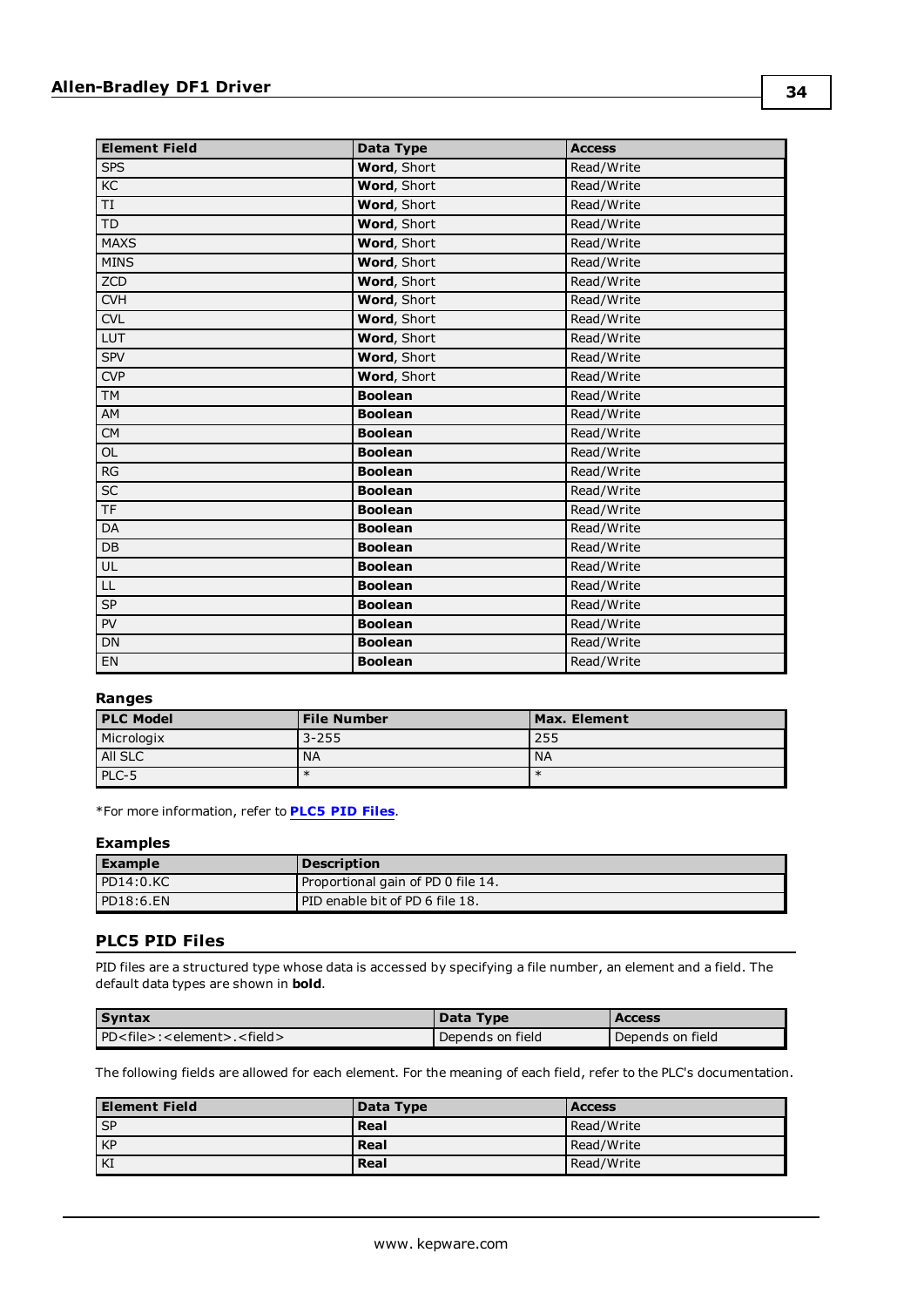| Element Field | Data Type | Access |
|---|---|---|
| SPS | **Word**, Short | Read/Write |
| KC | **Word**, Short | Read/Write |
| TI | **Word**, Short | Read/Write |
| TD | **Word**, Short | Read/Write |
| MAXS | **Word**, Short | Read/Write |
| MINS | **Word**, Short | Read/Write |
| ZCD | **Word**, Short | Read/Write |
| CVH | **Word**, Short | Read/Write |
| CVL | **Word**, Short | Read/Write |
| LUT | **Word**, Short | Read/Write |
| SPV | **Word**, Short | Read/Write |
| CVP | **Word**, Short | Read/Write |
| TM | **Boolean** | Read/Write |
| AM | **Boolean** | Read/Write |
| CM | **Boolean** | Read/Write |
| OL | **Boolean** | Read/Write |
| RG | **Boolean** | Read/Write |
| SC | **Boolean** | Read/Write |
| TF | **Boolean** | Read/Write |
| DA | **Boolean** | Read/Write |
| DB | **Boolean** | Read/Write |
| UL | **Boolean** | Read/Write |
| LL | **Boolean** | Read/Write |
| SP | **Boolean** | Read/Write |
| PV | **Boolean** | Read/Write |
| DN | **Boolean** | Read/Write |
| EN | **Boolean** | Read/Write |

### Ranges

| PLC Model | File Number | Max. Element |
|---|---|---|
| Micrologix | 3-255 | 255 |
| All SLC | NA | NA |
| PLC-5 | * | * |

*For more information, refer to **PLC5 PID Files**.

### Examples

| Example | Description |
|---|---|
| PD14:0.KC | Proportional gain of PD 0 file 14. |
| PD18:6.EN | PID enable bit of PD 6 file 18. |

## PLC5 PID Files

PID files are a structured type whose data is accessed by specifying a file number, an element and a field. The default data types are shown in **bold**.

| Syntax | Data Type | Access |
|---|---|---|
| PD<file>:<element>.<field> | Depends on field | Depends on field |

The following fields are allowed for each element. For the meaning of each field, refer to the PLC's documentation.

| Element Field | Data Type | Access |
|---|---|---|
| SP | **Real** | Read/Write |
| KP | **Real** | Read/Write |
| KI | **Real** | Read/Write |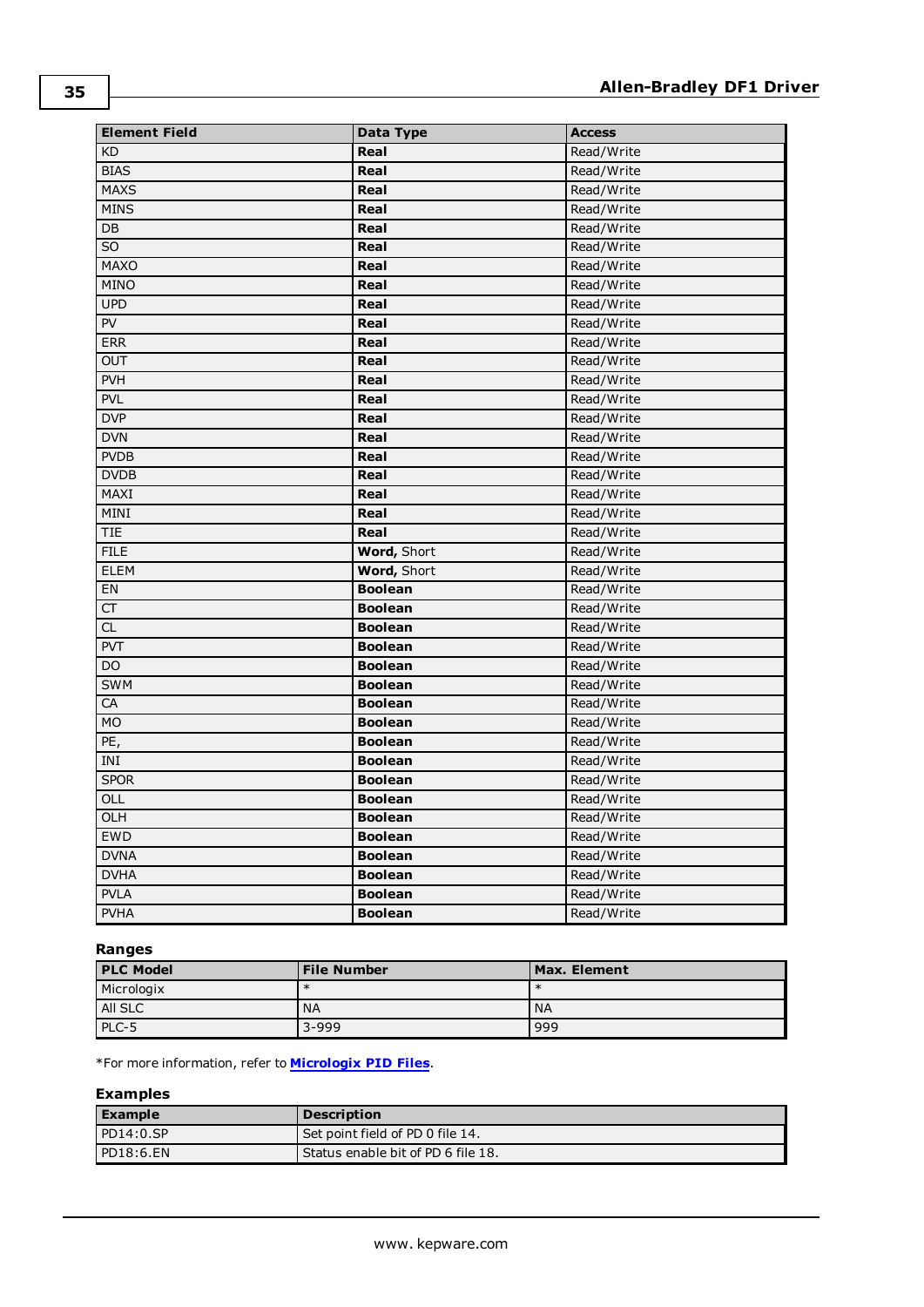| Element Field | Data Type | Access |
|---|---|---|
| KD | **Real** | Read/Write |
| BIAS | **Real** | Read/Write |
| MAXS | **Real** | Read/Write |
| MINS | **Real** | Read/Write |
| DB | **Real** | Read/Write |
| SO | **Real** | Read/Write |
| MAXO | **Real** | Read/Write |
| MINO | **Real** | Read/Write |
| UPD | **Real** | Read/Write |
| PV | **Real** | Read/Write |
| ERR | **Real** | Read/Write |
| OUT | **Real** | Read/Write |
| PVH | **Real** | Read/Write |
| PVL | **Real** | Read/Write |
| DVP | **Real** | Read/Write |
| DVN | **Real** | Read/Write |
| PVDB | **Real** | Read/Write |
| DVDB | **Real** | Read/Write |
| MAXI | **Real** | Read/Write |
| MINI | **Real** | Read/Write |
| TIE | **Real** | Read/Write |
| FILE | **Word**, Short | Read/Write |
| ELEM | **Word**, Short | Read/Write |
| EN | **Boolean** | Read/Write |
| CT | **Boolean** | Read/Write |
| CL | **Boolean** | Read/Write |
| PVT | **Boolean** | Read/Write |
| DO | **Boolean** | Read/Write |
| SWM | **Boolean** | Read/Write |
| CA | **Boolean** | Read/Write |
| MO | **Boolean** | Read/Write |
| PE, | **Boolean** | Read/Write |
| INI | **Boolean** | Read/Write |
| SPOR | **Boolean** | Read/Write |
| OLL | **Boolean** | Read/Write |
| OLH | **Boolean** | Read/Write |
| EWD | **Boolean** | Read/Write |
| DVNA | **Boolean** | Read/Write |
| DVHA | **Boolean** | Read/Write |
| PVLA | **Boolean** | Read/Write |
| PVHA | **Boolean** | Read/Write |

### Ranges

| PLC Model | File Number | Max. Element |
|---|---|---|
| Micrologix | * | * |
| All SLC | NA | NA |
| PLC-5 | 3-999 | 999 |

*For more information, refer to **Micrologix PID Files**.

### Examples

| Example | Description |
|---|---|
| PD14:0.SP | Set point field of PD 0 file 14. |
| PD18:6.EN | Status enable bit of PD 6 file 18. |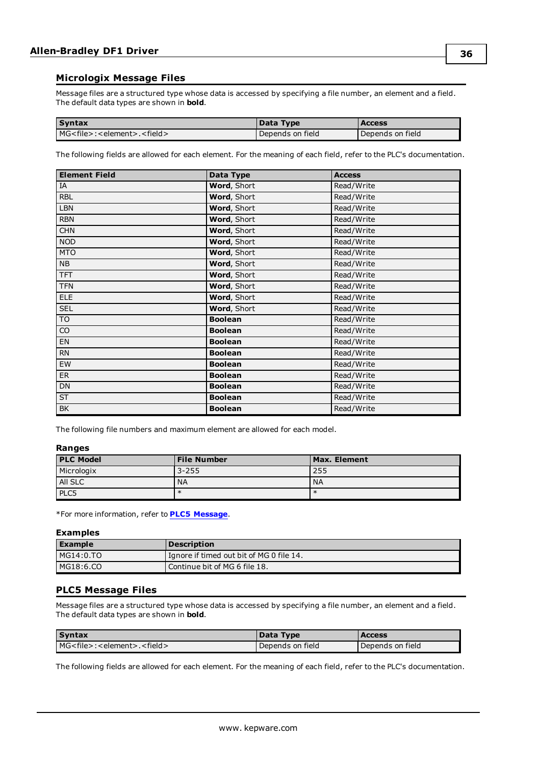## Micrologix Message Files

Message files are a structured type whose data is accessed by specifying a file number, an element and a field. The default data types are shown in **bold**.

| Syntax | Data Type | Access |
|---|---|---|
| MG<file>:<element>.<field> | Depends on field | Depends on field |

The following fields are allowed for each element. For the meaning of each field, refer to the PLC's documentation.

| Element Field | Data Type | Access |
|---|---|---|
| IA | **Word**, Short | Read/Write |
| RBL | **Word**, Short | Read/Write |
| LBN | **Word**, Short | Read/Write |
| RBN | **Word**, Short | Read/Write |
| CHN | **Word**, Short | Read/Write |
| NOD | **Word**, Short | Read/Write |
| MTO | **Word**, Short | Read/Write |
| NB | **Word**, Short | Read/Write |
| TFT | **Word**, Short | Read/Write |
| TFN | **Word**, Short | Read/Write |
| ELE | **Word**, Short | Read/Write |
| SEL | **Word**, Short | Read/Write |
| TO | **Boolean** | Read/Write |
| CO | **Boolean** | Read/Write |
| EN | **Boolean** | Read/Write |
| RN | **Boolean** | Read/Write |
| EW | **Boolean** | Read/Write |
| ER | **Boolean** | Read/Write |
| DN | **Boolean** | Read/Write |
| ST | **Boolean** | Read/Write |
| BK | **Boolean** | Read/Write |

The following file numbers and maximum element are allowed for each model.

### Ranges

| PLC Model | File Number | Max. Element |
|---|---|---|
| Micrologix | 3-255 | 255 |
| All SLC | NA | NA |
| PLC5 | * | * |

*For more information, refer to **PLC5 Message**.

### Examples

| Example | Description |
|---|---|
| MG14:0.TO | Ignore if timed out bit of MG 0 file 14. |
| MG18:6.CO | Continue bit of MG 6 file 18. |

## PLC5 Message Files

Message files are a structured type whose data is accessed by specifying a file number, an element and a field. The default data types are shown in **bold**.

| Syntax | Data Type | Access |
|---|---|---|
| MG<file>:<element>.<field> | Depends on field | Depends on field |

The following fields are allowed for each element. For the meaning of each field, refer to the PLC's documentation.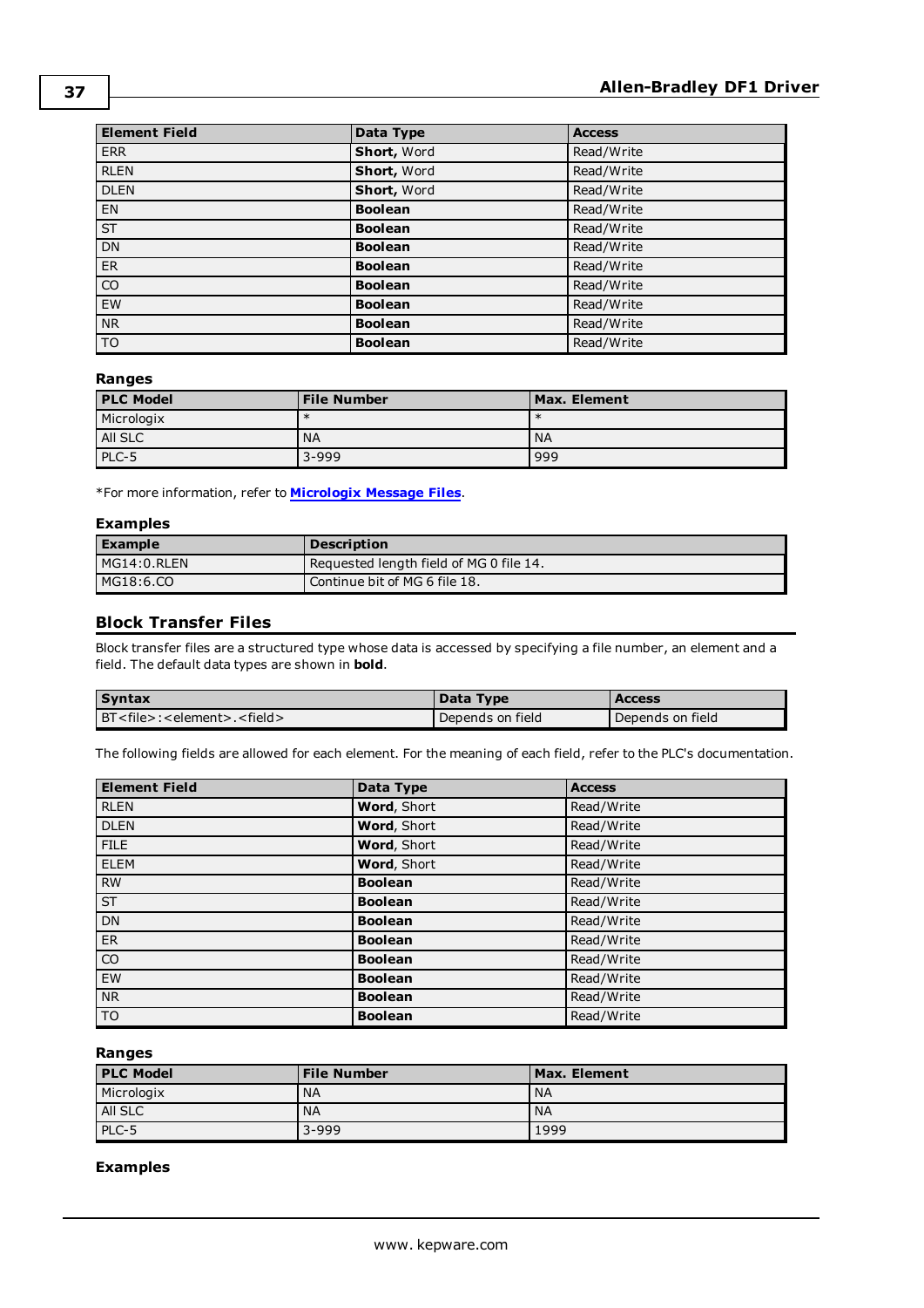| Element Field | Data Type | Access |
|---|---|---|
| ERR | **Short**, Word | Read/Write |
| RLEN | **Short**, Word | Read/Write |
| DLEN | **Short**, Word | Read/Write |
| EN | **Boolean** | Read/Write |
| ST | **Boolean** | Read/Write |
| DN | **Boolean** | Read/Write |
| ER | **Boolean** | Read/Write |
| CO | **Boolean** | Read/Write |
| EW | **Boolean** | Read/Write |
| NR | **Boolean** | Read/Write |
| TO | **Boolean** | Read/Write |

### Ranges

| PLC Model | File Number | Max. Element |
|---|---|---|
| Micrologix | * | * |
| All SLC | NA | NA |
| PLC-5 | 3-999 | 999 |

*For more information, refer to **Micrologix Message Files**.

### Examples

| Example | Description |
|---|---|
| MG14:0.RLEN | Requested length field of MG 0 file 14. |
| MG18:6.CO | Continue bit of MG 6 file 18. |

## Block Transfer Files

Block transfer files are a structured type whose data is accessed by specifying a file number, an element and a field. The default data types are shown in **bold**.

| Syntax | Data Type | Access |
|---|---|---|
| BT<file>:<element>.<field> | Depends on field | Depends on field |

The following fields are allowed for each element. For the meaning of each field, refer to the PLC's documentation.

| Element Field | Data Type | Access |
|---|---|---|
| RLEN | **Word**, Short | Read/Write |
| DLEN | **Word**, Short | Read/Write |
| FILE | **Word**, Short | Read/Write |
| ELEM | **Word**, Short | Read/Write |
| RW | **Boolean** | Read/Write |
| ST | **Boolean** | Read/Write |
| DN | **Boolean** | Read/Write |
| ER | **Boolean** | Read/Write |
| CO | **Boolean** | Read/Write |
| EW | **Boolean** | Read/Write |
| NR | **Boolean** | Read/Write |
| TO | **Boolean** | Read/Write |

### Ranges

| PLC Model | File Number | Max. Element |
|---|---|---|
| Micrologix | NA | NA |
| All SLC | NA | NA |
| PLC-5 | 3-999 | 1999 |

### Examples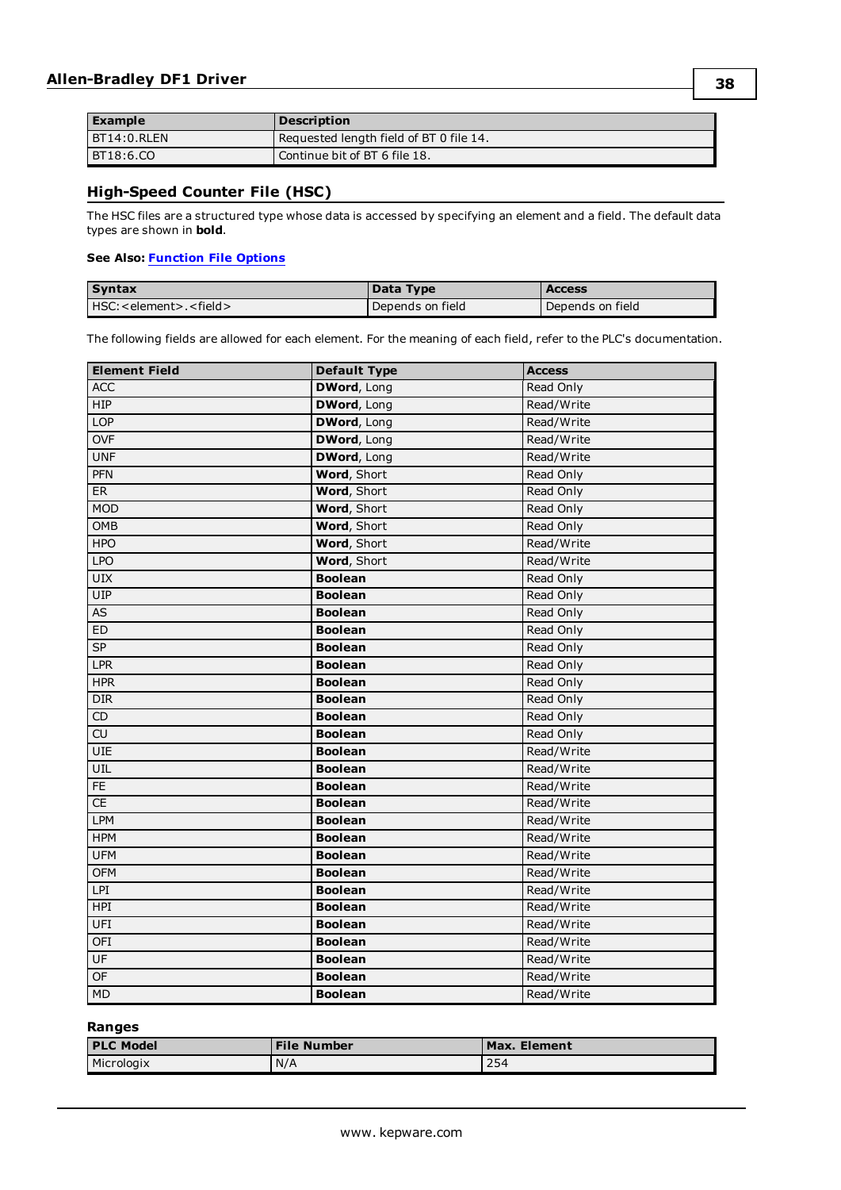| Example | Description |
| --- | --- |
| BT14:0.RLEN | Requested length field of BT 0 file 14. |
| BT18:6.CO | Continue bit of BT 6 file 18. |

## High-Speed Counter File (HSC)

The HSC files are a structured type whose data is accessed by specifying an element and a field. The default data types are shown in **bold**.

**See Also: Function File Options**

| Syntax | Data Type | Access |
| --- | --- | --- |
| HSC:<element>.<field> | Depends on field | Depends on field |

The following fields are allowed for each element. For the meaning of each field, refer to the PLC's documentation.

| Element Field | Default Type | Access |
| --- | --- | --- |
| ACC | **DWord**, Long | Read Only |
| HIP | **DWord**, Long | Read/Write |
| LOP | **DWord**, Long | Read/Write |
| OVF | **DWord**, Long | Read/Write |
| UNF | **DWord**, Long | Read/Write |
| PFN | **Word**, Short | Read Only |
| ER | **Word**, Short | Read Only |
| MOD | **Word**, Short | Read Only |
| OMB | **Word**, Short | Read Only |
| HPO | **Word**, Short | Read/Write |
| LPO | **Word**, Short | Read/Write |
| UIX | **Boolean** | Read Only |
| UIP | **Boolean** | Read Only |
| AS | **Boolean** | Read Only |
| ED | **Boolean** | Read Only |
| SP | **Boolean** | Read Only |
| LPR | **Boolean** | Read Only |
| HPR | **Boolean** | Read Only |
| DIR | **Boolean** | Read Only |
| CD | **Boolean** | Read Only |
| CU | **Boolean** | Read Only |
| UIE | **Boolean** | Read/Write |
| UIL | **Boolean** | Read/Write |
| FE | **Boolean** | Read/Write |
| CE | **Boolean** | Read/Write |
| LPM | **Boolean** | Read/Write |
| HPM | **Boolean** | Read/Write |
| UFM | **Boolean** | Read/Write |
| OFM | **Boolean** | Read/Write |
| LPI | **Boolean** | Read/Write |
| HPI | **Boolean** | Read/Write |
| UFI | **Boolean** | Read/Write |
| OFI | **Boolean** | Read/Write |
| UF | **Boolean** | Read/Write |
| OF | **Boolean** | Read/Write |
| MD | **Boolean** | Read/Write |

**Ranges**

| PLC Model | File Number | Max. Element |
| --- | --- | --- |
| Micrologix | N/A | 254 |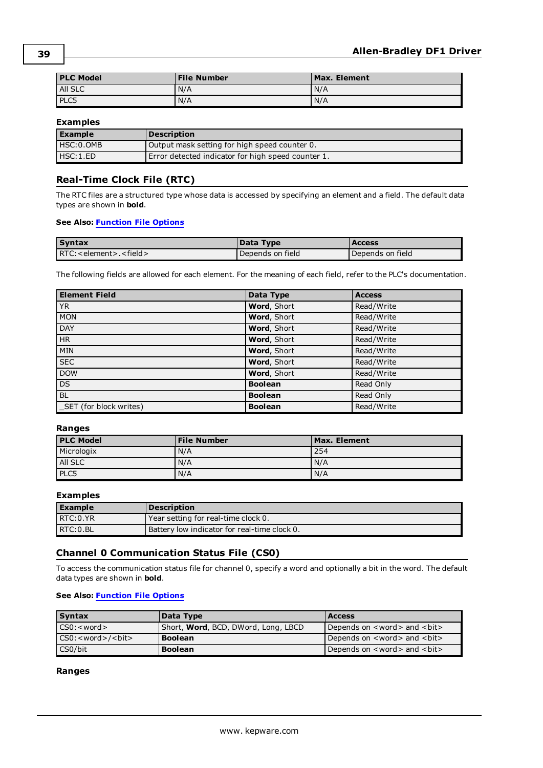| PLC Model | File Number | Max. Element |
|---|---|---|
| All SLC | N/A | N/A |
| PLC5 | N/A | N/A |

### Examples

| Example | Description |
|---|---|
| HSC:0.OMB | Output mask setting for high speed counter 0. |
| HSC:1.ED | Error detected indicator for high speed counter 1. |

## Real-Time Clock File (RTC)

The RTC files are a structured type whose data is accessed by specifying an element and a field. The default data types are shown in **bold**.

**See Also: Function File Options**

| Syntax | Data Type | Access |
|---|---|---|
| RTC:<element>.<field> | Depends on field | Depends on field |

The following fields are allowed for each element. For the meaning of each field, refer to the PLC's documentation.

| Element Field | Data Type | Access |
|---|---|---|
| YR | **Word**, Short | Read/Write |
| MON | **Word**, Short | Read/Write |
| DAY | **Word**, Short | Read/Write |
| HR | **Word**, Short | Read/Write |
| MIN | **Word**, Short | Read/Write |
| SEC | **Word**, Short | Read/Write |
| DOW | **Word**, Short | Read/Write |
| DS | **Boolean** | Read Only |
| BL | **Boolean** | Read Only |
| _SET (for block writes) | **Boolean** | Read/Write |

### Ranges

| PLC Model | File Number | Max. Element |
|---|---|---|
| Micrologix | N/A | 254 |
| All SLC | N/A | N/A |
| PLC5 | N/A | N/A |

### Examples

| Example | Description |
|---|---|
| RTC:0.YR | Year setting for real-time clock 0. |
| RTC:0.BL | Battery low indicator for real-time clock 0. |

## Channel 0 Communication Status File (CS0)

To access the communication status file for channel 0, specify a word and optionally a bit in the word. The default data types are shown in **bold**.

**See Also: Function File Options**

| Syntax | Data Type | Access |
|---|---|---|
| CS0:<word> | Short, **Word**, BCD, DWord, Long, LBCD | Depends on <word> and <bit> |
| CS0:<word>/<bit> | **Boolean** | Depends on <word> and <bit> |
| CS0/bit | **Boolean** | Depends on <word> and <bit> |

### Ranges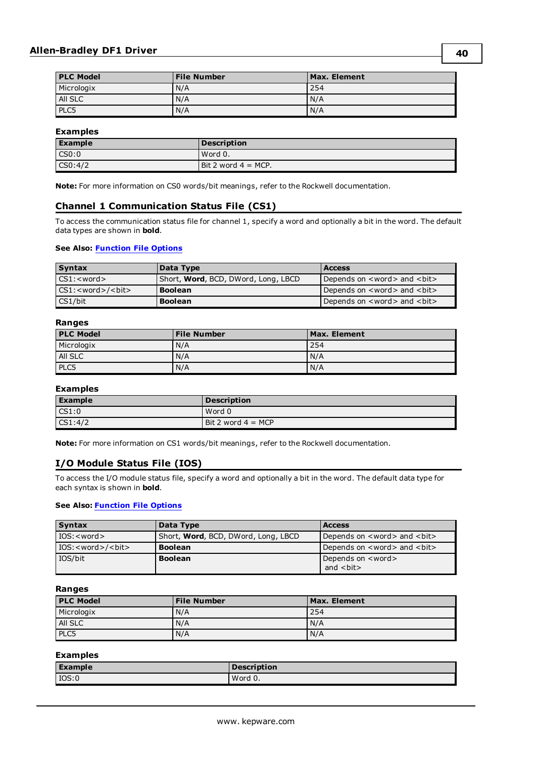| PLC Model | File Number | Max. Element |
|---|---|---|
| Micrologix | N/A | 254 |
| All SLC | N/A | N/A |
| PLC5 | N/A | N/A |

### Examples

| Example | Description |
|---|---|
| CS0:0 | Word 0. |
| CS0:4/2 | Bit 2 word 4 = MCP. |

**Note:** For more information on CS0 words/bit meanings, refer to the Rockwell documentation.

## Channel 1 Communication Status File (CS1)

To access the communication status file for channel 1, specify a word and optionally a bit in the word. The default data types are shown in **bold**.

**See Also: Function File Options**

| Syntax | Data Type | Access |
|---|---|---|
| CS1:<word> | Short, **Word**, BCD, DWord, Long, LBCD | Depends on <word> and <bit> |
| CS1:<word>/<bit> | **Boolean** | Depends on <word> and <bit> |
| CS1/bit | **Boolean** | Depends on <word> and <bit> |

### Ranges

| PLC Model | File Number | Max. Element |
|---|---|---|
| Micrologix | N/A | 254 |
| All SLC | N/A | N/A |
| PLC5 | N/A | N/A |

### Examples

| Example | Description |
|---|---|
| CS1:0 | Word 0 |
| CS1:4/2 | Bit 2 word 4 = MCP |

**Note:** For more information on CS1 words/bit meanings, refer to the Rockwell documentation.

## I/O Module Status File (IOS)

To access the I/O module status file, specify a word and optionally a bit in the word. The default data type for each syntax is shown in **bold**.

**See Also: Function File Options**

| Syntax | Data Type | Access |
|---|---|---|
| IOS:<word> | Short, **Word**, BCD, DWord, Long, LBCD | Depends on <word> and <bit> |
| IOS:<word>/<bit> | **Boolean** | Depends on <word> and <bit> |
| IOS/bit | **Boolean** | Depends on <word> and <bit> |

### Ranges

| PLC Model | File Number | Max. Element |
|---|---|---|
| Micrologix | N/A | 254 |
| All SLC | N/A | N/A |
| PLC5 | N/A | N/A |

### Examples

| Example | Description |
|---|---|
| IOS:0 | Word 0. |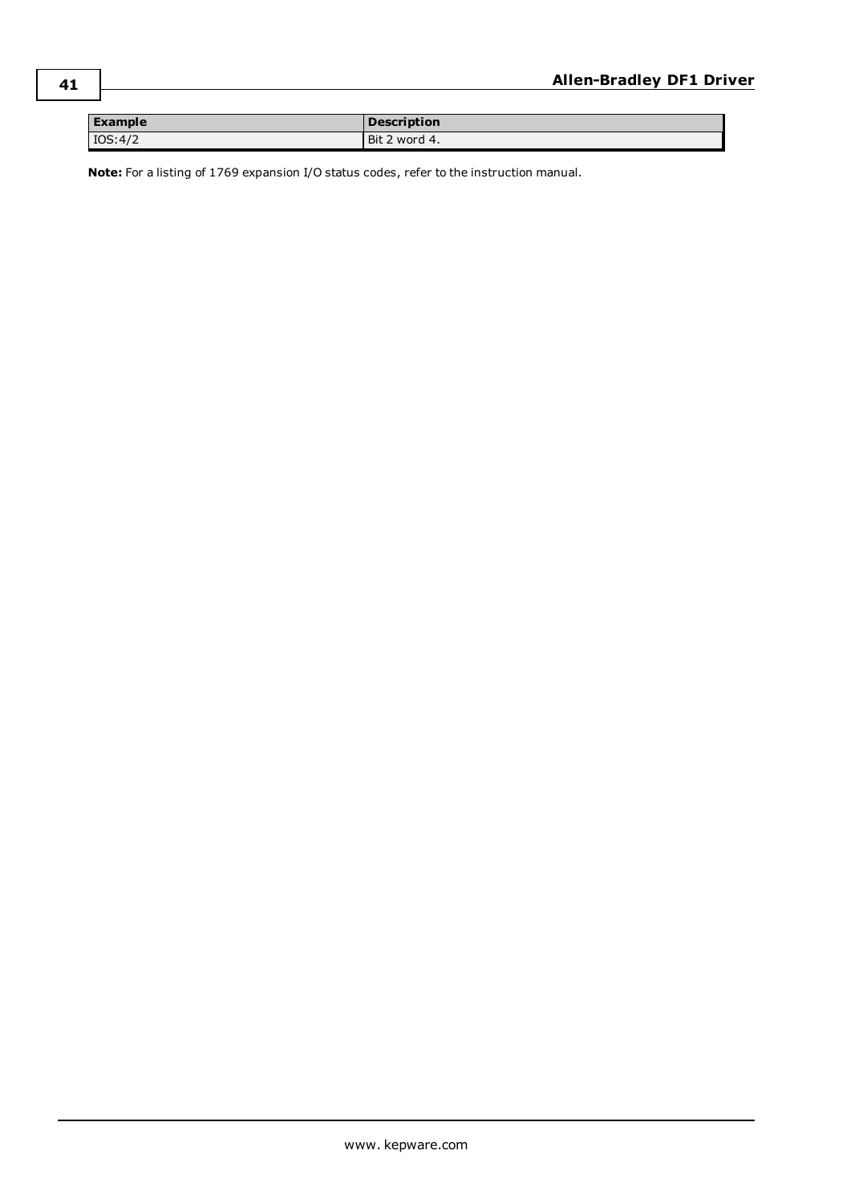| Example | Description |
| --- | --- |
| IOS:4/2 | Bit 2 word 4. |

**Note:** For a listing of 1769 expansion I/O status codes, refer to the instruction manual.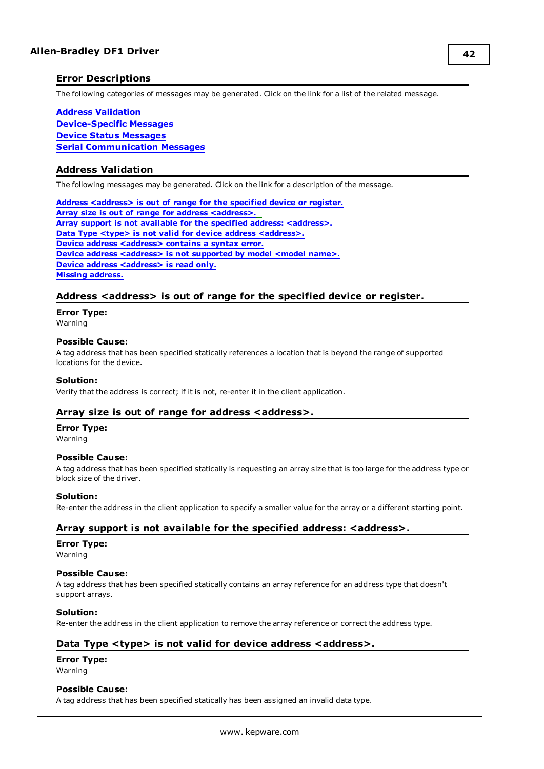## Error Descriptions

The following categories of messages may be generated. Click on the link for a list of the related message.

**Address Validation**
**Device-Specific Messages**
**Device Status Messages**
**Serial Communication Messages**

## Address Validation

The following messages may be generated. Click on the link for a description of the message.

**Address <address> is out of range for the specified device or register.**
**Array size is out of range for address <address>.**
**Array support is not available for the specified address: <address>.**
**Data Type <type> is not valid for device address <address>.**
**Device address <address> contains a syntax error.**
**Device address <address> is not supported by model <model name>.**
**Device address <address> is read only.**
**Missing address.**

### Address <address> is out of range for the specified device or register.

**Error Type:**
Warning

**Possible Cause:**
A tag address that has been specified statically references a location that is beyond the range of supported locations for the device.

**Solution:**
Verify that the address is correct; if it is not, re-enter it in the client application.

### Array size is out of range for address <address>.

**Error Type:**
Warning

**Possible Cause:**
A tag address that has been specified statically is requesting an array size that is too large for the address type or block size of the driver.

**Solution:**
Re-enter the address in the client application to specify a smaller value for the array or a different starting point.

### Array support is not available for the specified address: <address>.

**Error Type:**
Warning

**Possible Cause:**
A tag address that has been specified statically contains an array reference for an address type that doesn't support arrays.

**Solution:**
Re-enter the address in the client application to remove the array reference or correct the address type.

### Data Type <type> is not valid for device address <address>.

**Error Type:**
Warning

**Possible Cause:**
A tag address that has been specified statically has been assigned an invalid data type.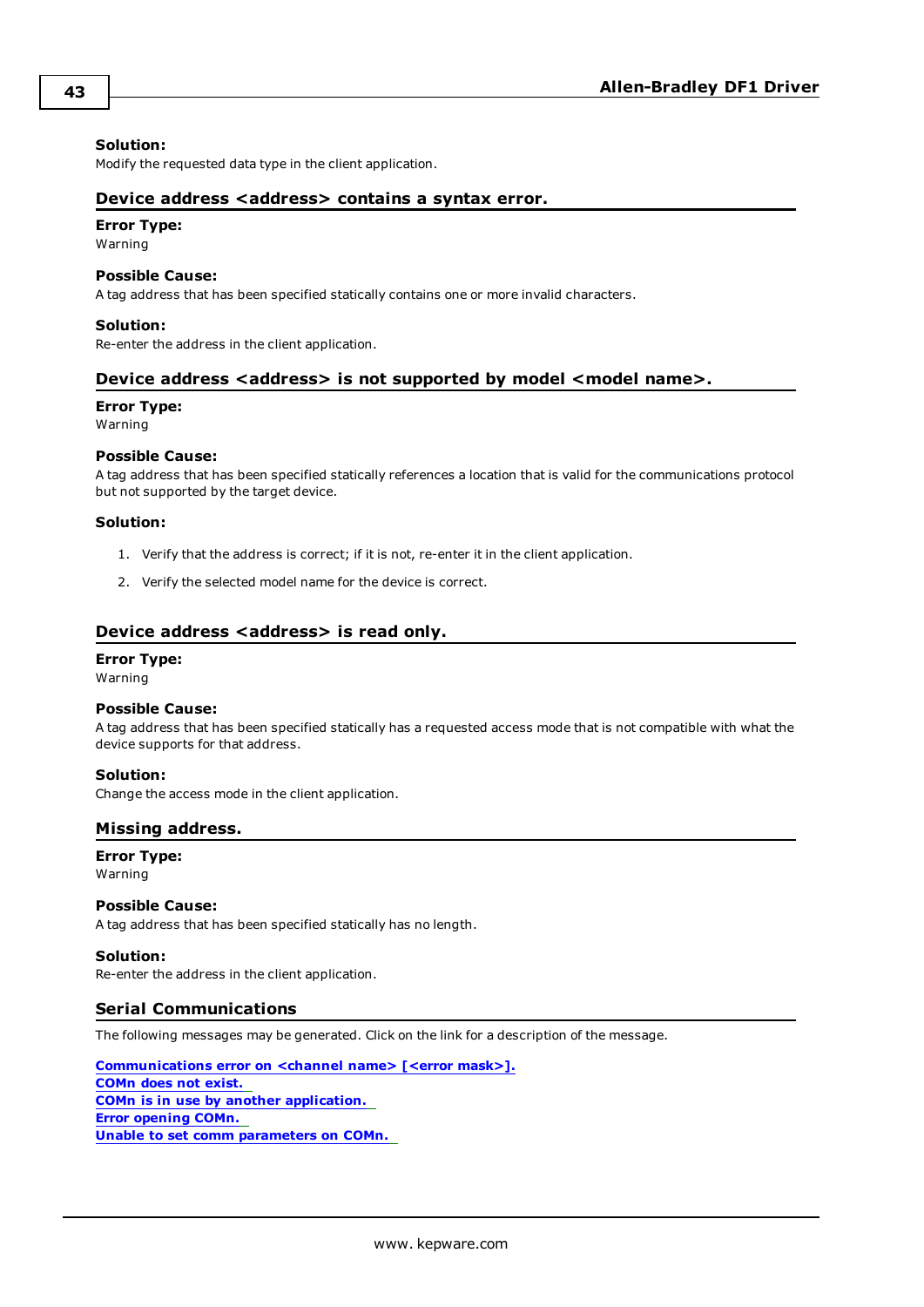**Solution:**
Modify the requested data type in the client application.

## Device address <address> contains a syntax error.

**Error Type:**
Warning

**Possible Cause:**
A tag address that has been specified statically contains one or more invalid characters.

**Solution:**
Re-enter the address in the client application.

## Device address <address> is not supported by model <model name>.

**Error Type:**
Warning

**Possible Cause:**
A tag address that has been specified statically references a location that is valid for the communications protocol but not supported by the target device.

**Solution:**

1. Verify that the address is correct; if it is not, re-enter it in the client application.
2. Verify the selected model name for the device is correct.

## Device address <address> is read only.

**Error Type:**
Warning

**Possible Cause:**
A tag address that has been specified statically has a requested access mode that is not compatible with what the device supports for that address.

**Solution:**
Change the access mode in the client application.

## Missing address.

**Error Type:**
Warning

**Possible Cause:**
A tag address that has been specified statically has no length.

**Solution:**
Re-enter the address in the client application.

## Serial Communications

The following messages may be generated. Click on the link for a description of the message.

**Communications error on <channel name> [<error mask>].**
**COMn does not exist.**
**COMn is in use by another application.**
**Error opening COMn.**
**Unable to set comm parameters on COMn.**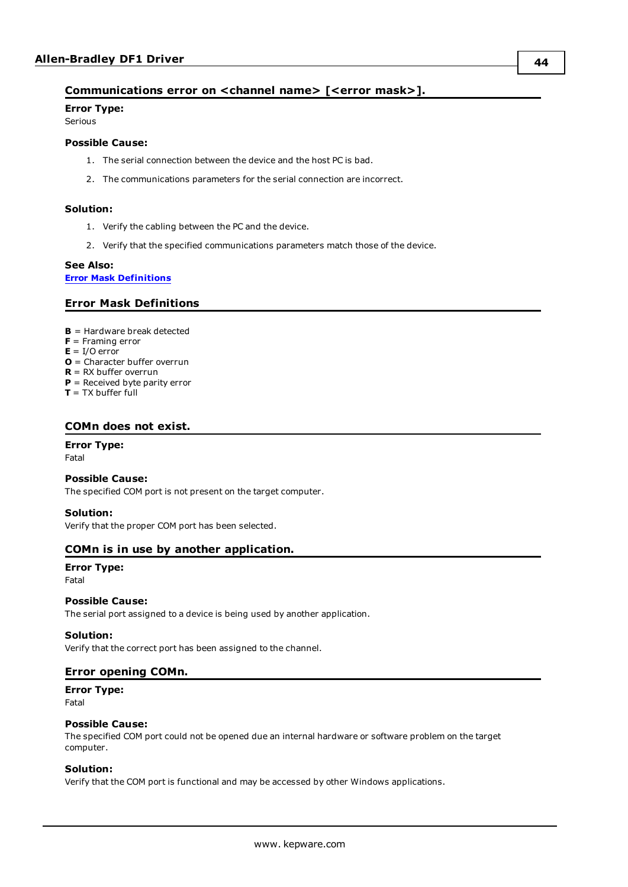## Communications error on <channel name> [<error mask>].

**Error Type:**
Serious

**Possible Cause:**

1. The serial connection between the device and the host PC is bad.
2. The communications parameters for the serial connection are incorrect.

**Solution:**

1. Verify the cabling between the PC and the device.
2. Verify that the specified communications parameters match those of the device.

**See Also:**
Error Mask Definitions

## Error Mask Definitions

**B** = Hardware break detected
**F** = Framing error
**E** = I/O error
**O** = Character buffer overrun
**R** = RX buffer overrun
**P** = Received byte parity error
**T** = TX buffer full

## COMn does not exist.

**Error Type:**
Fatal

**Possible Cause:**
The specified COM port is not present on the target computer.

**Solution:**
Verify that the proper COM port has been selected.

## COMn is in use by another application.

**Error Type:**
Fatal

**Possible Cause:**
The serial port assigned to a device is being used by another application.

**Solution:**
Verify that the correct port has been assigned to the channel.

## Error opening COMn.

**Error Type:**
Fatal

**Possible Cause:**
The specified COM port could not be opened due an internal hardware or software problem on the target computer.

**Solution:**
Verify that the COM port is functional and may be accessed by other Windows applications.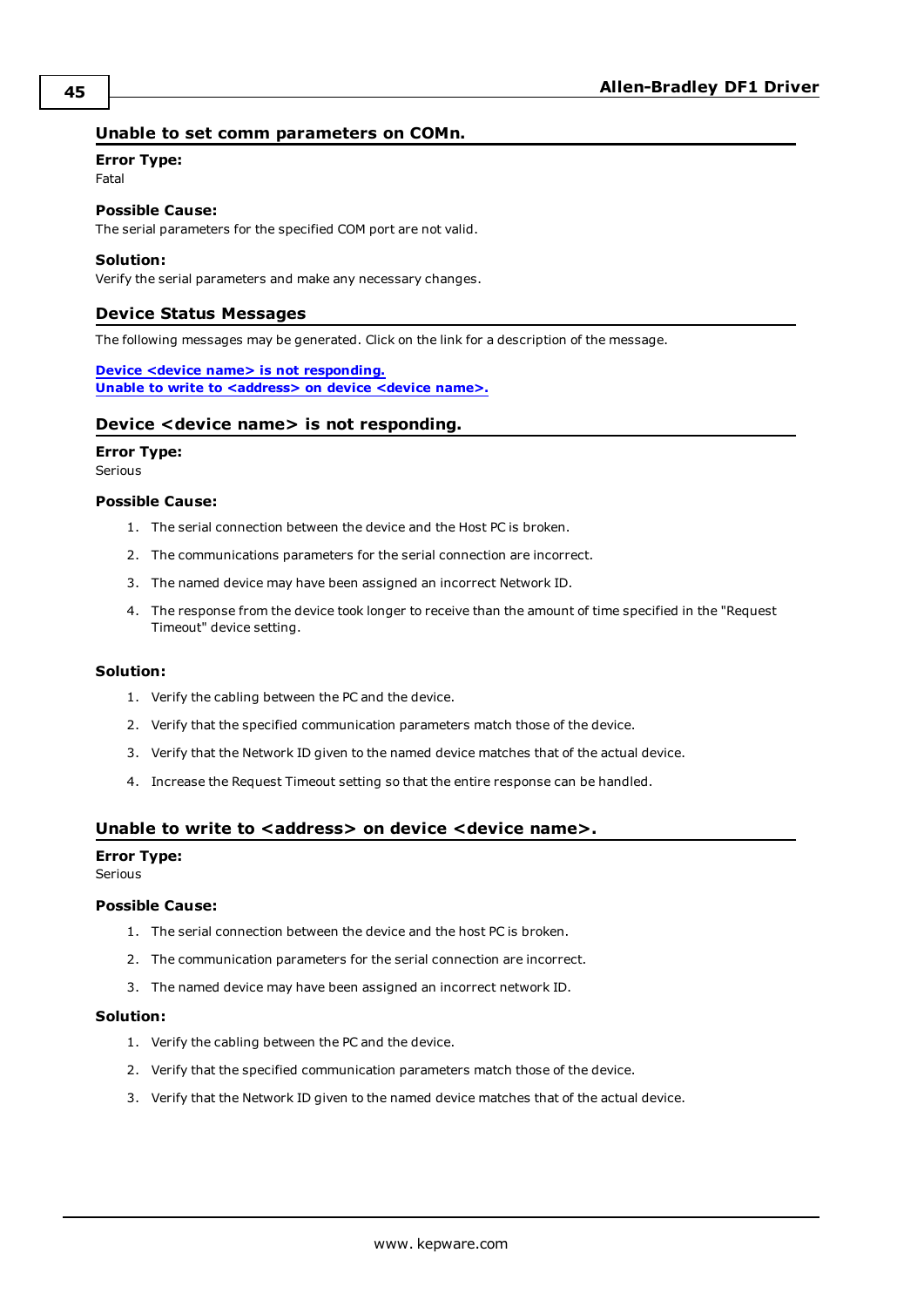### Unable to set comm parameters on COMn.

**Error Type:**
Fatal

**Possible Cause:**
The serial parameters for the specified COM port are not valid.

**Solution:**
Verify the serial parameters and make any necessary changes.

## Device Status Messages

The following messages may be generated. Click on the link for a description of the message.

**Device <device name> is not responding.**
**Unable to write to <address> on device <device name>.**

### Device <device name> is not responding.

**Error Type:**
Serious

**Possible Cause:**

1. The serial connection between the device and the Host PC is broken.
2. The communications parameters for the serial connection are incorrect.
3. The named device may have been assigned an incorrect Network ID.
4. The response from the device took longer to receive than the amount of time specified in the "Request Timeout" device setting.

**Solution:**

1. Verify the cabling between the PC and the device.
2. Verify that the specified communication parameters match those of the device.
3. Verify that the Network ID given to the named device matches that of the actual device.
4. Increase the Request Timeout setting so that the entire response can be handled.

### Unable to write to <address> on device <device name>.

**Error Type:**
Serious

**Possible Cause:**

1. The serial connection between the device and the host PC is broken.
2. The communication parameters for the serial connection are incorrect.
3. The named device may have been assigned an incorrect network ID.

**Solution:**

1. Verify the cabling between the PC and the device.
2. Verify that the specified communication parameters match those of the device.
3. Verify that the Network ID given to the named device matches that of the actual device.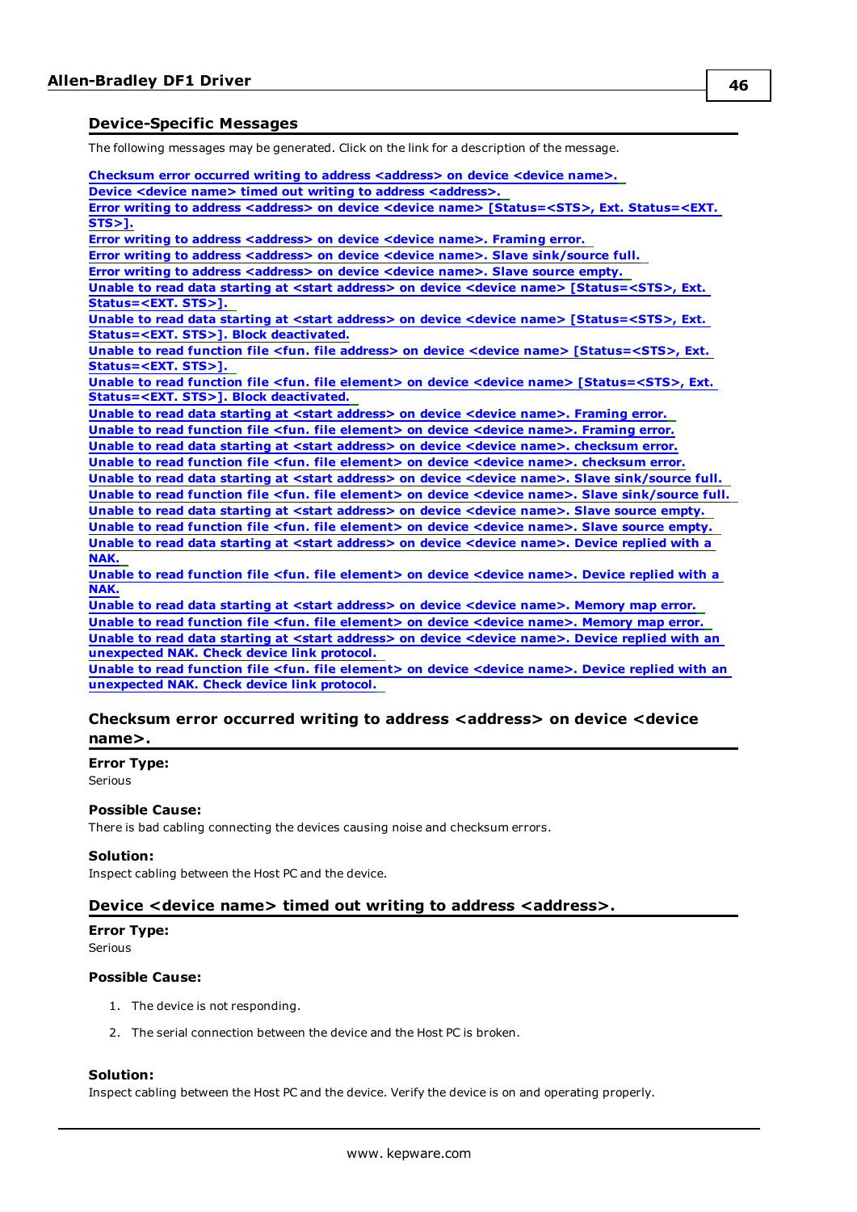## Device-Specific Messages

The following messages may be generated. Click on the link for a description of the message.

**Checksum error occurred writing to address <address> on device <device name>.**
**Device <device name> timed out writing to address <address>.**
**Error writing to address <address> on device <device name> [Status=<STS>, Ext. Status=<EXT. STS>].**
**Error writing to address <address> on device <device name>. Framing error.**
**Error writing to address <address> on device <device name>. Slave sink/source full.**
**Error writing to address <address> on device <device name>. Slave source empty.**
**Unable to read data starting at <start address> on device <device name> [Status=<STS>, Ext. Status=<EXT. STS>].**
**Unable to read data starting at <start address> on device <device name> [Status=<STS>, Ext. Status=<EXT. STS>]. Block deactivated.**
**Unable to read function file <fun. file address> on device <device name> [Status=<STS>, Ext. Status=<EXT. STS>].**
**Unable to read function file <fun. file element> on device <device name> [Status=<STS>, Ext. Status=<EXT. STS>]. Block deactivated.**
**Unable to read data starting at <start address> on device <device name>. Framing error.**
**Unable to read function file <fun. file element> on device <device name>. Framing error.**
**Unable to read data starting at <start address> on device <device name>. checksum error.**
**Unable to read function file <fun. file element> on device <device name>. checksum error.**
**Unable to read data starting at <start address> on device <device name>. Slave sink/source full.**
**Unable to read function file <fun. file element> on device <device name>. Slave sink/source full.**
**Unable to read data starting at <start address> on device <device name>. Slave source empty.**
**Unable to read function file <fun. file element> on device <device name>. Slave source empty.**
**Unable to read data starting at <start address> on device <device name>. Device replied with a NAK.**
**Unable to read function file <fun. file element> on device <device name>. Device replied with a NAK.**
**Unable to read data starting at <start address> on device <device name>. Memory map error.**
**Unable to read function file <fun. file element> on device <device name>. Memory map error.**
**Unable to read data starting at <start address> on device <device name>. Device replied with an unexpected NAK. Check device link protocol.**
**Unable to read function file <fun. file element> on device <device name>. Device replied with an unexpected NAK. Check device link protocol.**

### Checksum error occurred writing to address <address> on device <device name>.

**Error Type:**
Serious

**Possible Cause:**
There is bad cabling connecting the devices causing noise and checksum errors.

**Solution:**
Inspect cabling between the Host PC and the device.

### Device <device name> timed out writing to address <address>.

**Error Type:**
Serious

**Possible Cause:**

1. The device is not responding.
2. The serial connection between the device and the Host PC is broken.

**Solution:**
Inspect cabling between the Host PC and the device. Verify the device is on and operating properly.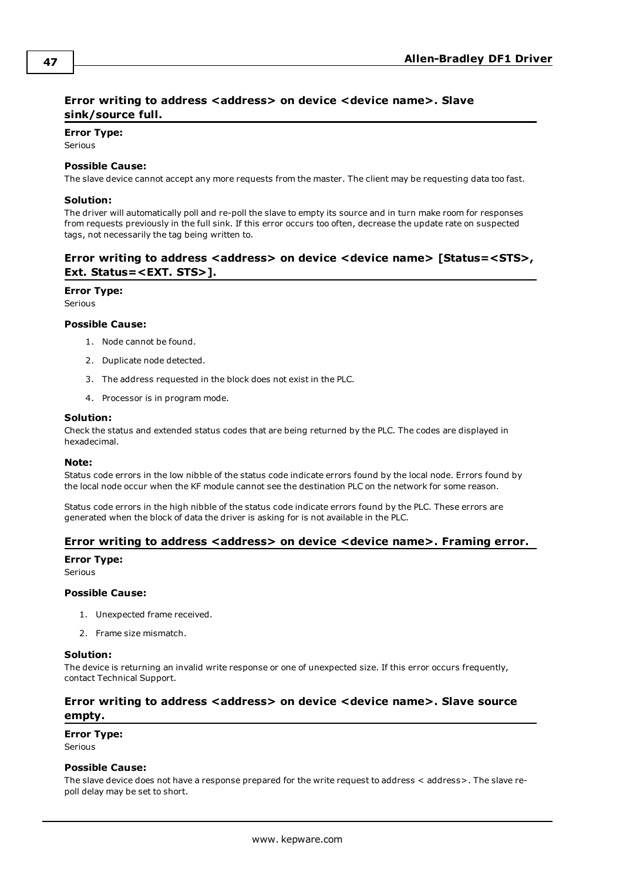### Error writing to address <address> on device <device name>. Slave sink/source full.

**Error Type:**
Serious

**Possible Cause:**
The slave device cannot accept any more requests from the master. The client may be requesting data too fast.

**Solution:**
The driver will automatically poll and re-poll the slave to empty its source and in turn make room for responses from requests previously in the full sink. If this error occurs too often, decrease the update rate on suspected tags, not necessarily the tag being written to.

### Error writing to address <address> on device <device name> [Status=<STS>, Ext. Status=<EXT. STS>].

**Error Type:**
Serious

**Possible Cause:**

1. Node cannot be found.
2. Duplicate node detected.
3. The address requested in the block does not exist in the PLC.
4. Processor is in program mode.

**Solution:**
Check the status and extended status codes that are being returned by the PLC. The codes are displayed in hexadecimal.

**Note:**
Status code errors in the low nibble of the status code indicate errors found by the local node. Errors found by the local node occur when the KF module cannot see the destination PLC on the network for some reason.

Status code errors in the high nibble of the status code indicate errors found by the PLC. These errors are generated when the block of data the driver is asking for is not available in the PLC.

### Error writing to address <address> on device <device name>. Framing error.

**Error Type:**
Serious

**Possible Cause:**

1. Unexpected frame received.
2. Frame size mismatch.

**Solution:**
The device is returning an invalid write response or one of unexpected size. If this error occurs frequently, contact Technical Support.

### Error writing to address <address> on device <device name>. Slave source empty.

**Error Type:**
Serious

**Possible Cause:**
The slave device does not have a response prepared for the write request to address < address>. The slave re-poll delay may be set to short.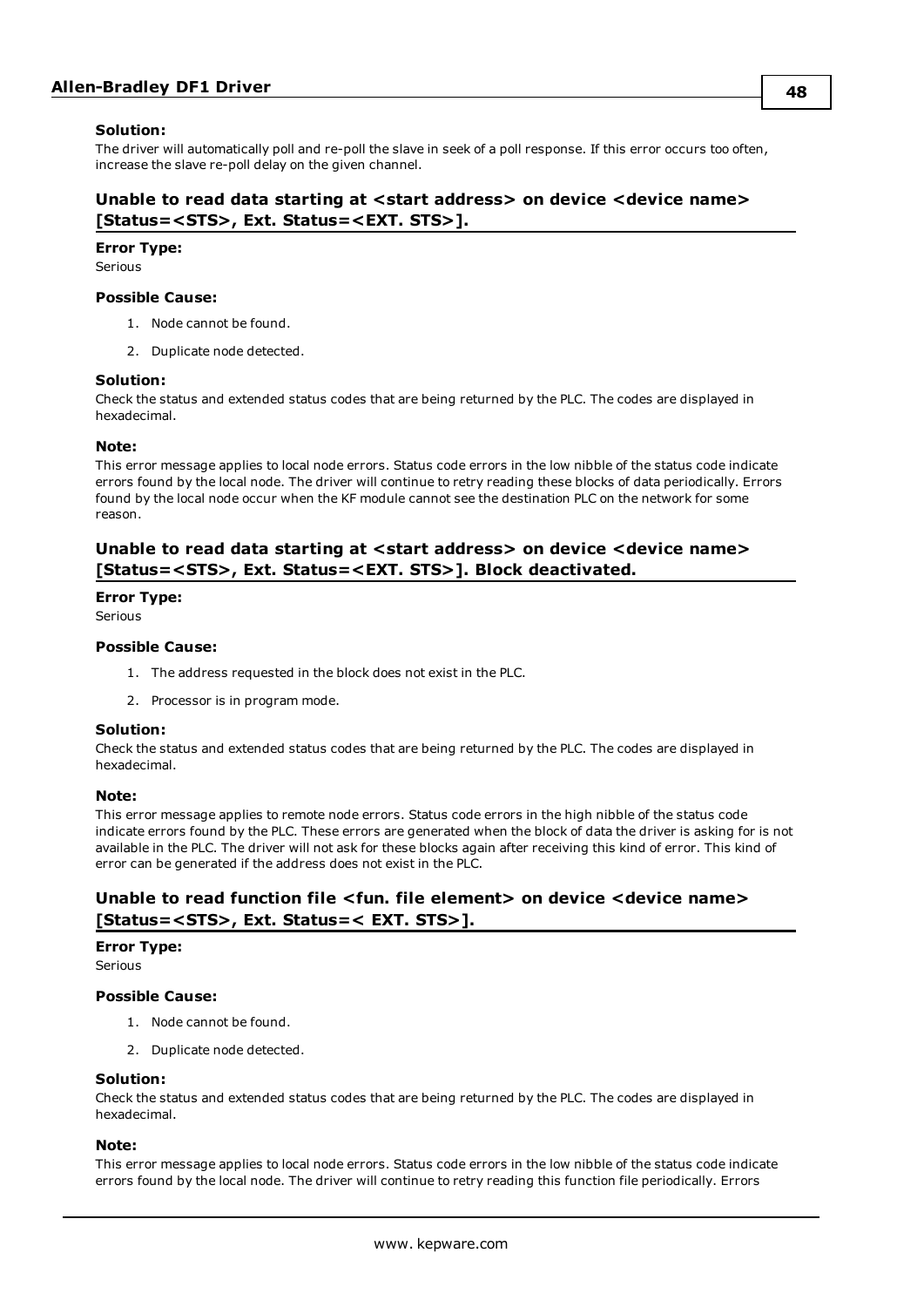**Solution:**
The driver will automatically poll and re-poll the slave in seek of a poll response. If this error occurs too often, increase the slave re-poll delay on the given channel.

## Unable to read data starting at <start address> on device <device name> [Status=<STS>, Ext. Status=<EXT. STS>].

**Error Type:**
Serious

**Possible Cause:**

1. Node cannot be found.
2. Duplicate node detected.

**Solution:**
Check the status and extended status codes that are being returned by the PLC. The codes are displayed in hexadecimal.

**Note:**
This error message applies to local node errors. Status code errors in the low nibble of the status code indicate errors found by the local node. The driver will continue to retry reading these blocks of data periodically. Errors found by the local node occur when the KF module cannot see the destination PLC on the network for some reason.

## Unable to read data starting at <start address> on device <device name> [Status=<STS>, Ext. Status=<EXT. STS>]. Block deactivated.

**Error Type:**
Serious

**Possible Cause:**

1. The address requested in the block does not exist in the PLC.
2. Processor is in program mode.

**Solution:**
Check the status and extended status codes that are being returned by the PLC. The codes are displayed in hexadecimal.

**Note:**
This error message applies to remote node errors. Status code errors in the high nibble of the status code indicate errors found by the PLC. These errors are generated when the block of data the driver is asking for is not available in the PLC. The driver will not ask for these blocks again after receiving this kind of error. This kind of error can be generated if the address does not exist in the PLC.

## Unable to read function file <fun. file element> on device <device name> [Status=<STS>, Ext. Status=< EXT. STS>].

**Error Type:**
Serious

**Possible Cause:**

1. Node cannot be found.
2. Duplicate node detected.

**Solution:**
Check the status and extended status codes that are being returned by the PLC. The codes are displayed in hexadecimal.

**Note:**
This error message applies to local node errors. Status code errors in the low nibble of the status code indicate errors found by the local node. The driver will continue to retry reading this function file periodically. Errors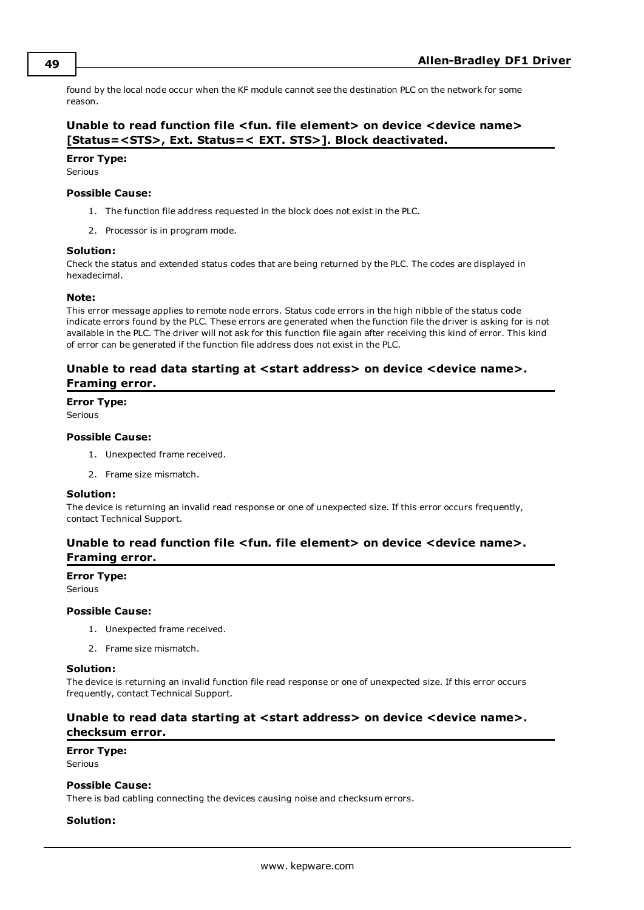found by the local node occur when the KF module cannot see the destination PLC on the network for some reason.

### Unable to read function file <fun. file element> on device <device name> [Status=<STS>, Ext. Status=< EXT. STS>]. Block deactivated.

**Error Type:**

Serious

**Possible Cause:**

1. The function file address requested in the block does not exist in the PLC.
2. Processor is in program mode.

**Solution:**

Check the status and extended status codes that are being returned by the PLC. The codes are displayed in hexadecimal.

**Note:**

This error message applies to remote node errors. Status code errors in the high nibble of the status code indicate errors found by the PLC. These errors are generated when the function file the driver is asking for is not available in the PLC. The driver will not ask for this function file again after receiving this kind of error. This kind of error can be generated if the function file address does not exist in the PLC.

### Unable to read data starting at <start address> on device <device name>. Framing error.

**Error Type:**

Serious

**Possible Cause:**

1. Unexpected frame received.
2. Frame size mismatch.

**Solution:**

The device is returning an invalid read response or one of unexpected size. If this error occurs frequently, contact Technical Support.

### Unable to read function file <fun. file element> on device <device name>. Framing error.

**Error Type:**

Serious

**Possible Cause:**

1. Unexpected frame received.
2. Frame size mismatch.

**Solution:**

The device is returning an invalid function file read response or one of unexpected size. If this error occurs frequently, contact Technical Support.

### Unable to read data starting at <start address> on device <device name>. checksum error.

**Error Type:**

Serious

**Possible Cause:**

There is bad cabling connecting the devices causing noise and checksum errors.

**Solution:**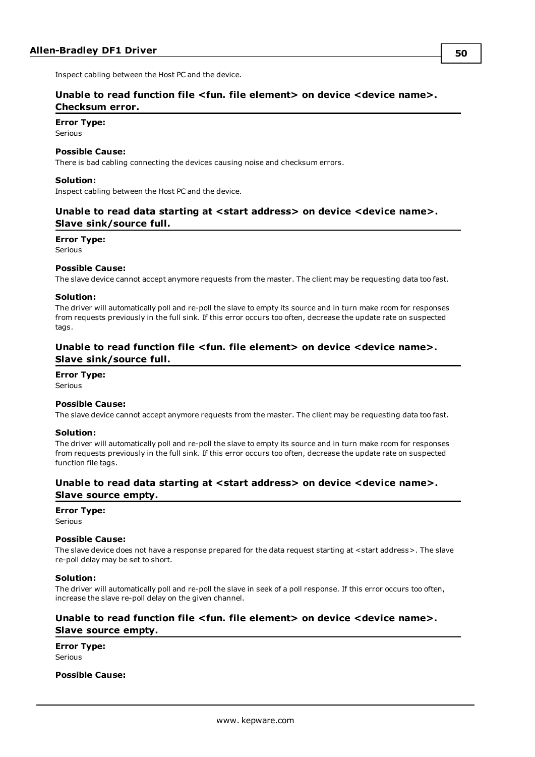Inspect cabling between the Host PC and the device.

### Unable to read function file <fun. file element> on device <device name>. Checksum error.

**Error Type:**
Serious

**Possible Cause:**
There is bad cabling connecting the devices causing noise and checksum errors.

**Solution:**
Inspect cabling between the Host PC and the device.

### Unable to read data starting at <start address> on device <device name>. Slave sink/source full.

**Error Type:**
Serious

**Possible Cause:**
The slave device cannot accept anymore requests from the master. The client may be requesting data too fast.

**Solution:**
The driver will automatically poll and re-poll the slave to empty its source and in turn make room for responses from requests previously in the full sink. If this error occurs too often, decrease the update rate on suspected tags.

### Unable to read function file <fun. file element> on device <device name>. Slave sink/source full.

**Error Type:**
Serious

**Possible Cause:**
The slave device cannot accept anymore requests from the master. The client may be requesting data too fast.

**Solution:**
The driver will automatically poll and re-poll the slave to empty its source and in turn make room for responses from requests previously in the full sink. If this error occurs too often, decrease the update rate on suspected function file tags.

### Unable to read data starting at <start address> on device <device name>. Slave source empty.

**Error Type:**
Serious

**Possible Cause:**
The slave device does not have a response prepared for the data request starting at <start address>. The slave re-poll delay may be set to short.

**Solution:**
The driver will automatically poll and re-poll the slave in seek of a poll response. If this error occurs too often, increase the slave re-poll delay on the given channel.

### Unable to read function file <fun. file element> on device <device name>. Slave source empty.

**Error Type:**
Serious

**Possible Cause:**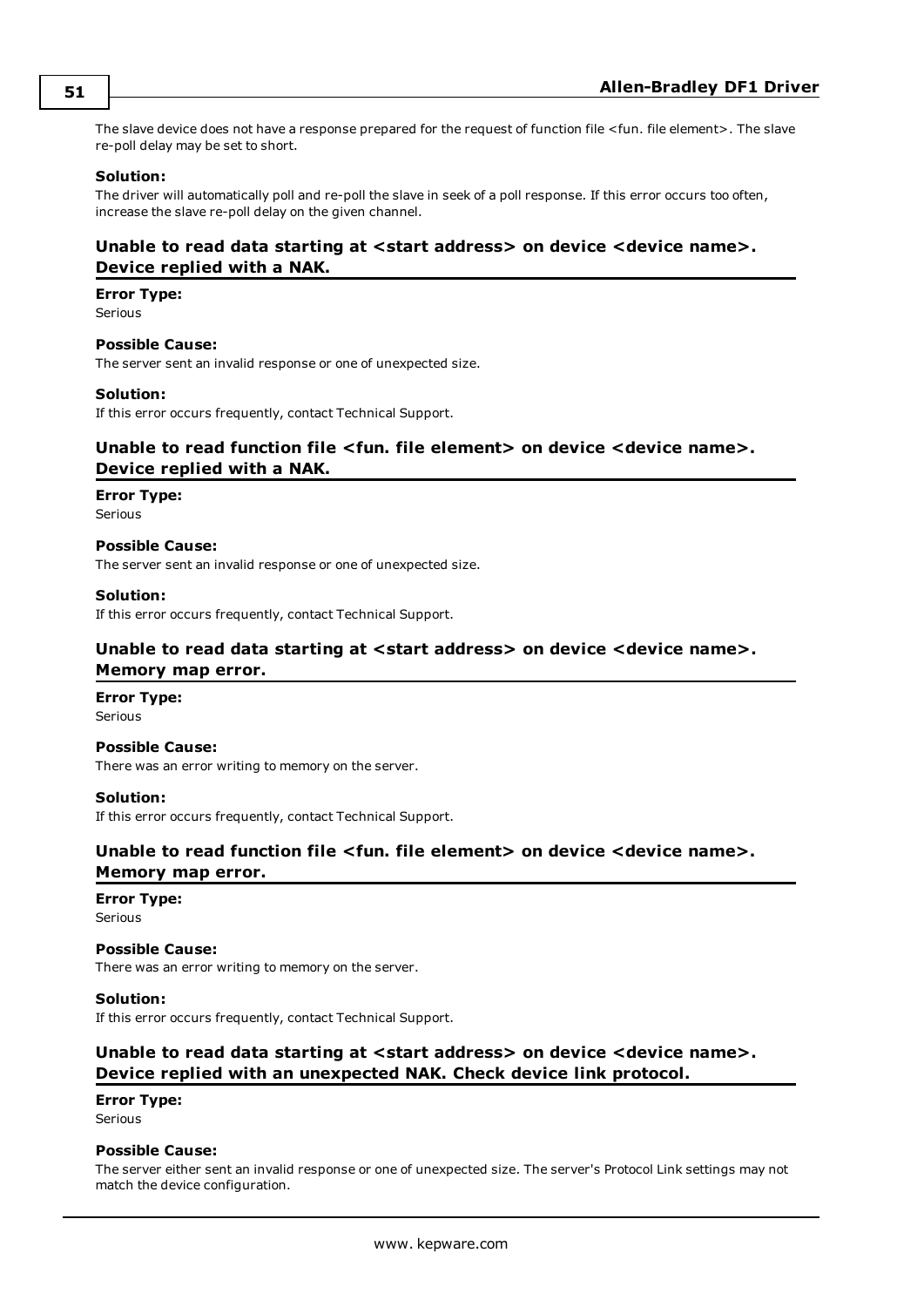The slave device does not have a response prepared for the request of function file <fun. file element>. The slave re-poll delay may be set to short.

**Solution:**
The driver will automatically poll and re-poll the slave in seek of a poll response. If this error occurs too often, increase the slave re-poll delay on the given channel.

### Unable to read data starting at <start address> on device <device name>. Device replied with a NAK.

**Error Type:**
Serious

**Possible Cause:**
The server sent an invalid response or one of unexpected size.

**Solution:**
If this error occurs frequently, contact Technical Support.

### Unable to read function file <fun. file element> on device <device name>. Device replied with a NAK.

**Error Type:**
Serious

**Possible Cause:**
The server sent an invalid response or one of unexpected size.

**Solution:**
If this error occurs frequently, contact Technical Support.

### Unable to read data starting at <start address> on device <device name>. Memory map error.

**Error Type:**
Serious

**Possible Cause:**
There was an error writing to memory on the server.

**Solution:**
If this error occurs frequently, contact Technical Support.

### Unable to read function file <fun. file element> on device <device name>. Memory map error.

**Error Type:**
Serious

**Possible Cause:**
There was an error writing to memory on the server.

**Solution:**
If this error occurs frequently, contact Technical Support.

### Unable to read data starting at <start address> on device <device name>. Device replied with an unexpected NAK. Check device link protocol.

**Error Type:**
Serious

**Possible Cause:**
The server either sent an invalid response or one of unexpected size. The server's Protocol Link settings may not match the device configuration.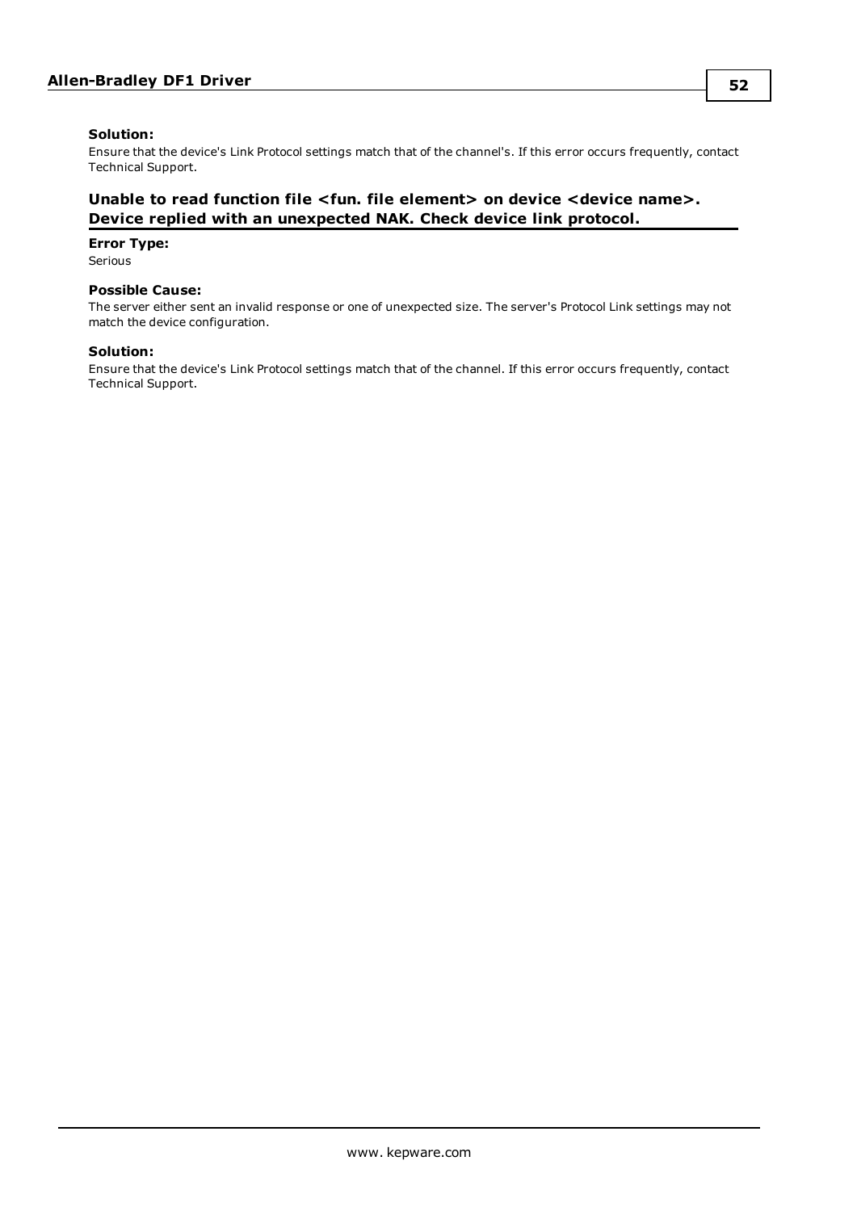**Solution:**

Ensure that the device's Link Protocol settings match that of the channel's. If this error occurs frequently, contact Technical Support.

## Unable to read function file <fun. file element> on device <device name>. Device replied with an unexpected NAK. Check device link protocol.

**Error Type:**

Serious

**Possible Cause:**

The server either sent an invalid response or one of unexpected size. The server's Protocol Link settings may not match the device configuration.

**Solution:**

Ensure that the device's Link Protocol settings match that of the channel. If this error occurs frequently, contact Technical Support.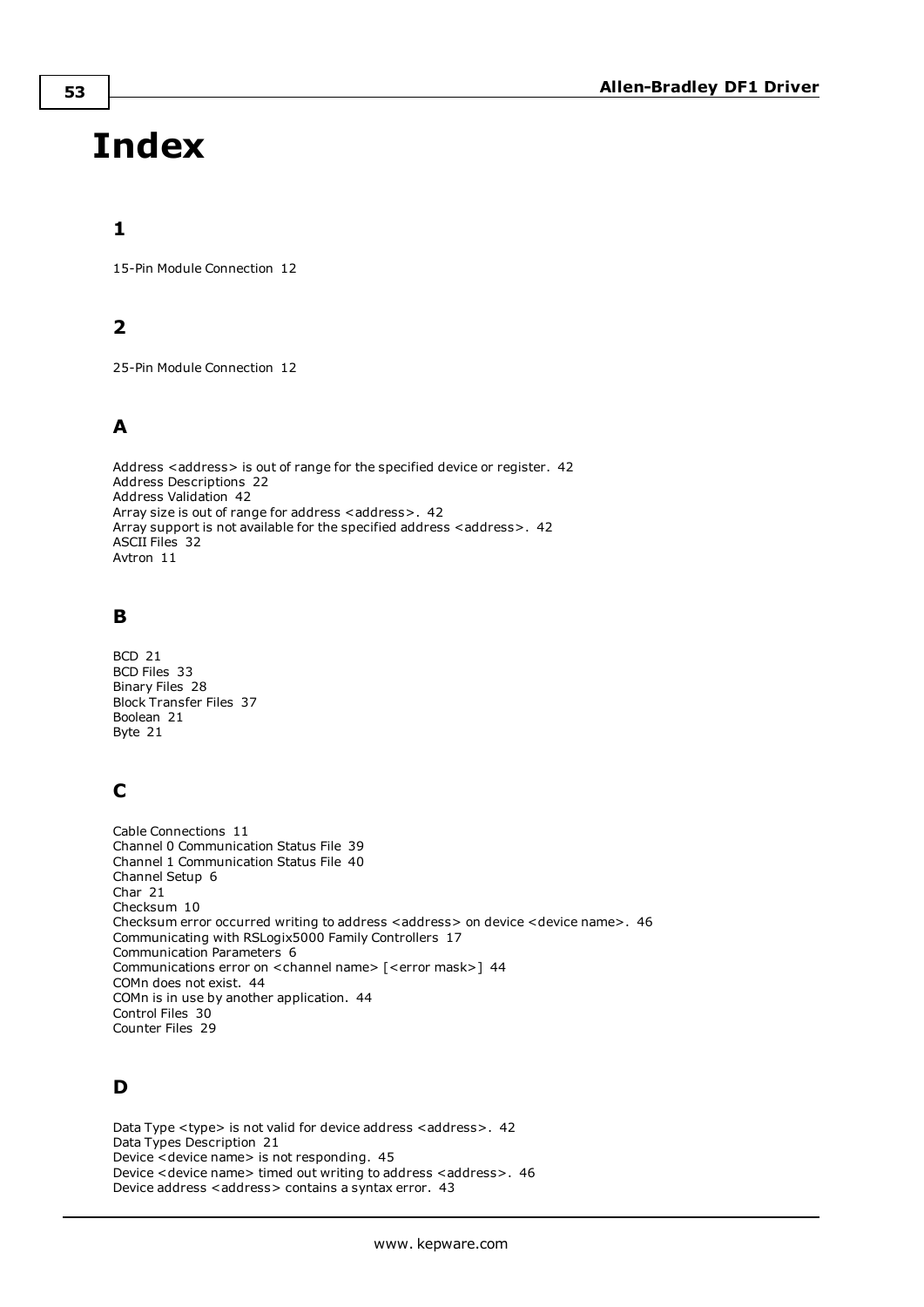# Index

## 1

15-Pin Module Connection 12

## 2

25-Pin Module Connection 12

## A

Address <address> is out of range for the specified device or register. 42
Address Descriptions 22
Address Validation 42
Array size is out of range for address <address>. 42
Array support is not available for the specified address <address>. 42
ASCII Files 32
Avtron 11

## B

BCD 21
BCD Files 33
Binary Files 28
Block Transfer Files 37
Boolean 21
Byte 21

## C

Cable Connections 11
Channel 0 Communication Status File 39
Channel 1 Communication Status File 40
Channel Setup 6
Char 21
Checksum 10
Checksum error occurred writing to address <address> on device <device name>. 46
Communicating with RSLogix5000 Family Controllers 17
Communication Parameters 6
Communications error on <channel name> [<error mask>] 44
COMn does not exist. 44
COMn is in use by another application. 44
Control Files 30
Counter Files 29

## D

Data Type <type> is not valid for device address <address>. 42
Data Types Description 21
Device <device name> is not responding. 45
Device <device name> timed out writing to address <address>. 46
Device address <address> contains a syntax error. 43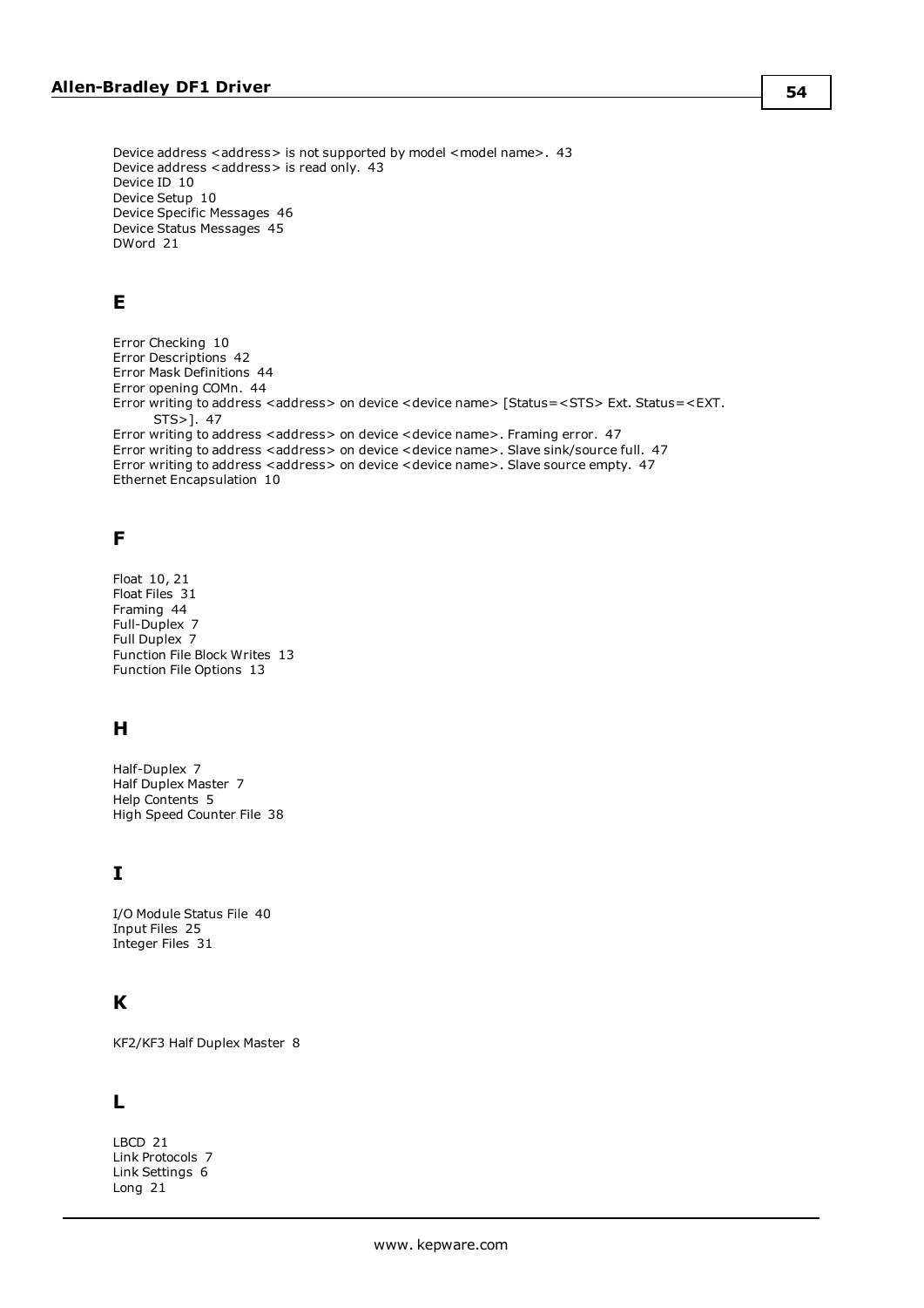Device address <address> is not supported by model <model name>. 43
Device address <address> is read only. 43
Device ID 10
Device Setup 10
Device Specific Messages 46
Device Status Messages 45
DWord 21

## E

Error Checking 10
Error Descriptions 42
Error Mask Definitions 44
Error opening COMn. 44
Error writing to address <address> on device <device name> [Status=<STS> Ext. Status=<EXT. STS>]. 47
Error writing to address <address> on device <device name>. Framing error. 47
Error writing to address <address> on device <device name>. Slave sink/source full. 47
Error writing to address <address> on device <device name>. Slave source empty. 47
Ethernet Encapsulation 10

## F

Float 10, 21
Float Files 31
Framing 44
Full-Duplex 7
Full Duplex 7
Function File Block Writes 13
Function File Options 13

## H

Half-Duplex 7
Half Duplex Master 7
Help Contents 5
High Speed Counter File 38

## I

I/O Module Status File 40
Input Files 25
Integer Files 31

## K

KF2/KF3 Half Duplex Master 8

## L

LBCD 21
Link Protocols 7
Link Settings 6
Long 21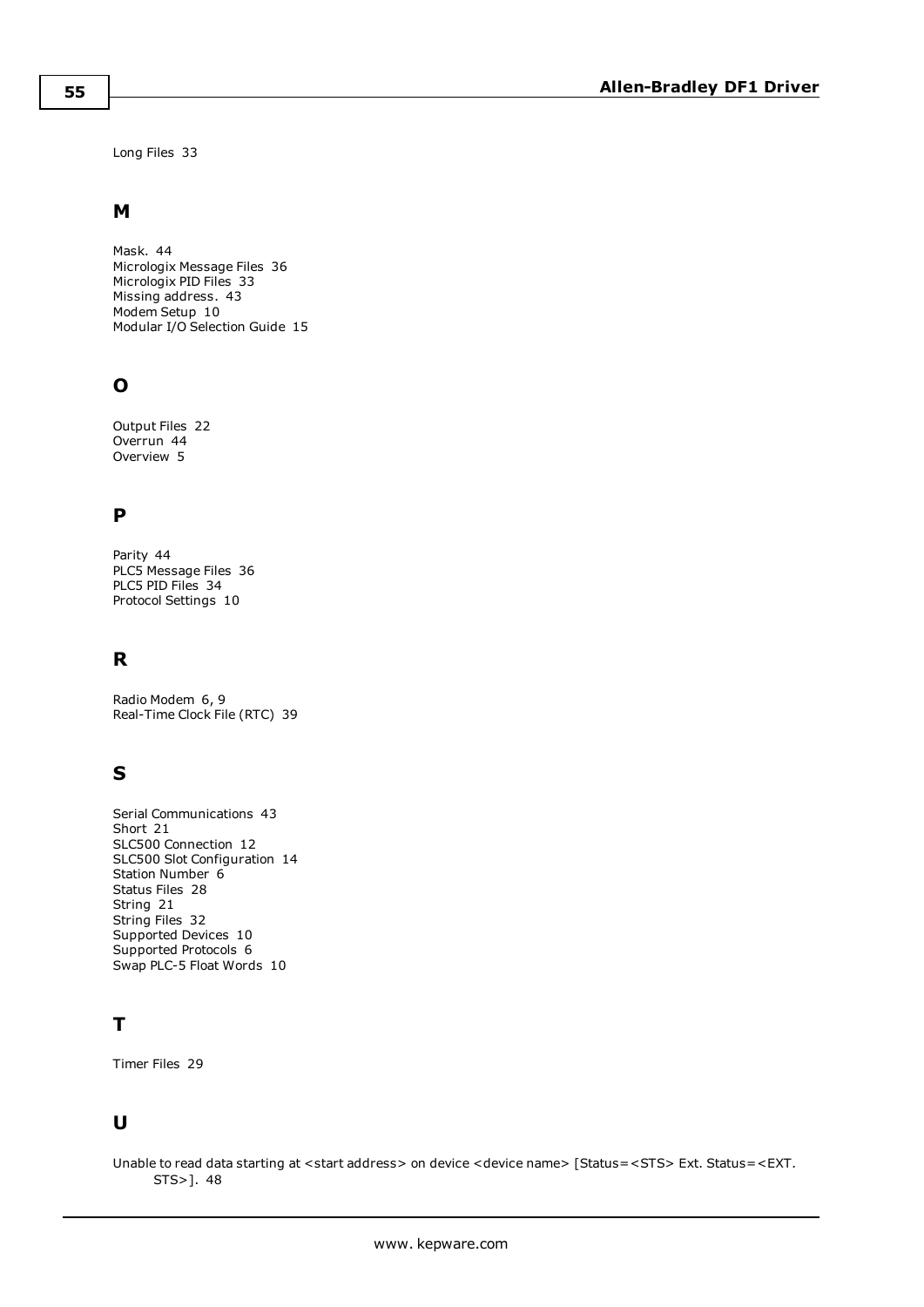Long Files 33

## M

Mask. 44
Micrologix Message Files 36
Micrologix PID Files 33
Missing address. 43
Modem Setup 10
Modular I/O Selection Guide 15

## O

Output Files 22
Overrun 44
Overview 5

## P

Parity 44
PLC5 Message Files 36
PLC5 PID Files 34
Protocol Settings 10

## R

Radio Modem 6, 9
Real-Time Clock File (RTC) 39

## S

Serial Communications 43
Short 21
SLC500 Connection 12
SLC500 Slot Configuration 14
Station Number 6
Status Files 28
String 21
String Files 32
Supported Devices 10
Supported Protocols 6
Swap PLC-5 Float Words 10

## T

Timer Files 29

## U

Unable to read data starting at <start address> on device <device name> [Status=<STS> Ext. Status=<EXT. STS>]. 48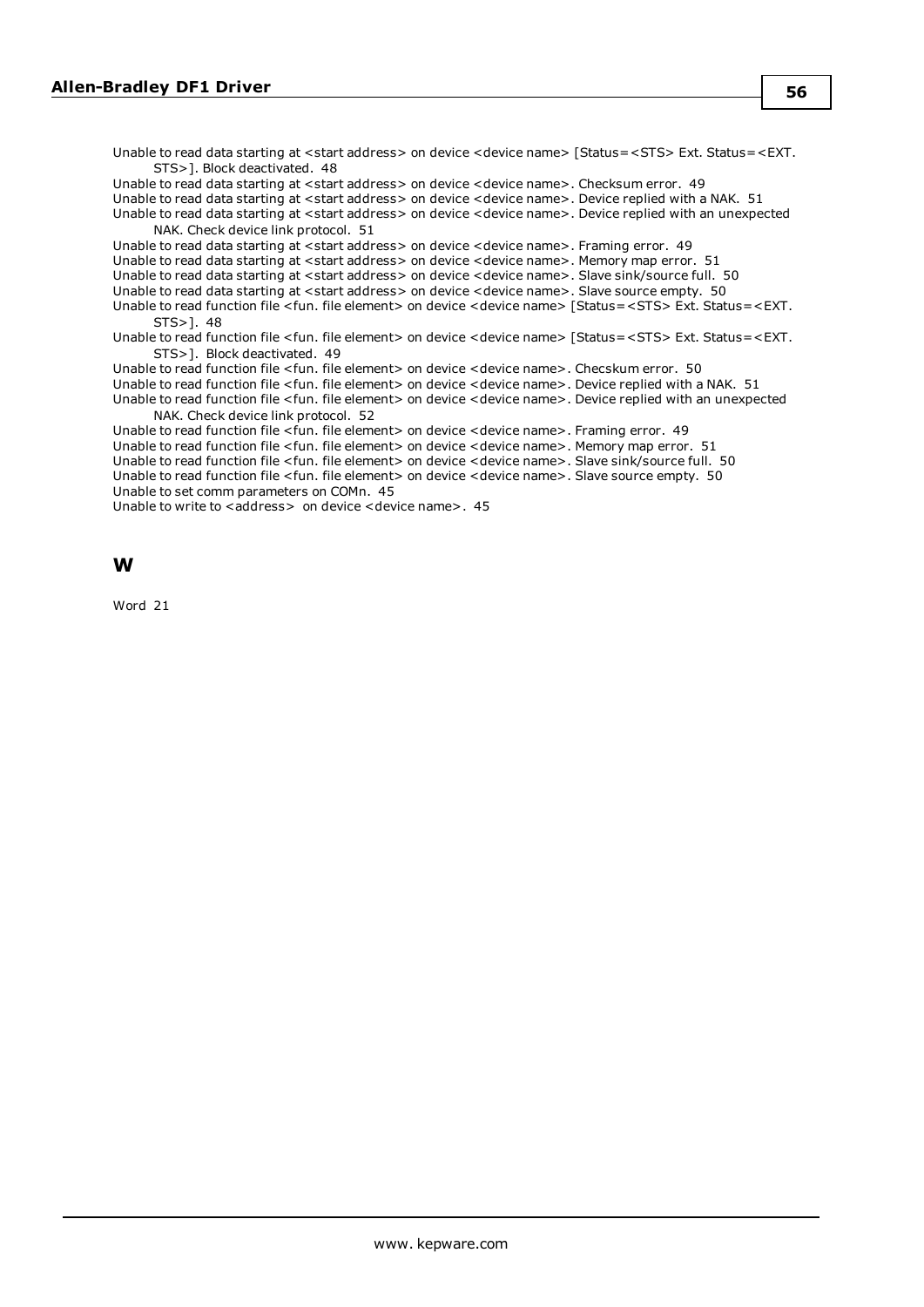Unable to read data starting at <start address> on device <device name> [Status=<STS> Ext. Status=<EXT. STS>]. Block deactivated. 48
Unable to read data starting at <start address> on device <device name>. Checksum error. 49
Unable to read data starting at <start address> on device <device name>. Device replied with a NAK. 51
Unable to read data starting at <start address> on device <device name>. Device replied with an unexpected NAK. Check device link protocol. 51
Unable to read data starting at <start address> on device <device name>. Framing error. 49
Unable to read data starting at <start address> on device <device name>. Memory map error. 51
Unable to read data starting at <start address> on device <device name>. Slave sink/source full. 50
Unable to read data starting at <start address> on device <device name>. Slave source empty. 50
Unable to read function file <fun. file element> on device <device name> [Status=<STS> Ext. Status=<EXT. STS>]. 48
Unable to read function file <fun. file element> on device <device name> [Status=<STS> Ext. Status=<EXT. STS>]. Block deactivated. 49
Unable to read function file <fun. file element> on device <device name>. Checskum error. 50
Unable to read function file <fun. file element> on device <device name>. Device replied with a NAK. 51
Unable to read function file <fun. file element> on device <device name>. Device replied with an unexpected NAK. Check device link protocol. 52
Unable to read function file <fun. file element> on device <device name>. Framing error. 49
Unable to read function file <fun. file element> on device <device name>. Memory map error. 51
Unable to read function file <fun. file element> on device <device name>. Slave sink/source full. 50
Unable to read function file <fun. file element> on device <device name>. Slave source empty. 50
Unable to set comm parameters on COMn. 45
Unable to write to <address> on device <device name>. 45

## W

Word 21